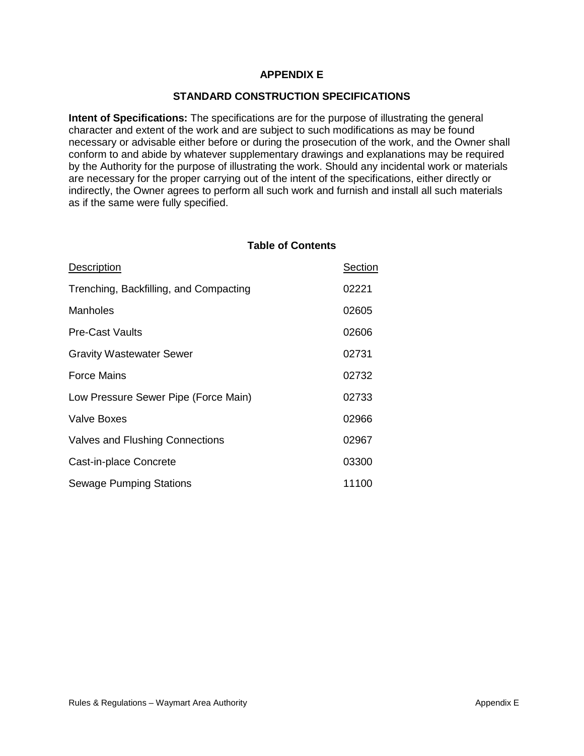# APPENDIX E

## STANDARD CONSTRUCTION SPECIFICATIONS

**Intent of Specifications:** The specifications are for the purpose of illustrating the general character and extent of the work and are subject to such modifications as may be found necessary or advisable either before or during the prosecution of the work, and the Owner shall conform to and abide by whatever supplementary drawings and explanations may be required by the Authority for the purpose of illustrating the work. Should any incidental work or materials are necessary for the proper carrying out of the intent of the specifications, either directly or indirectly, the Owner agrees to perform all such work and furnish and install all such materials as if the same were fully specified.

### Table of Contents

| Description | Section |
| --- | --- |
| Trenching, Backfilling, and Compacting | 02221 |
| Manholes | 02605 |
| Pre-Cast Vaults | 02606 |
| Gravity Wastewater Sewer | 02731 |
| Force Mains | 02732 |
| Low Pressure Sewer Pipe (Force Main) | 02733 |
| Valve Boxes | 02966 |
| Valves and Flushing Connections | 02967 |
| Cast-in-place Concrete | 03300 |
| Sewage Pumping Stations | 11100 |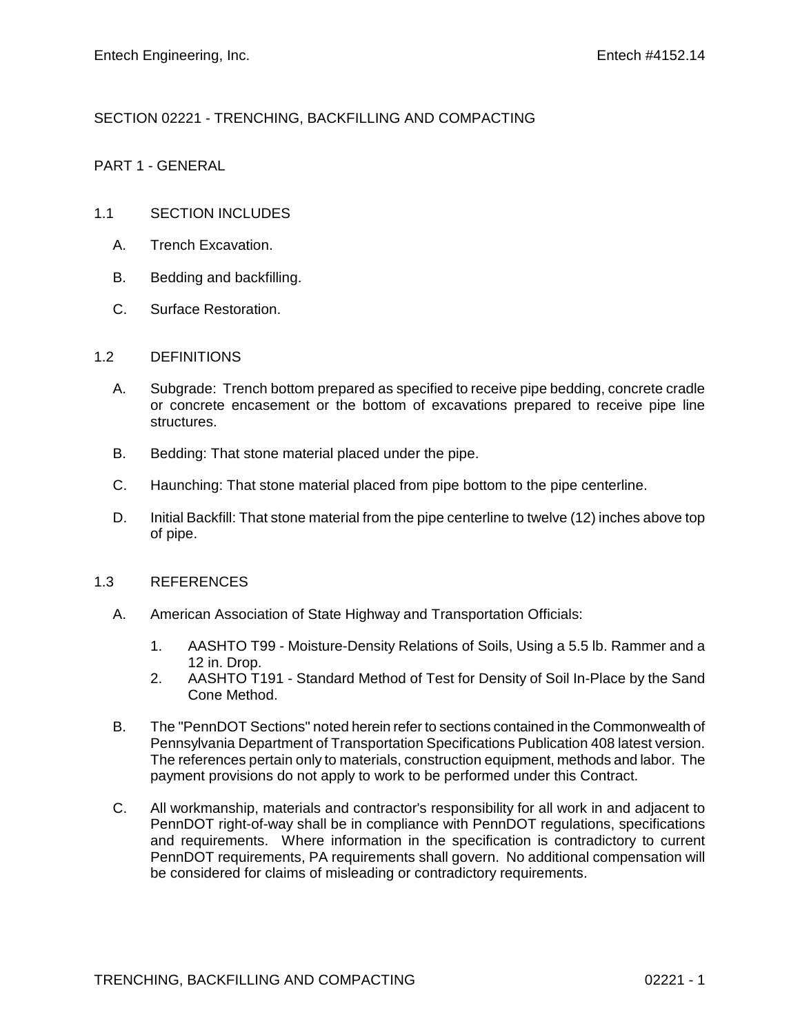# SECTION 02221 - TRENCHING, BACKFILLING AND COMPACTING

## PART 1 - GENERAL

### 1.1 SECTION INCLUDES

A. Trench Excavation.

B. Bedding and backfilling.

C. Surface Restoration.

### 1.2 DEFINITIONS

A. Subgrade: Trench bottom prepared as specified to receive pipe bedding, concrete cradle or concrete encasement or the bottom of excavations prepared to receive pipe line structures.

B. Bedding: That stone material placed under the pipe.

C. Haunching: That stone material placed from pipe bottom to the pipe centerline.

D. Initial Backfill: That stone material from the pipe centerline to twelve (12) inches above top of pipe.

### 1.3 REFERENCES

A. American Association of State Highway and Transportation Officials:

1. AASHTO T99 - Moisture-Density Relations of Soils, Using a 5.5 lb. Rammer and a 12 in. Drop.
2. AASHTO T191 - Standard Method of Test for Density of Soil In-Place by the Sand Cone Method.

B. The "PennDOT Sections" noted herein refer to sections contained in the Commonwealth of Pennsylvania Department of Transportation Specifications Publication 408 latest version. The references pertain only to materials, construction equipment, methods and labor. The payment provisions do not apply to work to be performed under this Contract.

C. All workmanship, materials and contractor's responsibility for all work in and adjacent to PennDOT right-of-way shall be in compliance with PennDOT regulations, specifications and requirements. Where information in the specification is contradictory to current PennDOT requirements, PA requirements shall govern. No additional compensation will be considered for claims of misleading or contradictory requirements.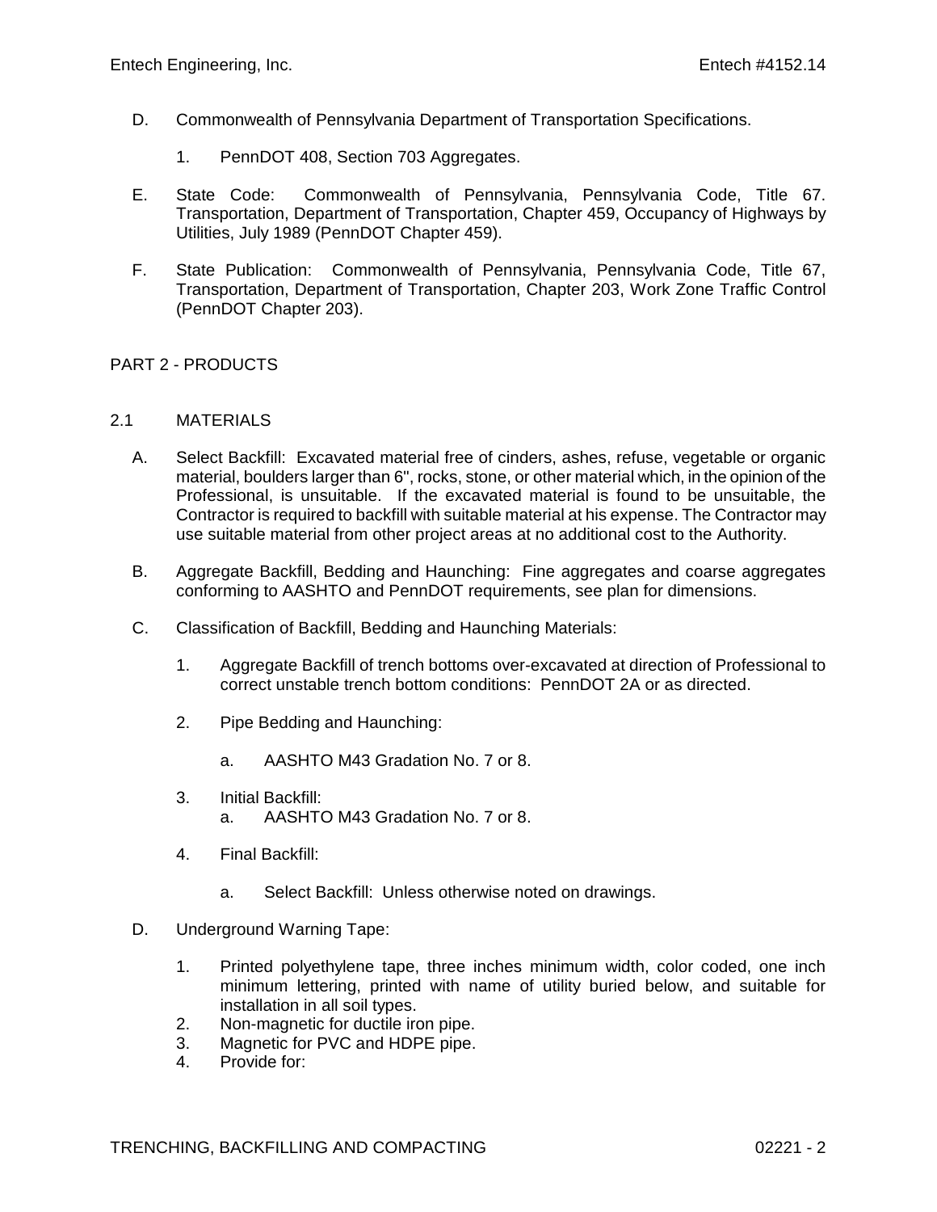D. Commonwealth of Pennsylvania Department of Transportation Specifications.

   1. PennDOT 408, Section 703 Aggregates.

E. State Code: Commonwealth of Pennsylvania, Pennsylvania Code, Title 67. Transportation, Department of Transportation, Chapter 459, Occupancy of Highways by Utilities, July 1989 (PennDOT Chapter 459).

F. State Publication: Commonwealth of Pennsylvania, Pennsylvania Code, Title 67, Transportation, Department of Transportation, Chapter 203, Work Zone Traffic Control (PennDOT Chapter 203).

## PART 2 - PRODUCTS

### 2.1 MATERIALS

A. Select Backfill: Excavated material free of cinders, ashes, refuse, vegetable or organic material, boulders larger than 6", rocks, stone, or other material which, in the opinion of the Professional, is unsuitable. If the excavated material is found to be unsuitable, the Contractor is required to backfill with suitable material at his expense. The Contractor may use suitable material from other project areas at no additional cost to the Authority.

B. Aggregate Backfill, Bedding and Haunching: Fine aggregates and coarse aggregates conforming to AASHTO and PennDOT requirements, see plan for dimensions.

C. Classification of Backfill, Bedding and Haunching Materials:

   1. Aggregate Backfill of trench bottoms over-excavated at direction of Professional to correct unstable trench bottom conditions: PennDOT 2A or as directed.

   2. Pipe Bedding and Haunching:

      a. AASHTO M43 Gradation No. 7 or 8.

   3. Initial Backfill:
      a. AASHTO M43 Gradation No. 7 or 8.

   4. Final Backfill:

      a. Select Backfill: Unless otherwise noted on drawings.

D. Underground Warning Tape:

   1. Printed polyethylene tape, three inches minimum width, color coded, one inch minimum lettering, printed with name of utility buried below, and suitable for installation in all soil types.
   2. Non-magnetic for ductile iron pipe.
   3. Magnetic for PVC and HDPE pipe.
   4. Provide for: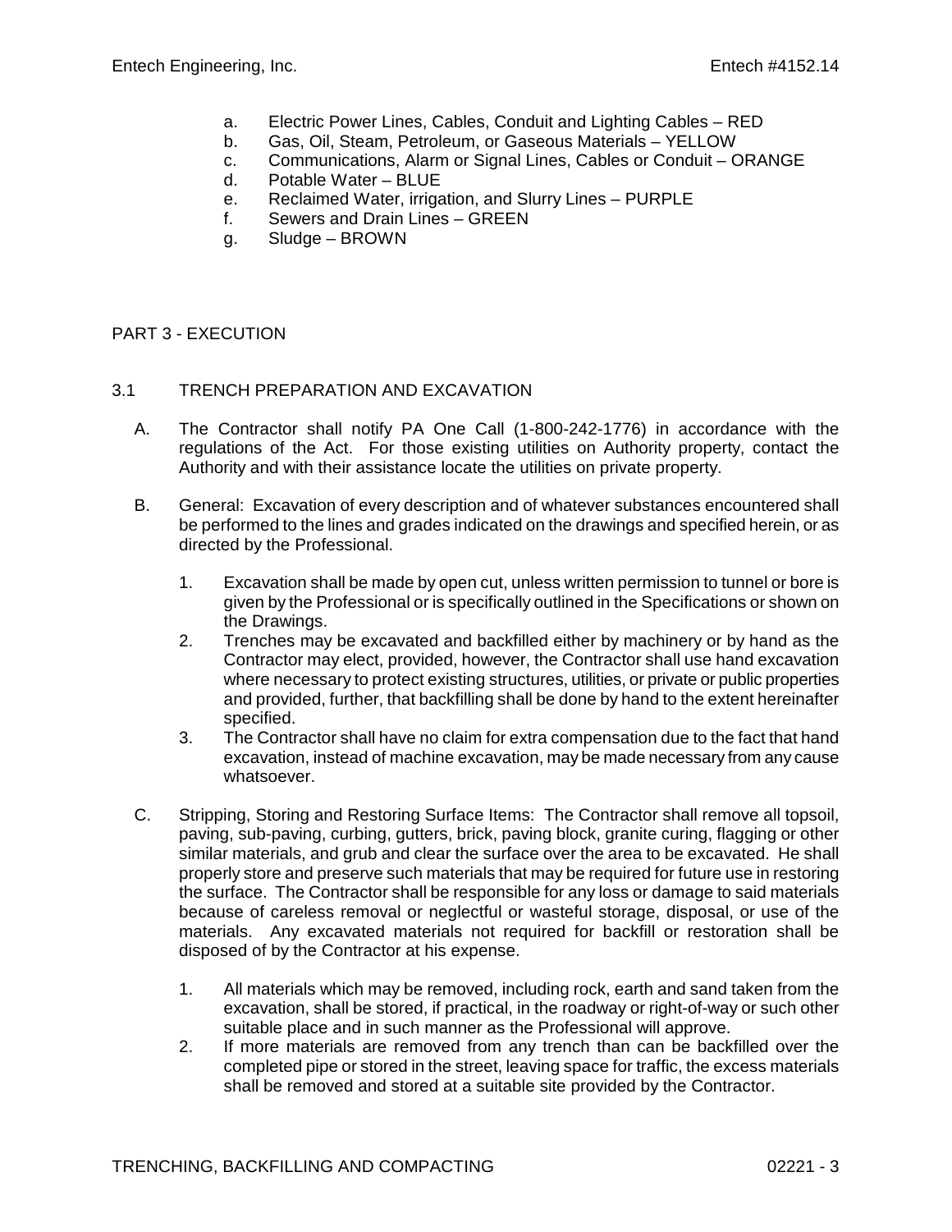a. Electric Power Lines, Cables, Conduit and Lighting Cables – RED
b. Gas, Oil, Steam, Petroleum, or Gaseous Materials – YELLOW
c. Communications, Alarm or Signal Lines, Cables or Conduit – ORANGE
d. Potable Water – BLUE
e. Reclaimed Water, irrigation, and Slurry Lines – PURPLE
f. Sewers and Drain Lines – GREEN
g. Sludge – BROWN

## PART 3 - EXECUTION

### 3.1 TRENCH PREPARATION AND EXCAVATION

A. The Contractor shall notify PA One Call (1-800-242-1776) in accordance with the regulations of the Act. For those existing utilities on Authority property, contact the Authority and with their assistance locate the utilities on private property.

B. General: Excavation of every description and of whatever substances encountered shall be performed to the lines and grades indicated on the drawings and specified herein, or as directed by the Professional.

   1. Excavation shall be made by open cut, unless written permission to tunnel or bore is given by the Professional or is specifically outlined in the Specifications or shown on the Drawings.
   2. Trenches may be excavated and backfilled either by machinery or by hand as the Contractor may elect, provided, however, the Contractor shall use hand excavation where necessary to protect existing structures, utilities, or private or public properties and provided, further, that backfilling shall be done by hand to the extent hereinafter specified.
   3. The Contractor shall have no claim for extra compensation due to the fact that hand excavation, instead of machine excavation, may be made necessary from any cause whatsoever.

C. Stripping, Storing and Restoring Surface Items: The Contractor shall remove all topsoil, paving, sub-paving, curbing, gutters, brick, paving block, granite curing, flagging or other similar materials, and grub and clear the surface over the area to be excavated. He shall properly store and preserve such materials that may be required for future use in restoring the surface. The Contractor shall be responsible for any loss or damage to said materials because of careless removal or neglectful or wasteful storage, disposal, or use of the materials. Any excavated materials not required for backfill or restoration shall be disposed of by the Contractor at his expense.

   1. All materials which may be removed, including rock, earth and sand taken from the excavation, shall be stored, if practical, in the roadway or right-of-way or such other suitable place and in such manner as the Professional will approve.
   2. If more materials are removed from any trench than can be backfilled over the completed pipe or stored in the street, leaving space for traffic, the excess materials shall be removed and stored at a suitable site provided by the Contractor.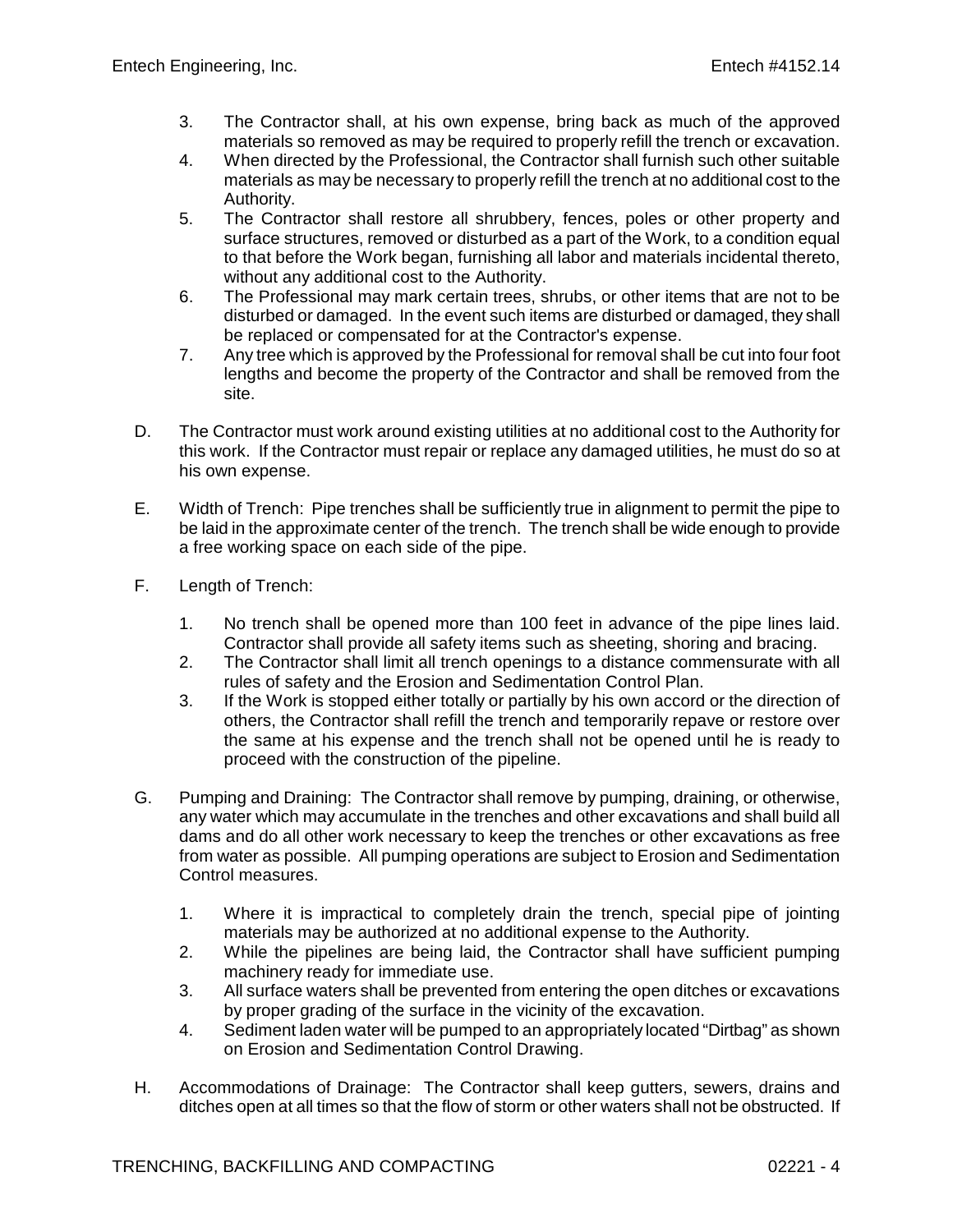3. The Contractor shall, at his own expense, bring back as much of the approved materials so removed as may be required to properly refill the trench or excavation.
4. When directed by the Professional, the Contractor shall furnish such other suitable materials as may be necessary to properly refill the trench at no additional cost to the Authority.
5. The Contractor shall restore all shrubbery, fences, poles or other property and surface structures, removed or disturbed as a part of the Work, to a condition equal to that before the Work began, furnishing all labor and materials incidental thereto, without any additional cost to the Authority.
6. The Professional may mark certain trees, shrubs, or other items that are not to be disturbed or damaged. In the event such items are disturbed or damaged, they shall be replaced or compensated for at the Contractor's expense.
7. Any tree which is approved by the Professional for removal shall be cut into four foot lengths and become the property of the Contractor and shall be removed from the site.

D. The Contractor must work around existing utilities at no additional cost to the Authority for this work. If the Contractor must repair or replace any damaged utilities, he must do so at his own expense.

E. Width of Trench: Pipe trenches shall be sufficiently true in alignment to permit the pipe to be laid in the approximate center of the trench. The trench shall be wide enough to provide a free working space on each side of the pipe.

F. Length of Trench:

1. No trench shall be opened more than 100 feet in advance of the pipe lines laid. Contractor shall provide all safety items such as sheeting, shoring and bracing.
2. The Contractor shall limit all trench openings to a distance commensurate with all rules of safety and the Erosion and Sedimentation Control Plan.
3. If the Work is stopped either totally or partially by his own accord or the direction of others, the Contractor shall refill the trench and temporarily repave or restore over the same at his expense and the trench shall not be opened until he is ready to proceed with the construction of the pipeline.

G. Pumping and Draining: The Contractor shall remove by pumping, draining, or otherwise, any water which may accumulate in the trenches and other excavations and shall build all dams and do all other work necessary to keep the trenches or other excavations as free from water as possible. All pumping operations are subject to Erosion and Sedimentation Control measures.

1. Where it is impractical to completely drain the trench, special pipe of jointing materials may be authorized at no additional expense to the Authority.
2. While the pipelines are being laid, the Contractor shall have sufficient pumping machinery ready for immediate use.
3. All surface waters shall be prevented from entering the open ditches or excavations by proper grading of the surface in the vicinity of the excavation.
4. Sediment laden water will be pumped to an appropriately located "Dirtbag" as shown on Erosion and Sedimentation Control Drawing.

H. Accommodations of Drainage: The Contractor shall keep gutters, sewers, drains and ditches open at all times so that the flow of storm or other waters shall not be obstructed. If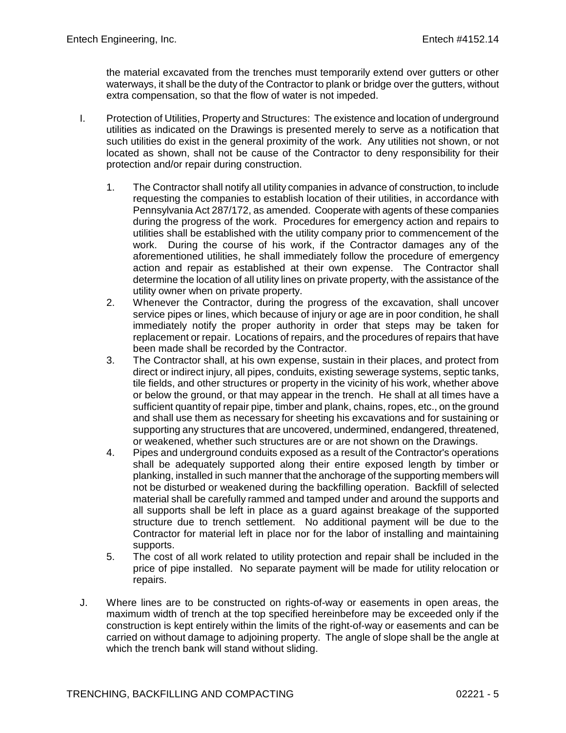the material excavated from the trenches must temporarily extend over gutters or other waterways, it shall be the duty of the Contractor to plank or bridge over the gutters, without extra compensation, so that the flow of water is not impeded.

I. Protection of Utilities, Property and Structures: The existence and location of underground utilities as indicated on the Drawings is presented merely to serve as a notification that such utilities do exist in the general proximity of the work. Any utilities not shown, or not located as shown, shall not be cause of the Contractor to deny responsibility for their protection and/or repair during construction.

   1. The Contractor shall notify all utility companies in advance of construction, to include requesting the companies to establish location of their utilities, in accordance with Pennsylvania Act 287/172, as amended. Cooperate with agents of these companies during the progress of the work. Procedures for emergency action and repairs to utilities shall be established with the utility company prior to commencement of the work. During the course of his work, if the Contractor damages any of the aforementioned utilities, he shall immediately follow the procedure of emergency action and repair as established at their own expense. The Contractor shall determine the location of all utility lines on private property, with the assistance of the utility owner when on private property.
   2. Whenever the Contractor, during the progress of the excavation, shall uncover service pipes or lines, which because of injury or age are in poor condition, he shall immediately notify the proper authority in order that steps may be taken for replacement or repair. Locations of repairs, and the procedures of repairs that have been made shall be recorded by the Contractor.
   3. The Contractor shall, at his own expense, sustain in their places, and protect from direct or indirect injury, all pipes, conduits, existing sewerage systems, septic tanks, tile fields, and other structures or property in the vicinity of his work, whether above or below the ground, or that may appear in the trench. He shall at all times have a sufficient quantity of repair pipe, timber and plank, chains, ropes, etc., on the ground and shall use them as necessary for sheeting his excavations and for sustaining or supporting any structures that are uncovered, undermined, endangered, threatened, or weakened, whether such structures are or are not shown on the Drawings.
   4. Pipes and underground conduits exposed as a result of the Contractor's operations shall be adequately supported along their entire exposed length by timber or planking, installed in such manner that the anchorage of the supporting members will not be disturbed or weakened during the backfilling operation. Backfill of selected material shall be carefully rammed and tamped under and around the supports and all supports shall be left in place as a guard against breakage of the supported structure due to trench settlement. No additional payment will be due to the Contractor for material left in place nor for the labor of installing and maintaining supports.
   5. The cost of all work related to utility protection and repair shall be included in the price of pipe installed. No separate payment will be made for utility relocation or repairs.

J. Where lines are to be constructed on rights-of-way or easements in open areas, the maximum width of trench at the top specified hereinbefore may be exceeded only if the construction is kept entirely within the limits of the right-of-way or easements and can be carried on without damage to adjoining property. The angle of slope shall be the angle at which the trench bank will stand without sliding.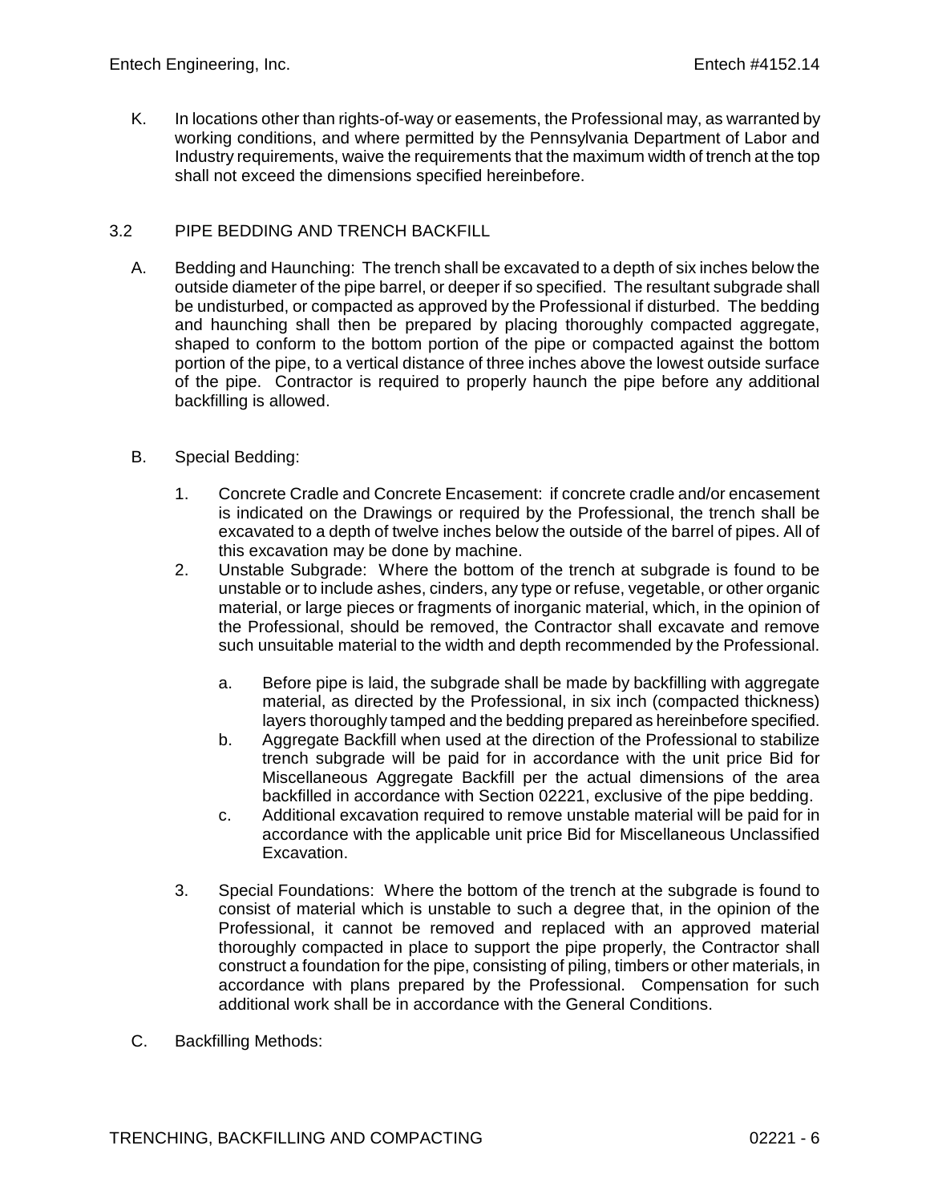K. In locations other than rights-of-way or easements, the Professional may, as warranted by working conditions, and where permitted by the Pennsylvania Department of Labor and Industry requirements, waive the requirements that the maximum width of trench at the top shall not exceed the dimensions specified hereinbefore.

## 3.2 PIPE BEDDING AND TRENCH BACKFILL

A. Bedding and Haunching: The trench shall be excavated to a depth of six inches below the outside diameter of the pipe barrel, or deeper if so specified. The resultant subgrade shall be undisturbed, or compacted as approved by the Professional if disturbed. The bedding and haunching shall then be prepared by placing thoroughly compacted aggregate, shaped to conform to the bottom portion of the pipe or compacted against the bottom portion of the pipe, to a vertical distance of three inches above the lowest outside surface of the pipe. Contractor is required to properly haunch the pipe before any additional backfilling is allowed.

B. Special Bedding:

1. Concrete Cradle and Concrete Encasement: if concrete cradle and/or encasement is indicated on the Drawings or required by the Professional, the trench shall be excavated to a depth of twelve inches below the outside of the barrel of pipes. All of this excavation may be done by machine.
2. Unstable Subgrade: Where the bottom of the trench at subgrade is found to be unstable or to include ashes, cinders, any type or refuse, vegetable, or other organic material, or large pieces or fragments of inorganic material, which, in the opinion of the Professional, should be removed, the Contractor shall excavate and remove such unsuitable material to the width and depth recommended by the Professional.

    a. Before pipe is laid, the subgrade shall be made by backfilling with aggregate material, as directed by the Professional, in six inch (compacted thickness) layers thoroughly tamped and the bedding prepared as hereinbefore specified.
    b. Aggregate Backfill when used at the direction of the Professional to stabilize trench subgrade will be paid for in accordance with the unit price Bid for Miscellaneous Aggregate Backfill per the actual dimensions of the area backfilled in accordance with Section 02221, exclusive of the pipe bedding.
    c. Additional excavation required to remove unstable material will be paid for in accordance with the applicable unit price Bid for Miscellaneous Unclassified Excavation.

3. Special Foundations: Where the bottom of the trench at the subgrade is found to consist of material which is unstable to such a degree that, in the opinion of the Professional, it cannot be removed and replaced with an approved material thoroughly compacted in place to support the pipe properly, the Contractor shall construct a foundation for the pipe, consisting of piling, timbers or other materials, in accordance with plans prepared by the Professional. Compensation for such additional work shall be in accordance with the General Conditions.

C. Backfilling Methods: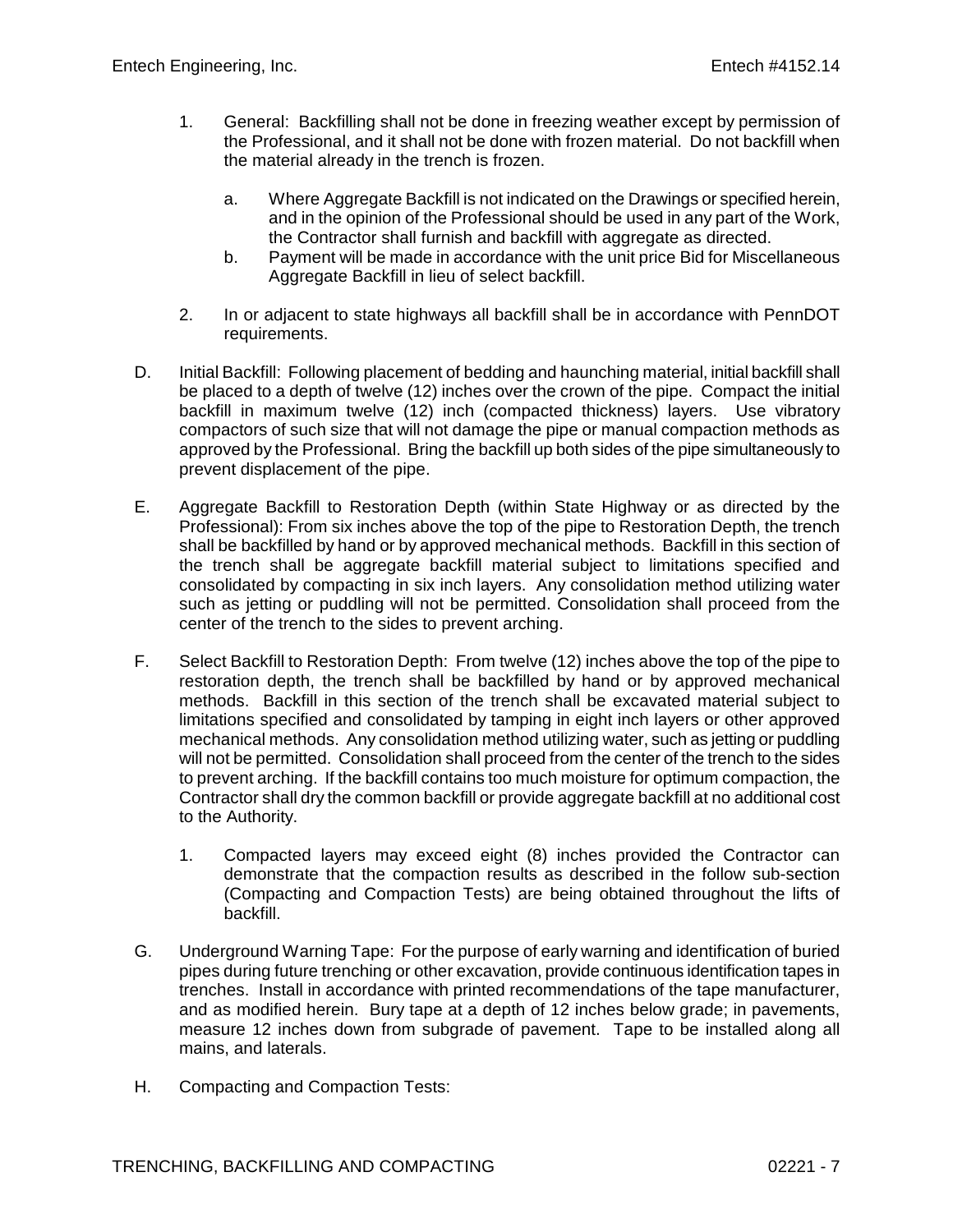1. General: Backfilling shall not be done in freezing weather except by permission of the Professional, and it shall not be done with frozen material. Do not backfill when the material already in the trench is frozen.

   a. Where Aggregate Backfill is not indicated on the Drawings or specified herein, and in the opinion of the Professional should be used in any part of the Work, the Contractor shall furnish and backfill with aggregate as directed.
   b. Payment will be made in accordance with the unit price Bid for Miscellaneous Aggregate Backfill in lieu of select backfill.

2. In or adjacent to state highways all backfill shall be in accordance with PennDOT requirements.

D. Initial Backfill: Following placement of bedding and haunching material, initial backfill shall be placed to a depth of twelve (12) inches over the crown of the pipe. Compact the initial backfill in maximum twelve (12) inch (compacted thickness) layers. Use vibratory compactors of such size that will not damage the pipe or manual compaction methods as approved by the Professional. Bring the backfill up both sides of the pipe simultaneously to prevent displacement of the pipe.

E. Aggregate Backfill to Restoration Depth (within State Highway or as directed by the Professional): From six inches above the top of the pipe to Restoration Depth, the trench shall be backfilled by hand or by approved mechanical methods. Backfill in this section of the trench shall be aggregate backfill material subject to limitations specified and consolidated by compacting in six inch layers. Any consolidation method utilizing water such as jetting or puddling will not be permitted. Consolidation shall proceed from the center of the trench to the sides to prevent arching.

F. Select Backfill to Restoration Depth: From twelve (12) inches above the top of the pipe to restoration depth, the trench shall be backfilled by hand or by approved mechanical methods. Backfill in this section of the trench shall be excavated material subject to limitations specified and consolidated by tamping in eight inch layers or other approved mechanical methods. Any consolidation method utilizing water, such as jetting or puddling will not be permitted. Consolidation shall proceed from the center of the trench to the sides to prevent arching. If the backfill contains too much moisture for optimum compaction, the Contractor shall dry the common backfill or provide aggregate backfill at no additional cost to the Authority.

   1. Compacted layers may exceed eight (8) inches provided the Contractor can demonstrate that the compaction results as described in the follow sub-section (Compacting and Compaction Tests) are being obtained throughout the lifts of backfill.

G. Underground Warning Tape: For the purpose of early warning and identification of buried pipes during future trenching or other excavation, provide continuous identification tapes in trenches. Install in accordance with printed recommendations of the tape manufacturer, and as modified herein. Bury tape at a depth of 12 inches below grade; in pavements, measure 12 inches down from subgrade of pavement. Tape to be installed along all mains, and laterals.

H. Compacting and Compaction Tests: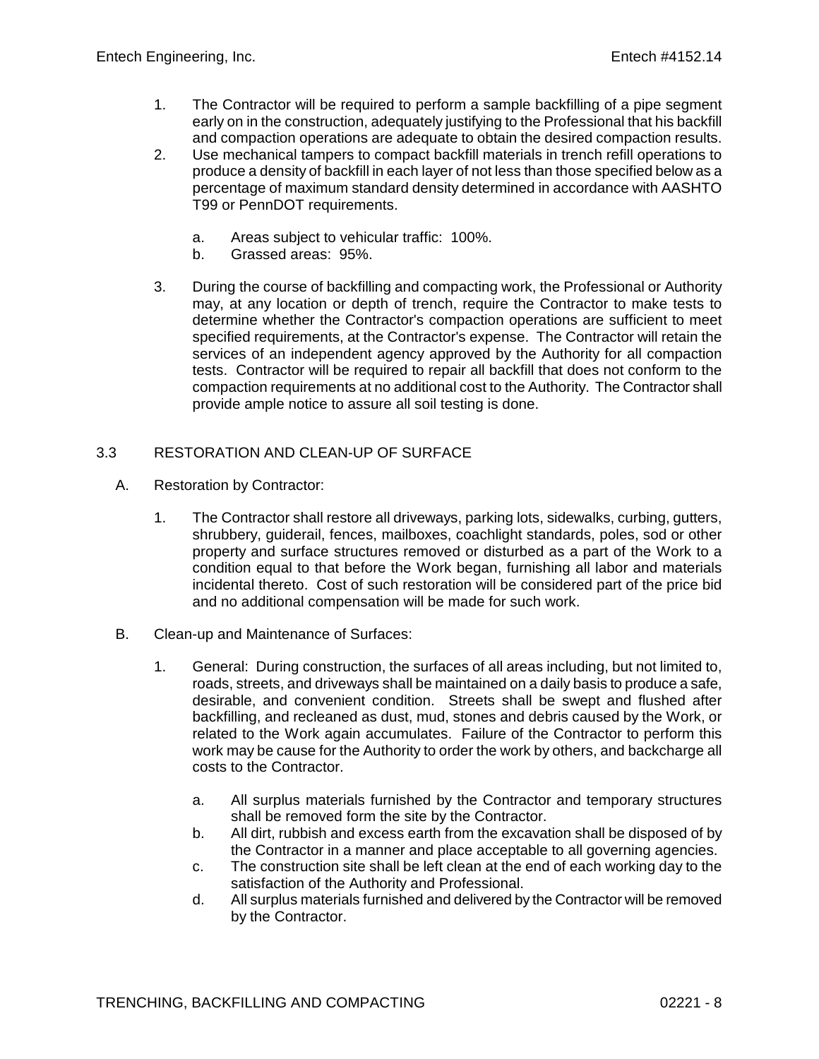1. The Contractor will be required to perform a sample backfilling of a pipe segment early on in the construction, adequately justifying to the Professional that his backfill and compaction operations are adequate to obtain the desired compaction results.
2. Use mechanical tampers to compact backfill materials in trench refill operations to produce a density of backfill in each layer of not less than those specified below as a percentage of maximum standard density determined in accordance with AASHTO T99 or PennDOT requirements.

   a. Areas subject to vehicular traffic: 100%.
   b. Grassed areas: 95%.

3. During the course of backfilling and compacting work, the Professional or Authority may, at any location or depth of trench, require the Contractor to make tests to determine whether the Contractor's compaction operations are sufficient to meet specified requirements, at the Contractor's expense. The Contractor will retain the services of an independent agency approved by the Authority for all compaction tests. Contractor will be required to repair all backfill that does not conform to the compaction requirements at no additional cost to the Authority. The Contractor shall provide ample notice to assure all soil testing is done.

## 3.3 RESTORATION AND CLEAN-UP OF SURFACE

A. Restoration by Contractor:

1. The Contractor shall restore all driveways, parking lots, sidewalks, curbing, gutters, shrubbery, guiderail, fences, mailboxes, coachlight standards, poles, sod or other property and surface structures removed or disturbed as a part of the Work to a condition equal to that before the Work began, furnishing all labor and materials incidental thereto. Cost of such restoration will be considered part of the price bid and no additional compensation will be made for such work.

B. Clean-up and Maintenance of Surfaces:

1. General: During construction, the surfaces of all areas including, but not limited to, roads, streets, and driveways shall be maintained on a daily basis to produce a safe, desirable, and convenient condition. Streets shall be swept and flushed after backfilling, and recleaned as dust, mud, stones and debris caused by the Work, or related to the Work again accumulates. Failure of the Contractor to perform this work may be cause for the Authority to order the work by others, and backcharge all costs to the Contractor.

   a. All surplus materials furnished by the Contractor and temporary structures shall be removed form the site by the Contractor.
   b. All dirt, rubbish and excess earth from the excavation shall be disposed of by the Contractor in a manner and place acceptable to all governing agencies.
   c. The construction site shall be left clean at the end of each working day to the satisfaction of the Authority and Professional.
   d. All surplus materials furnished and delivered by the Contractor will be removed by the Contractor.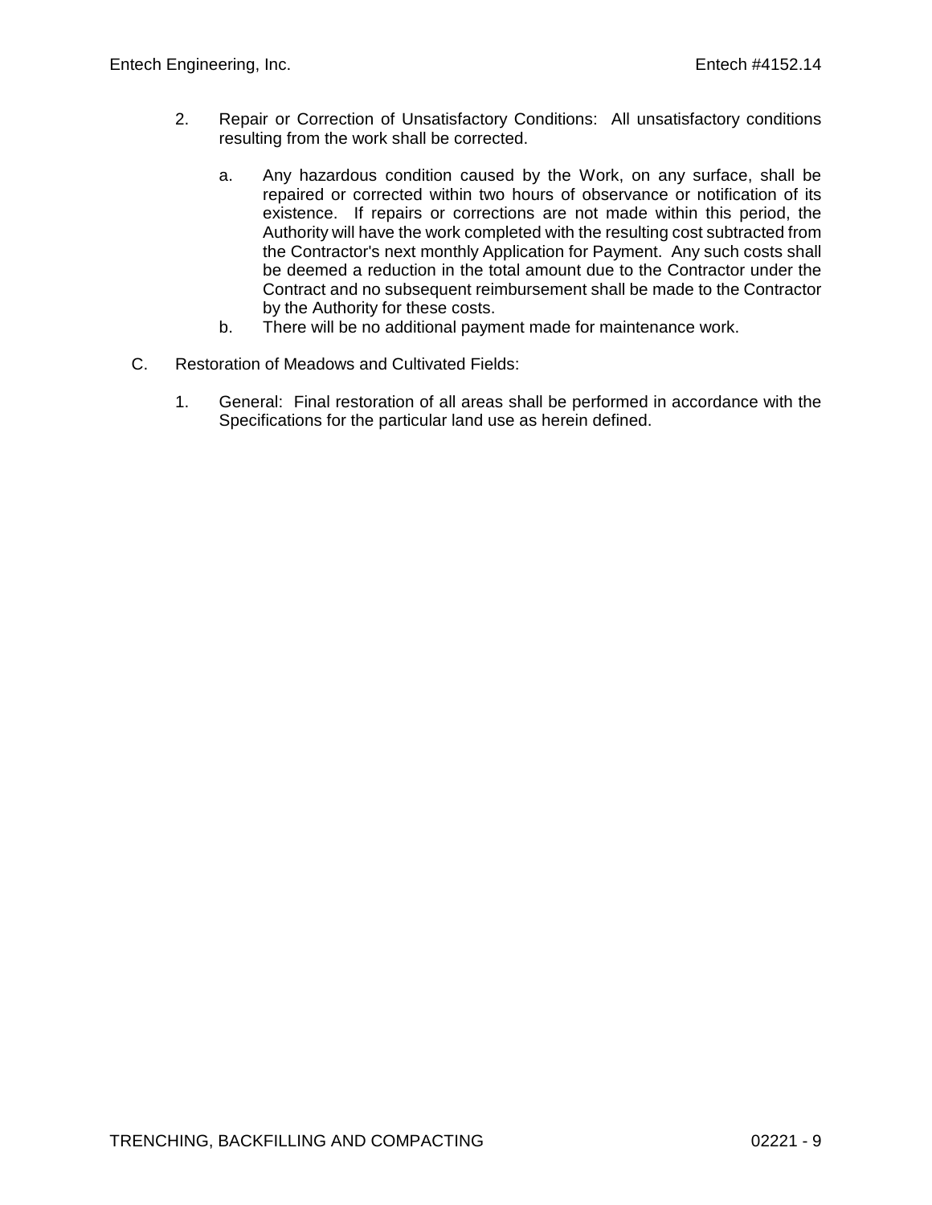2. Repair or Correction of Unsatisfactory Conditions: All unsatisfactory conditions resulting from the work shall be corrected.

   a. Any hazardous condition caused by the Work, on any surface, shall be repaired or corrected within two hours of observance or notification of its existence. If repairs or corrections are not made within this period, the Authority will have the work completed with the resulting cost subtracted from the Contractor's next monthly Application for Payment. Any such costs shall be deemed a reduction in the total amount due to the Contractor under the Contract and no subsequent reimbursement shall be made to the Contractor by the Authority for these costs.

   b. There will be no additional payment made for maintenance work.

C. Restoration of Meadows and Cultivated Fields:

   1. General: Final restoration of all areas shall be performed in accordance with the Specifications for the particular land use as herein defined.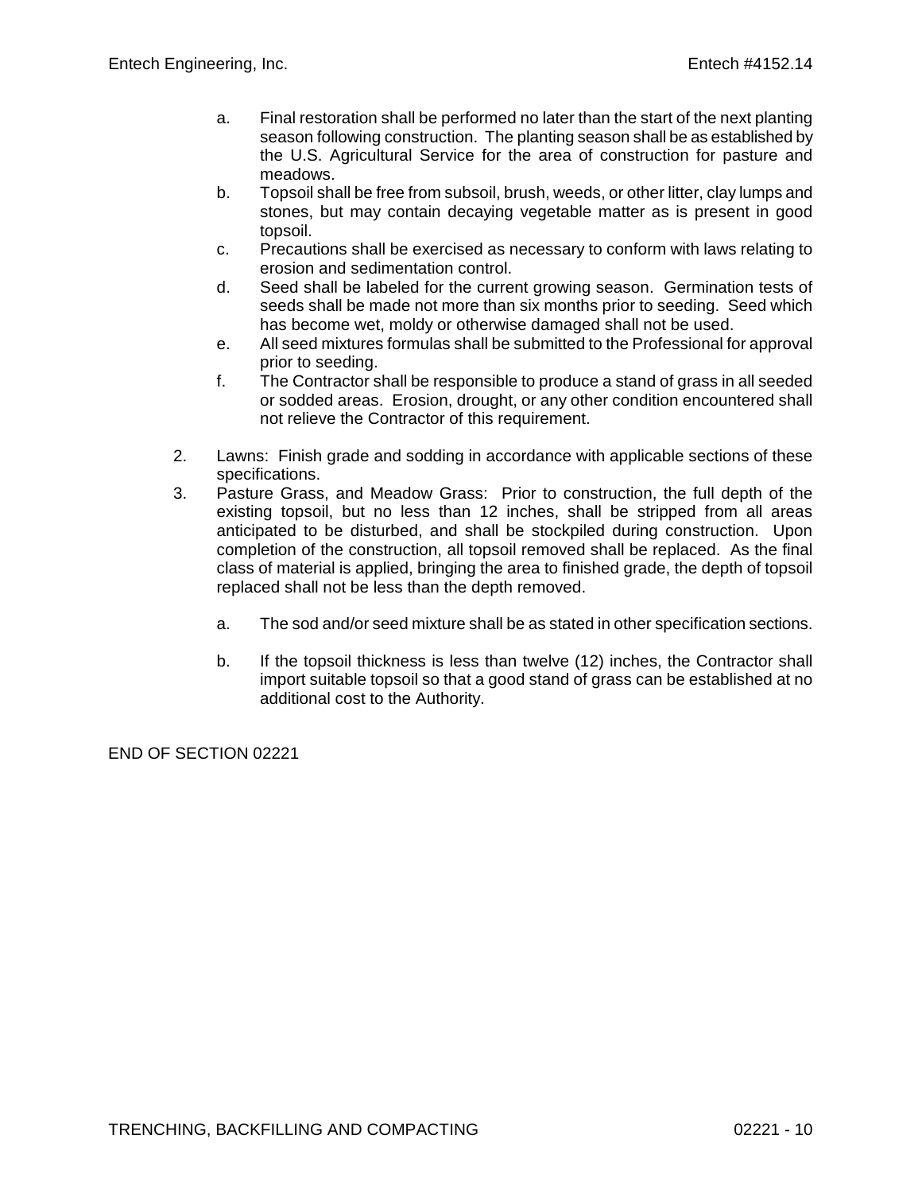a. Final restoration shall be performed no later than the start of the next planting season following construction. The planting season shall be as established by the U.S. Agricultural Service for the area of construction for pasture and meadows.
b. Topsoil shall be free from subsoil, brush, weeds, or other litter, clay lumps and stones, but may contain decaying vegetable matter as is present in good topsoil.
c. Precautions shall be exercised as necessary to conform with laws relating to erosion and sedimentation control.
d. Seed shall be labeled for the current growing season. Germination tests of seeds shall be made not more than six months prior to seeding. Seed which has become wet, moldy or otherwise damaged shall not be used.
e. All seed mixtures formulas shall be submitted to the Professional for approval prior to seeding.
f. The Contractor shall be responsible to produce a stand of grass in all seeded or sodded areas. Erosion, drought, or any other condition encountered shall not relieve the Contractor of this requirement.

2. Lawns: Finish grade and sodding in accordance with applicable sections of these specifications.
3. Pasture Grass, and Meadow Grass: Prior to construction, the full depth of the existing topsoil, but no less than 12 inches, shall be stripped from all areas anticipated to be disturbed, and shall be stockpiled during construction. Upon completion of the construction, all topsoil removed shall be replaced. As the final class of material is applied, bringing the area to finished grade, the depth of topsoil replaced shall not be less than the depth removed.

   a. The sod and/or seed mixture shall be as stated in other specification sections.

   b. If the topsoil thickness is less than twelve (12) inches, the Contractor shall import suitable topsoil so that a good stand of grass can be established at no additional cost to the Authority.

END OF SECTION 02221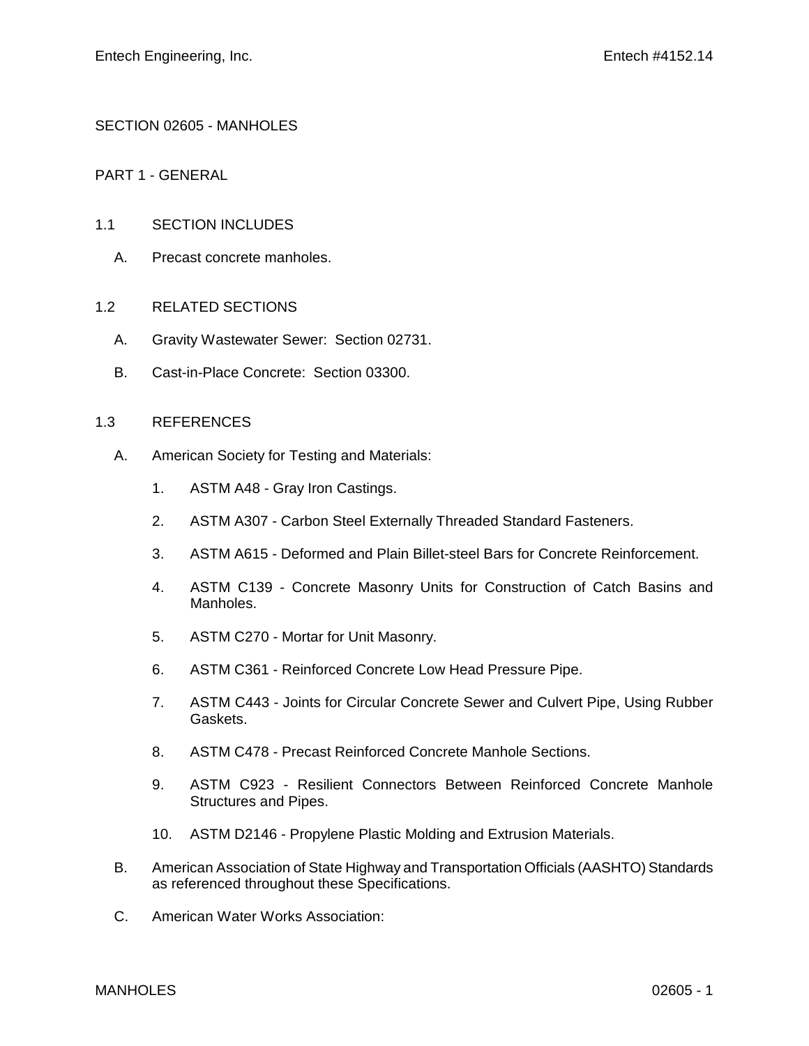# SECTION 02605 - MANHOLES

## PART 1 - GENERAL

### 1.1 SECTION INCLUDES

A. Precast concrete manholes.

### 1.2 RELATED SECTIONS

A. Gravity Wastewater Sewer: Section 02731.

B. Cast-in-Place Concrete: Section 03300.

### 1.3 REFERENCES

A. American Society for Testing and Materials:

1. ASTM A48 - Gray Iron Castings.
2. ASTM A307 - Carbon Steel Externally Threaded Standard Fasteners.
3. ASTM A615 - Deformed and Plain Billet-steel Bars for Concrete Reinforcement.
4. ASTM C139 - Concrete Masonry Units for Construction of Catch Basins and Manholes.
5. ASTM C270 - Mortar for Unit Masonry.
6. ASTM C361 - Reinforced Concrete Low Head Pressure Pipe.
7. ASTM C443 - Joints for Circular Concrete Sewer and Culvert Pipe, Using Rubber Gaskets.
8. ASTM C478 - Precast Reinforced Concrete Manhole Sections.
9. ASTM C923 - Resilient Connectors Between Reinforced Concrete Manhole Structures and Pipes.
10. ASTM D2146 - Propylene Plastic Molding and Extrusion Materials.

B. American Association of State Highway and Transportation Officials (AASHTO) Standards as referenced throughout these Specifications.

C. American Water Works Association: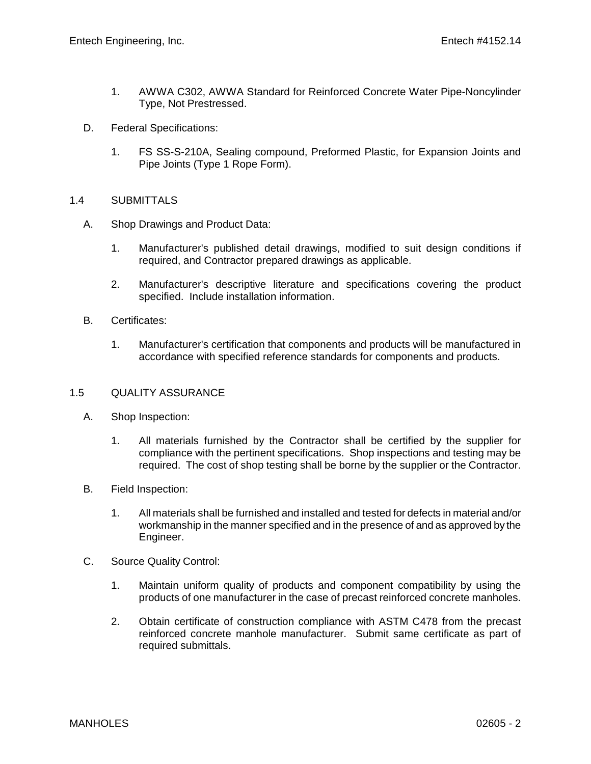1. AWWA C302, AWWA Standard for Reinforced Concrete Water Pipe-Noncylinder Type, Not Prestressed.

D. Federal Specifications:

1. FS SS-S-210A, Sealing compound, Preformed Plastic, for Expansion Joints and Pipe Joints (Type 1 Rope Form).

## 1.4 SUBMITTALS

A. Shop Drawings and Product Data:

1. Manufacturer's published detail drawings, modified to suit design conditions if required, and Contractor prepared drawings as applicable.

2. Manufacturer's descriptive literature and specifications covering the product specified. Include installation information.

B. Certificates:

1. Manufacturer's certification that components and products will be manufactured in accordance with specified reference standards for components and products.

## 1.5 QUALITY ASSURANCE

A. Shop Inspection:

1. All materials furnished by the Contractor shall be certified by the supplier for compliance with the pertinent specifications. Shop inspections and testing may be required. The cost of shop testing shall be borne by the supplier or the Contractor.

B. Field Inspection:

1. All materials shall be furnished and installed and tested for defects in material and/or workmanship in the manner specified and in the presence of and as approved by the Engineer.

C. Source Quality Control:

1. Maintain uniform quality of products and component compatibility by using the products of one manufacturer in the case of precast reinforced concrete manholes.

2. Obtain certificate of construction compliance with ASTM C478 from the precast reinforced concrete manhole manufacturer. Submit same certificate as part of required submittals.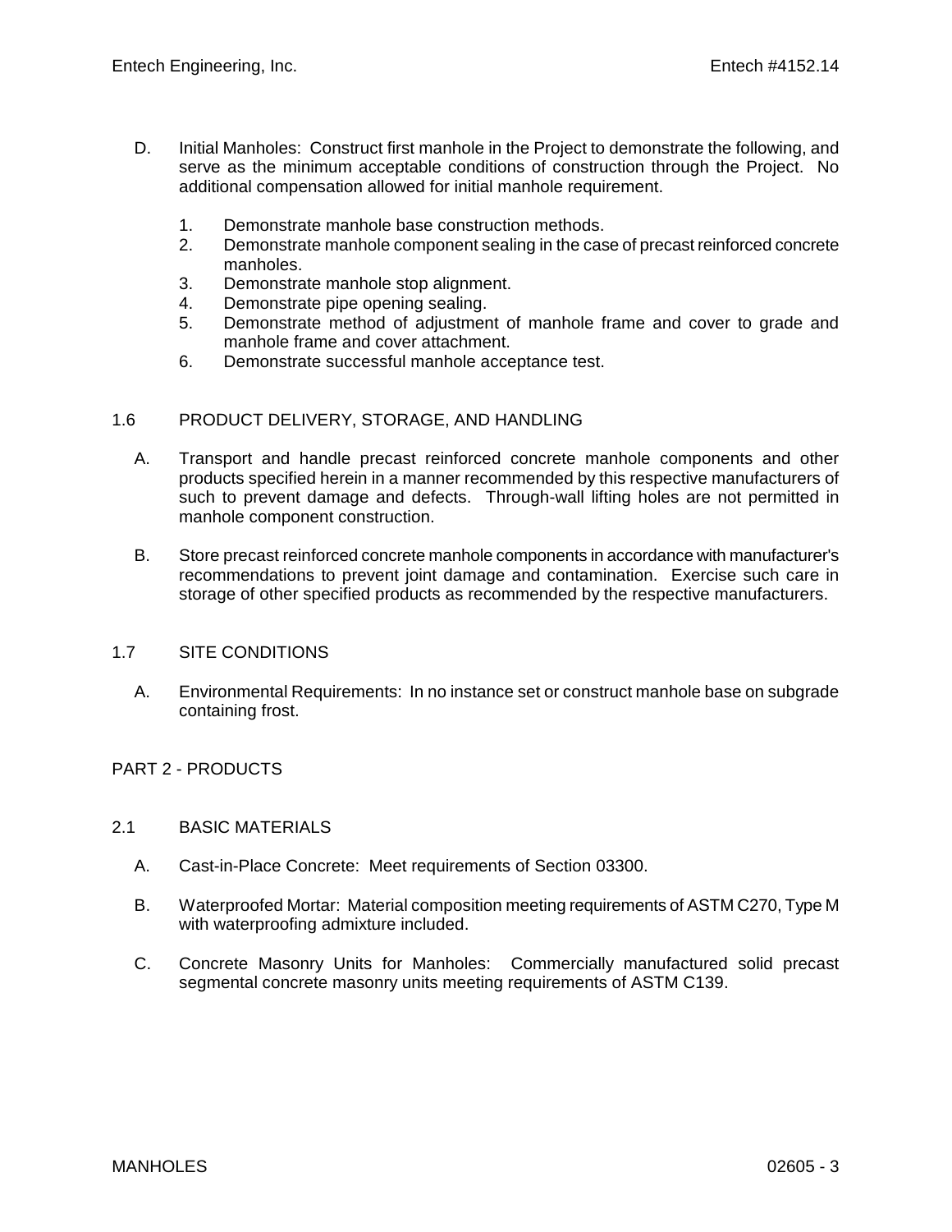D. Initial Manholes: Construct first manhole in the Project to demonstrate the following, and serve as the minimum acceptable conditions of construction through the Project. No additional compensation allowed for initial manhole requirement.

   1. Demonstrate manhole base construction methods.
   2. Demonstrate manhole component sealing in the case of precast reinforced concrete manholes.
   3. Demonstrate manhole stop alignment.
   4. Demonstrate pipe opening sealing.
   5. Demonstrate method of adjustment of manhole frame and cover to grade and manhole frame and cover attachment.
   6. Demonstrate successful manhole acceptance test.

## 1.6 PRODUCT DELIVERY, STORAGE, AND HANDLING

A. Transport and handle precast reinforced concrete manhole components and other products specified herein in a manner recommended by this respective manufacturers of such to prevent damage and defects. Through-wall lifting holes are not permitted in manhole component construction.

B. Store precast reinforced concrete manhole components in accordance with manufacturer's recommendations to prevent joint damage and contamination. Exercise such care in storage of other specified products as recommended by the respective manufacturers.

## 1.7 SITE CONDITIONS

A. Environmental Requirements: In no instance set or construct manhole base on subgrade containing frost.

# PART 2 - PRODUCTS

## 2.1 BASIC MATERIALS

A. Cast-in-Place Concrete: Meet requirements of Section 03300.

B. Waterproofed Mortar: Material composition meeting requirements of ASTM C270, Type M with waterproofing admixture included.

C. Concrete Masonry Units for Manholes: Commercially manufactured solid precast segmental concrete masonry units meeting requirements of ASTM C139.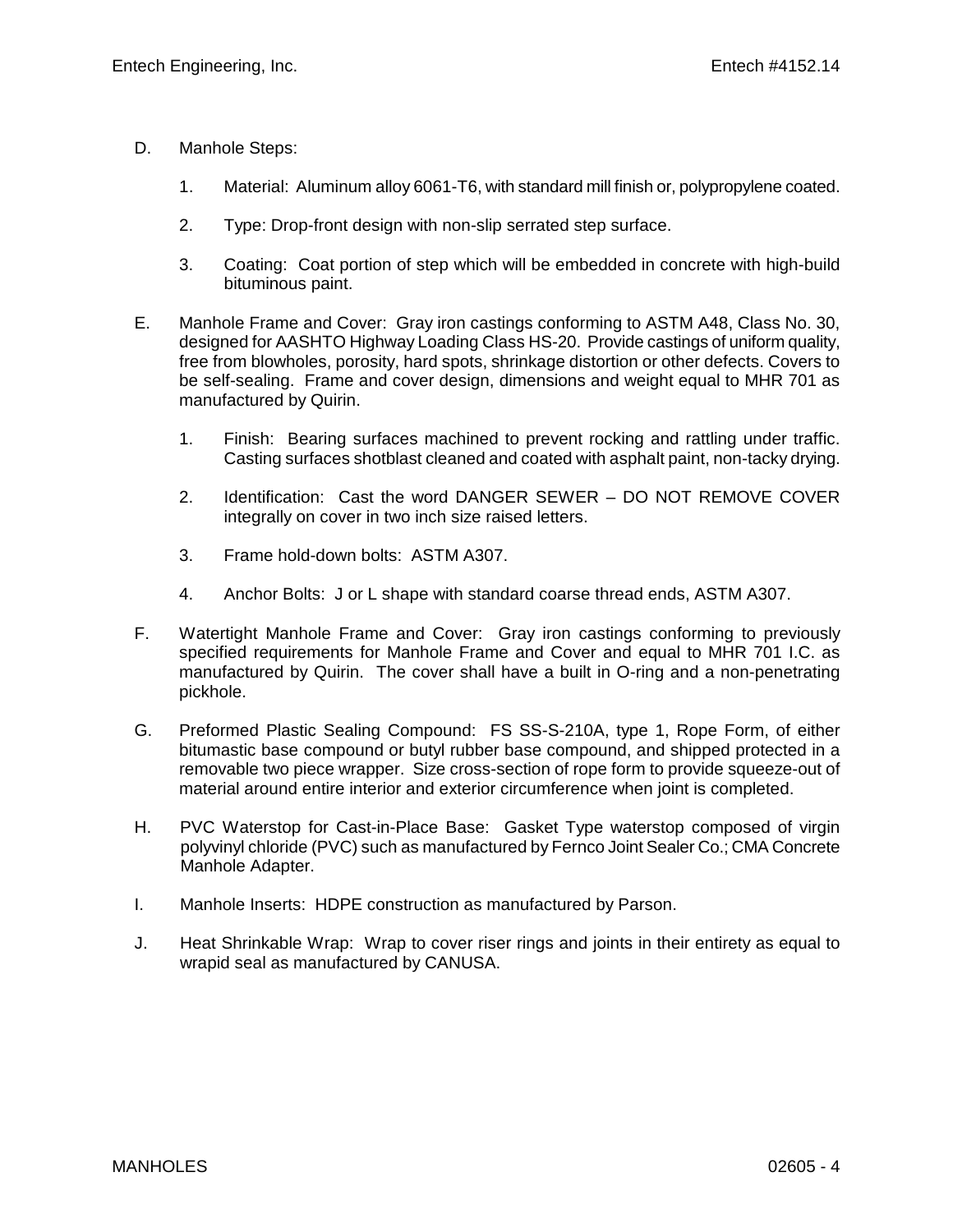D. Manhole Steps:

   1. Material: Aluminum alloy 6061-T6, with standard mill finish or, polypropylene coated.

   2. Type: Drop-front design with non-slip serrated step surface.

   3. Coating: Coat portion of step which will be embedded in concrete with high-build bituminous paint.

E. Manhole Frame and Cover: Gray iron castings conforming to ASTM A48, Class No. 30, designed for AASHTO Highway Loading Class HS-20. Provide castings of uniform quality, free from blowholes, porosity, hard spots, shrinkage distortion or other defects. Covers to be self-sealing. Frame and cover design, dimensions and weight equal to MHR 701 as manufactured by Quirin.

   1. Finish: Bearing surfaces machined to prevent rocking and rattling under traffic. Casting surfaces shotblast cleaned and coated with asphalt paint, non-tacky drying.

   2. Identification: Cast the word DANGER SEWER – DO NOT REMOVE COVER integrally on cover in two inch size raised letters.

   3. Frame hold-down bolts: ASTM A307.

   4. Anchor Bolts: J or L shape with standard coarse thread ends, ASTM A307.

F. Watertight Manhole Frame and Cover: Gray iron castings conforming to previously specified requirements for Manhole Frame and Cover and equal to MHR 701 I.C. as manufactured by Quirin. The cover shall have a built in O-ring and a non-penetrating pickhole.

G. Preformed Plastic Sealing Compound: FS SS-S-210A, type 1, Rope Form, of either bitumastic base compound or butyl rubber base compound, and shipped protected in a removable two piece wrapper. Size cross-section of rope form to provide squeeze-out of material around entire interior and exterior circumference when joint is completed.

H. PVC Waterstop for Cast-in-Place Base: Gasket Type waterstop composed of virgin polyvinyl chloride (PVC) such as manufactured by Fernco Joint Sealer Co.; CMA Concrete Manhole Adapter.

I. Manhole Inserts: HDPE construction as manufactured by Parson.

J. Heat Shrinkable Wrap: Wrap to cover riser rings and joints in their entirety as equal to wrapid seal as manufactured by CANUSA.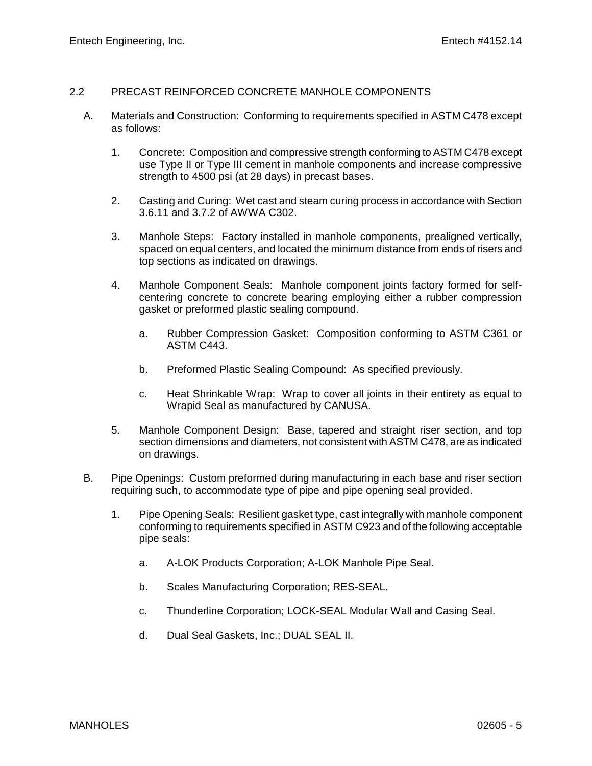## 2.2 PRECAST REINFORCED CONCRETE MANHOLE COMPONENTS

A. Materials and Construction: Conforming to requirements specified in ASTM C478 except as follows:

1. Concrete: Composition and compressive strength conforming to ASTM C478 except use Type II or Type III cement in manhole components and increase compressive strength to 4500 psi (at 28 days) in precast bases.

2. Casting and Curing: Wet cast and steam curing process in accordance with Section 3.6.11 and 3.7.2 of AWWA C302.

3. Manhole Steps: Factory installed in manhole components, prealigned vertically, spaced on equal centers, and located the minimum distance from ends of risers and top sections as indicated on drawings.

4. Manhole Component Seals: Manhole component joints factory formed for self-centering concrete to concrete bearing employing either a rubber compression gasket or preformed plastic sealing compound.

   a. Rubber Compression Gasket: Composition conforming to ASTM C361 or ASTM C443.

   b. Preformed Plastic Sealing Compound: As specified previously.

   c. Heat Shrinkable Wrap: Wrap to cover all joints in their entirety as equal to Wrapid Seal as manufactured by CANUSA.

5. Manhole Component Design: Base, tapered and straight riser section, and top section dimensions and diameters, not consistent with ASTM C478, are as indicated on drawings.

B. Pipe Openings: Custom preformed during manufacturing in each base and riser section requiring such, to accommodate type of pipe and pipe opening seal provided.

1. Pipe Opening Seals: Resilient gasket type, cast integrally with manhole component conforming to requirements specified in ASTM C923 and of the following acceptable pipe seals:

   a. A-LOK Products Corporation; A-LOK Manhole Pipe Seal.

   b. Scales Manufacturing Corporation; RES-SEAL.

   c. Thunderline Corporation; LOCK-SEAL Modular Wall and Casing Seal.

   d. Dual Seal Gaskets, Inc.; DUAL SEAL II.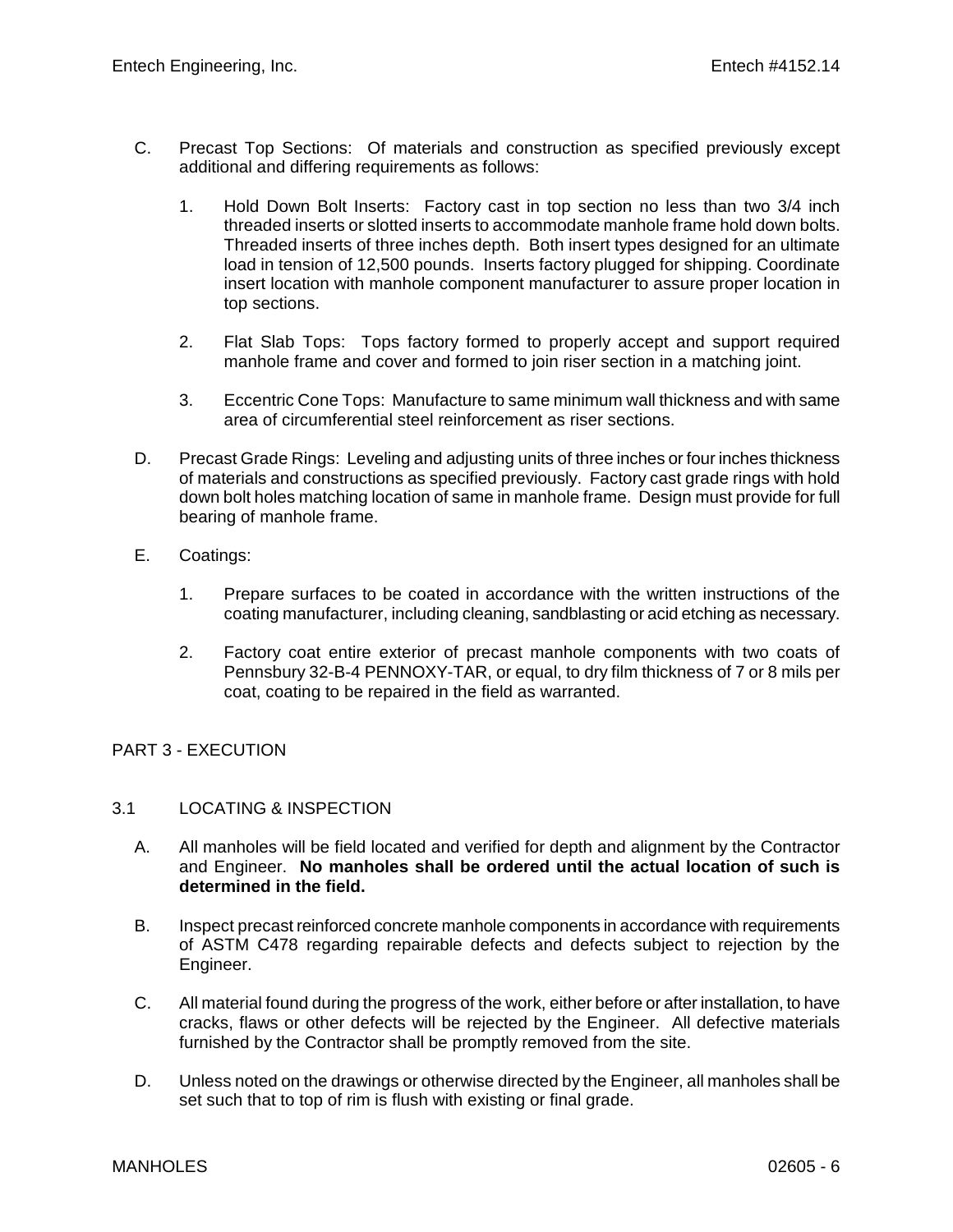C. Precast Top Sections: Of materials and construction as specified previously except additional and differing requirements as follows:

   1. Hold Down Bolt Inserts: Factory cast in top section no less than two 3/4 inch threaded inserts or slotted inserts to accommodate manhole frame hold down bolts. Threaded inserts of three inches depth. Both insert types designed for an ultimate load in tension of 12,500 pounds. Inserts factory plugged for shipping. Coordinate insert location with manhole component manufacturer to assure proper location in top sections.

   2. Flat Slab Tops: Tops factory formed to properly accept and support required manhole frame and cover and formed to join riser section in a matching joint.

   3. Eccentric Cone Tops: Manufacture to same minimum wall thickness and with same area of circumferential steel reinforcement as riser sections.

D. Precast Grade Rings: Leveling and adjusting units of three inches or four inches thickness of materials and constructions as specified previously. Factory cast grade rings with hold down bolt holes matching location of same in manhole frame. Design must provide for full bearing of manhole frame.

E. Coatings:

   1. Prepare surfaces to be coated in accordance with the written instructions of the coating manufacturer, including cleaning, sandblasting or acid etching as necessary.

   2. Factory coat entire exterior of precast manhole components with two coats of Pennsbury 32-B-4 PENNOXY-TAR, or equal, to dry film thickness of 7 or 8 mils per coat, coating to be repaired in the field as warranted.

## PART 3 - EXECUTION

### 3.1 LOCATING & INSPECTION

A. All manholes will be field located and verified for depth and alignment by the Contractor and Engineer. **No manholes shall be ordered until the actual location of such is determined in the field.**

B. Inspect precast reinforced concrete manhole components in accordance with requirements of ASTM C478 regarding repairable defects and defects subject to rejection by the Engineer.

C. All material found during the progress of the work, either before or after installation, to have cracks, flaws or other defects will be rejected by the Engineer. All defective materials furnished by the Contractor shall be promptly removed from the site.

D. Unless noted on the drawings or otherwise directed by the Engineer, all manholes shall be set such that to top of rim is flush with existing or final grade.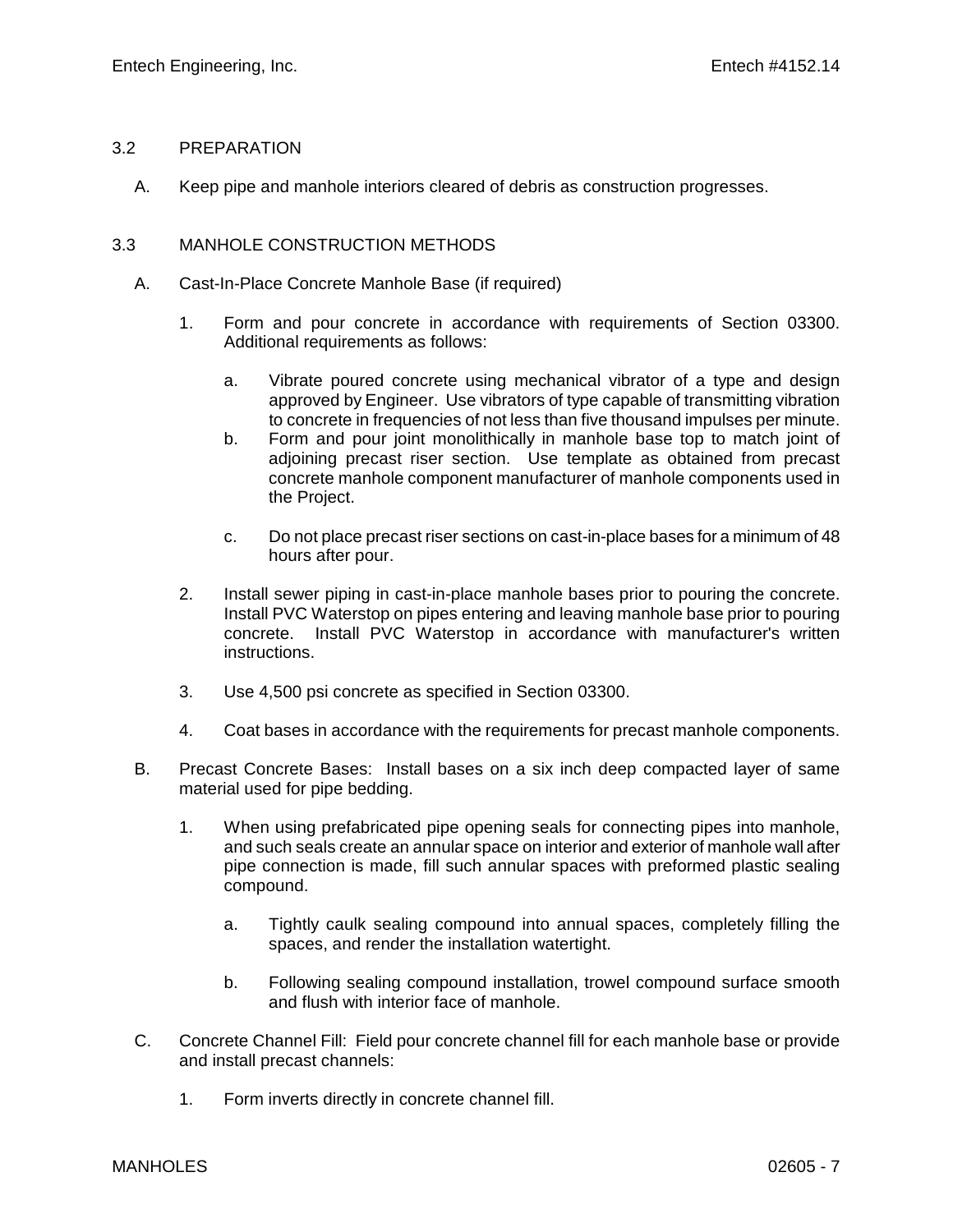## 3.2 PREPARATION

A. Keep pipe and manhole interiors cleared of debris as construction progresses.

## 3.3 MANHOLE CONSTRUCTION METHODS

A. Cast-In-Place Concrete Manhole Base (if required)

1. Form and pour concrete in accordance with requirements of Section 03300. Additional requirements as follows:

   a. Vibrate poured concrete using mechanical vibrator of a type and design approved by Engineer. Use vibrators of type capable of transmitting vibration to concrete in frequencies of not less than five thousand impulses per minute.

   b. Form and pour joint monolithically in manhole base top to match joint of adjoining precast riser section. Use template as obtained from precast concrete manhole component manufacturer of manhole components used in the Project.

   c. Do not place precast riser sections on cast-in-place bases for a minimum of 48 hours after pour.

2. Install sewer piping in cast-in-place manhole bases prior to pouring the concrete. Install PVC Waterstop on pipes entering and leaving manhole base prior to pouring concrete. Install PVC Waterstop in accordance with manufacturer's written instructions.

3. Use 4,500 psi concrete as specified in Section 03300.

4. Coat bases in accordance with the requirements for precast manhole components.

B. Precast Concrete Bases: Install bases on a six inch deep compacted layer of same material used for pipe bedding.

1. When using prefabricated pipe opening seals for connecting pipes into manhole, and such seals create an annular space on interior and exterior of manhole wall after pipe connection is made, fill such annular spaces with preformed plastic sealing compound.

   a. Tightly caulk sealing compound into annual spaces, completely filling the spaces, and render the installation watertight.

   b. Following sealing compound installation, trowel compound surface smooth and flush with interior face of manhole.

C. Concrete Channel Fill: Field pour concrete channel fill for each manhole base or provide and install precast channels:

1. Form inverts directly in concrete channel fill.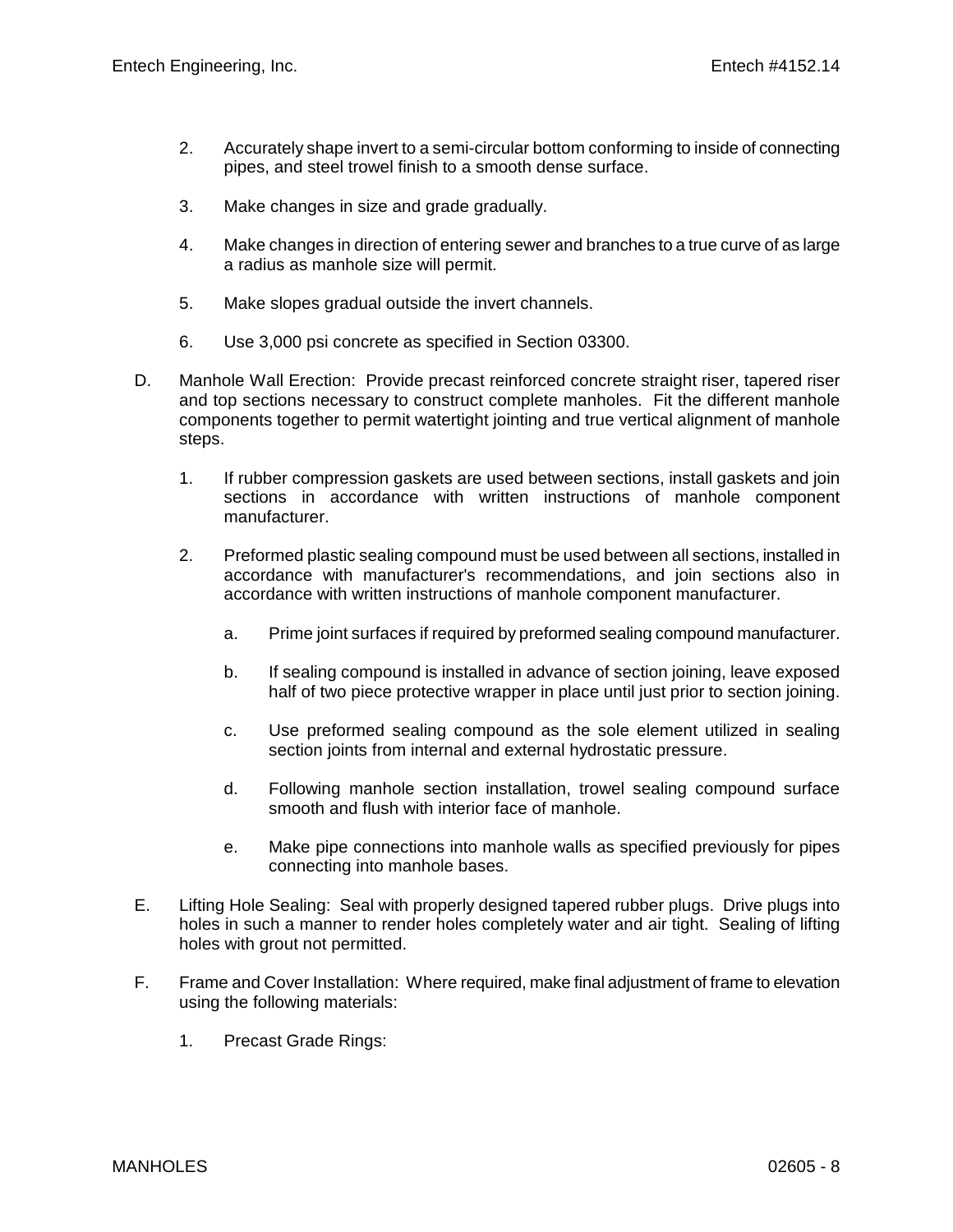2. Accurately shape invert to a semi-circular bottom conforming to inside of connecting pipes, and steel trowel finish to a smooth dense surface.

3. Make changes in size and grade gradually.

4. Make changes in direction of entering sewer and branches to a true curve of as large a radius as manhole size will permit.

5. Make slopes gradual outside the invert channels.

6. Use 3,000 psi concrete as specified in Section 03300.

D. Manhole Wall Erection: Provide precast reinforced concrete straight riser, tapered riser and top sections necessary to construct complete manholes. Fit the different manhole components together to permit watertight jointing and true vertical alignment of manhole steps.

   1. If rubber compression gaskets are used between sections, install gaskets and join sections in accordance with written instructions of manhole component manufacturer.

   2. Preformed plastic sealing compound must be used between all sections, installed in accordance with manufacturer's recommendations, and join sections also in accordance with written instructions of manhole component manufacturer.

      a. Prime joint surfaces if required by preformed sealing compound manufacturer.

      b. If sealing compound is installed in advance of section joining, leave exposed half of two piece protective wrapper in place until just prior to section joining.

      c. Use preformed sealing compound as the sole element utilized in sealing section joints from internal and external hydrostatic pressure.

      d. Following manhole section installation, trowel sealing compound surface smooth and flush with interior face of manhole.

      e. Make pipe connections into manhole walls as specified previously for pipes connecting into manhole bases.

E. Lifting Hole Sealing: Seal with properly designed tapered rubber plugs. Drive plugs into holes in such a manner to render holes completely water and air tight. Sealing of lifting holes with grout not permitted.

F. Frame and Cover Installation: Where required, make final adjustment of frame to elevation using the following materials:

   1. Precast Grade Rings: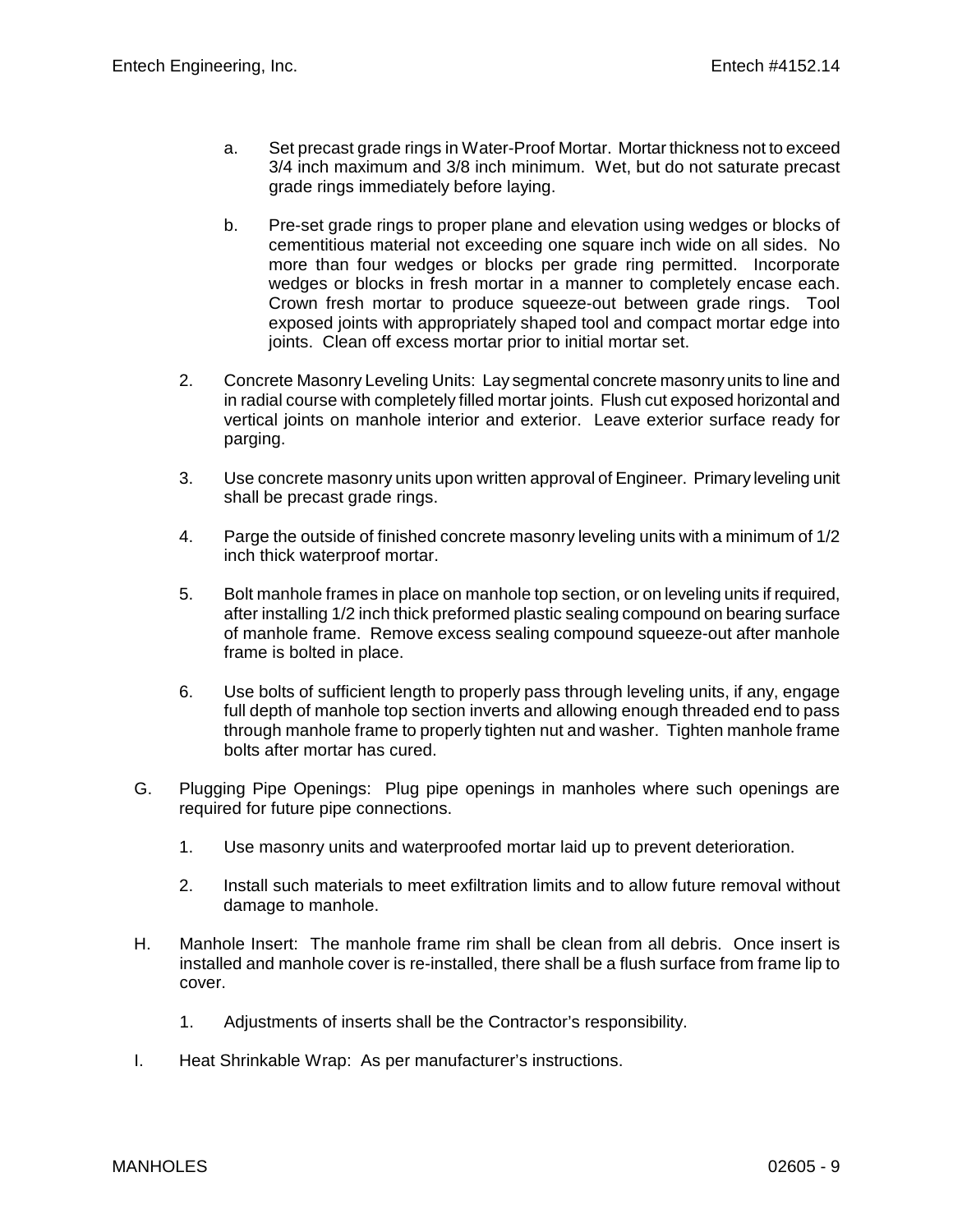a. Set precast grade rings in Water-Proof Mortar. Mortar thickness not to exceed 3/4 inch maximum and 3/8 inch minimum. Wet, but do not saturate precast grade rings immediately before laying.

b. Pre-set grade rings to proper plane and elevation using wedges or blocks of cementitious material not exceeding one square inch wide on all sides. No more than four wedges or blocks per grade ring permitted. Incorporate wedges or blocks in fresh mortar in a manner to completely encase each. Crown fresh mortar to produce squeeze-out between grade rings. Tool exposed joints with appropriately shaped tool and compact mortar edge into joints. Clean off excess mortar prior to initial mortar set.

2. Concrete Masonry Leveling Units: Lay segmental concrete masonry units to line and in radial course with completely filled mortar joints. Flush cut exposed horizontal and vertical joints on manhole interior and exterior. Leave exterior surface ready for parging.

3. Use concrete masonry units upon written approval of Engineer. Primary leveling unit shall be precast grade rings.

4. Parge the outside of finished concrete masonry leveling units with a minimum of 1/2 inch thick waterproof mortar.

5. Bolt manhole frames in place on manhole top section, or on leveling units if required, after installing 1/2 inch thick preformed plastic sealing compound on bearing surface of manhole frame. Remove excess sealing compound squeeze-out after manhole frame is bolted in place.

6. Use bolts of sufficient length to properly pass through leveling units, if any, engage full depth of manhole top section inverts and allowing enough threaded end to pass through manhole frame to properly tighten nut and washer. Tighten manhole frame bolts after mortar has cured.

G. Plugging Pipe Openings: Plug pipe openings in manholes where such openings are required for future pipe connections.

1. Use masonry units and waterproofed mortar laid up to prevent deterioration.

2. Install such materials to meet exfiltration limits and to allow future removal without damage to manhole.

H. Manhole Insert: The manhole frame rim shall be clean from all debris. Once insert is installed and manhole cover is re-installed, there shall be a flush surface from frame lip to cover.

1. Adjustments of inserts shall be the Contractor's responsibility.

I. Heat Shrinkable Wrap: As per manufacturer's instructions.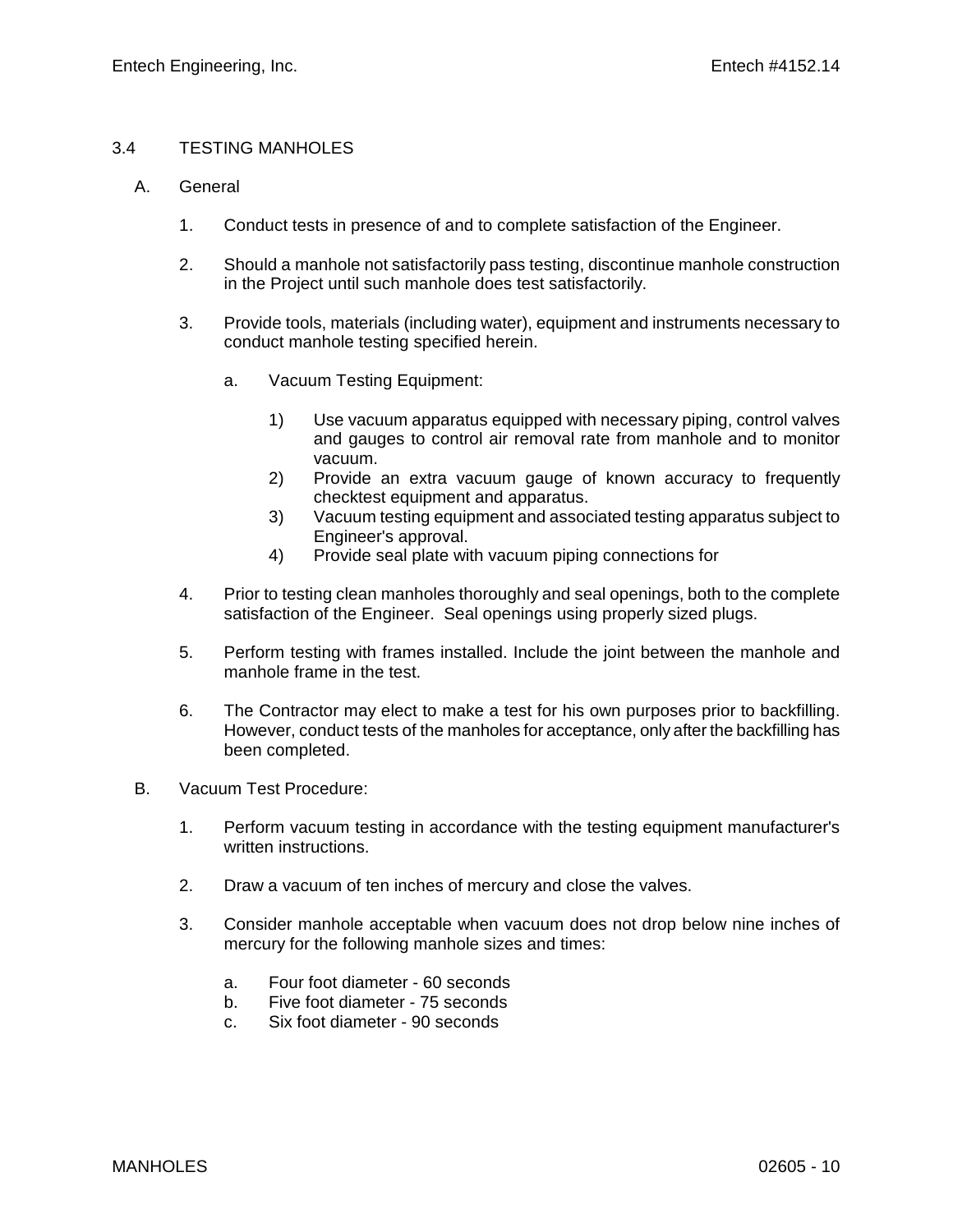## 3.4 TESTING MANHOLES

A. General

1. Conduct tests in presence of and to complete satisfaction of the Engineer.

2. Should a manhole not satisfactorily pass testing, discontinue manhole construction in the Project until such manhole does test satisfactorily.

3. Provide tools, materials (including water), equipment and instruments necessary to conduct manhole testing specified herein.

   a. Vacuum Testing Equipment:

      1) Use vacuum apparatus equipped with necessary piping, control valves and gauges to control air removal rate from manhole and to monitor vacuum.
      2) Provide an extra vacuum gauge of known accuracy to frequently checktest equipment and apparatus.
      3) Vacuum testing equipment and associated testing apparatus subject to Engineer's approval.
      4) Provide seal plate with vacuum piping connections for

4. Prior to testing clean manholes thoroughly and seal openings, both to the complete satisfaction of the Engineer. Seal openings using properly sized plugs.

5. Perform testing with frames installed. Include the joint between the manhole and manhole frame in the test.

6. The Contractor may elect to make a test for his own purposes prior to backfilling. However, conduct tests of the manholes for acceptance, only after the backfilling has been completed.

B. Vacuum Test Procedure:

1. Perform vacuum testing in accordance with the testing equipment manufacturer's written instructions.

2. Draw a vacuum of ten inches of mercury and close the valves.

3. Consider manhole acceptable when vacuum does not drop below nine inches of mercury for the following manhole sizes and times:

   a. Four foot diameter - 60 seconds
   b. Five foot diameter - 75 seconds
   c. Six foot diameter - 90 seconds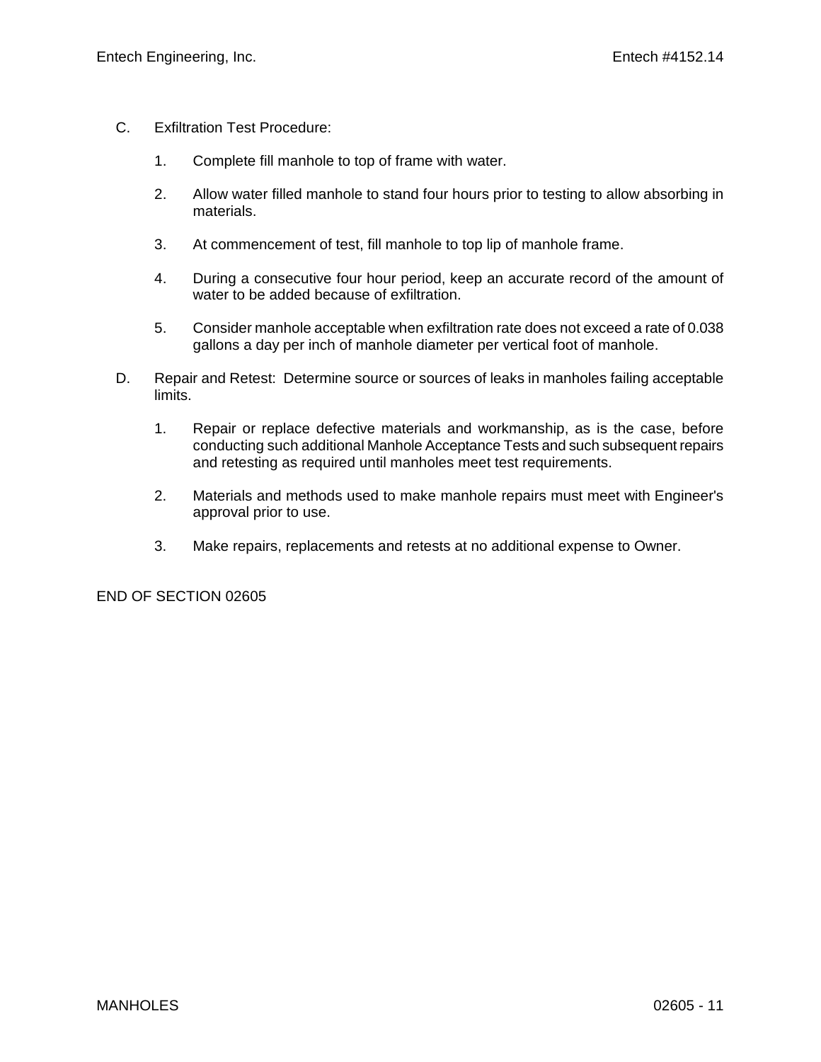C. Exfiltration Test Procedure:

1. Complete fill manhole to top of frame with water.

2. Allow water filled manhole to stand four hours prior to testing to allow absorbing in materials.

3. At commencement of test, fill manhole to top lip of manhole frame.

4. During a consecutive four hour period, keep an accurate record of the amount of water to be added because of exfiltration.

5. Consider manhole acceptable when exfiltration rate does not exceed a rate of 0.038 gallons a day per inch of manhole diameter per vertical foot of manhole.

D. Repair and Retest: Determine source or sources of leaks in manholes failing acceptable limits.

1. Repair or replace defective materials and workmanship, as is the case, before conducting such additional Manhole Acceptance Tests and such subsequent repairs and retesting as required until manholes meet test requirements.

2. Materials and methods used to make manhole repairs must meet with Engineer's approval prior to use.

3. Make repairs, replacements and retests at no additional expense to Owner.

END OF SECTION 02605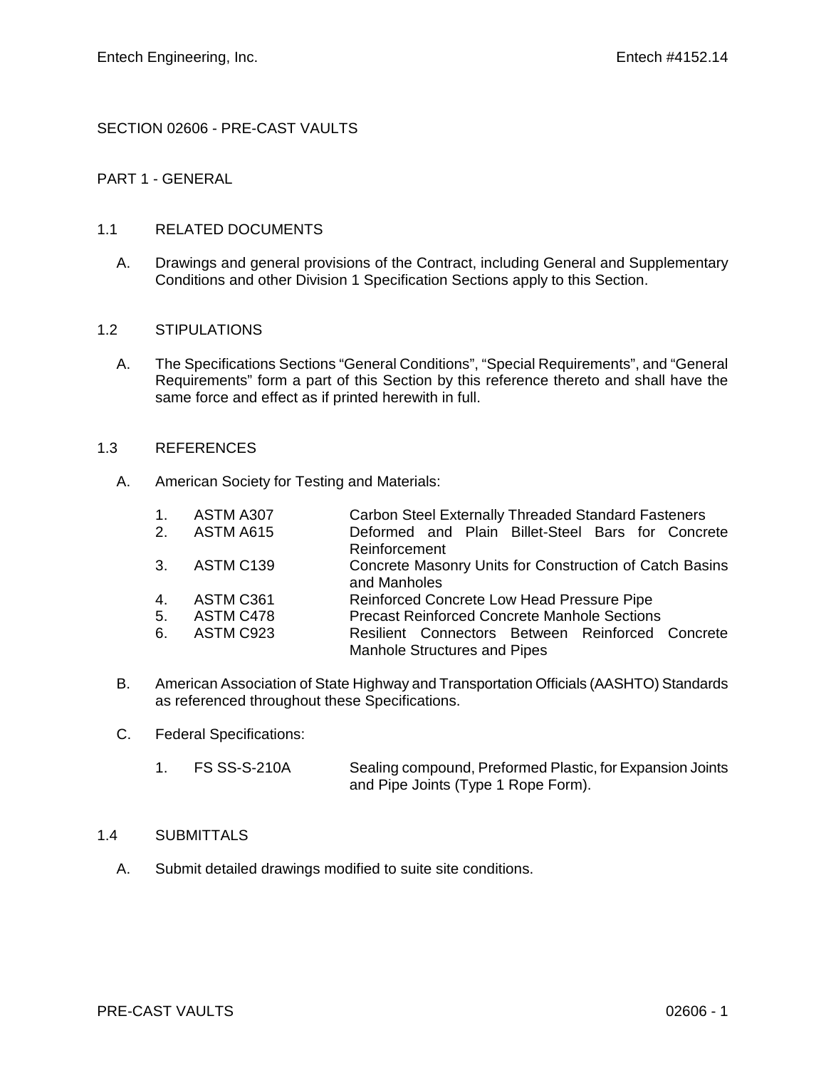# SECTION 02606 - PRE-CAST VAULTS

## PART 1 - GENERAL

### 1.1 RELATED DOCUMENTS

A. Drawings and general provisions of the Contract, including General and Supplementary Conditions and other Division 1 Specification Sections apply to this Section.

### 1.2 STIPULATIONS

A. The Specifications Sections “General Conditions”, “Special Requirements”, and “General Requirements” form a part of this Section by this reference thereto and shall have the same force and effect as if printed herewith in full.

### 1.3 REFERENCES

A. American Society for Testing and Materials:

| | | |
|---|---|---|
| 1. | ASTM A307 | Carbon Steel Externally Threaded Standard Fasteners |
| 2. | ASTM A615 | Deformed and Plain Billet-Steel Bars for Concrete Reinforcement |
| 3. | ASTM C139 | Concrete Masonry Units for Construction of Catch Basins and Manholes |
| 4. | ASTM C361 | Reinforced Concrete Low Head Pressure Pipe |
| 5. | ASTM C478 | Precast Reinforced Concrete Manhole Sections |
| 6. | ASTM C923 | Resilient Connectors Between Reinforced Concrete Manhole Structures and Pipes |

B. American Association of State Highway and Transportation Officials (AASHTO) Standards as referenced throughout these Specifications.

C. Federal Specifications:

| | | |
|---|---|---|
| 1. | FS SS-S-210A | Sealing compound, Preformed Plastic, for Expansion Joints and Pipe Joints (Type 1 Rope Form). |

### 1.4 SUBMITTALS

A. Submit detailed drawings modified to suite site conditions.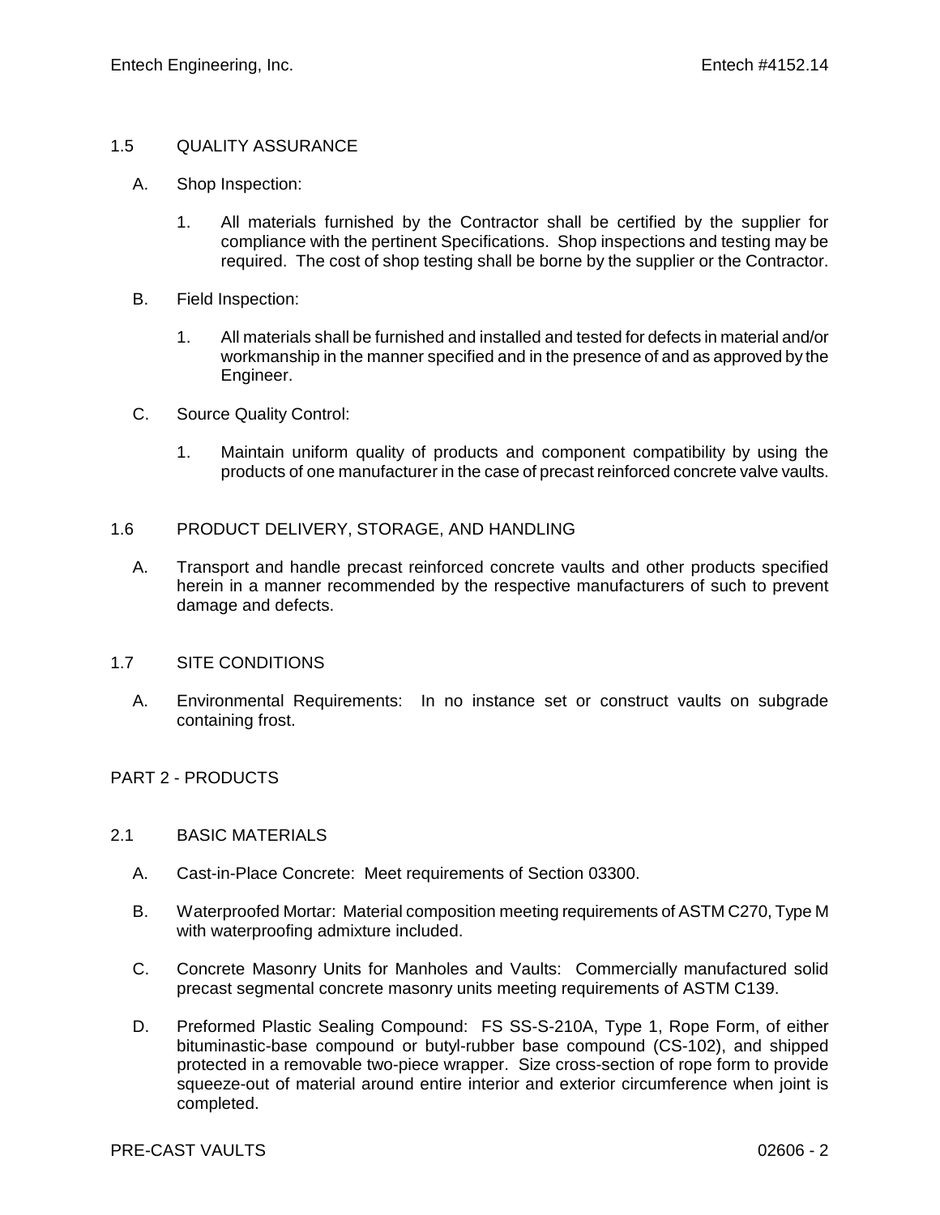## 1.5 QUALITY ASSURANCE

A. Shop Inspection:

1. All materials furnished by the Contractor shall be certified by the supplier for compliance with the pertinent Specifications. Shop inspections and testing may be required. The cost of shop testing shall be borne by the supplier or the Contractor.

B. Field Inspection:

1. All materials shall be furnished and installed and tested for defects in material and/or workmanship in the manner specified and in the presence of and as approved by the Engineer.

C. Source Quality Control:

1. Maintain uniform quality of products and component compatibility by using the products of one manufacturer in the case of precast reinforced concrete valve vaults.

## 1.6 PRODUCT DELIVERY, STORAGE, AND HANDLING

A. Transport and handle precast reinforced concrete vaults and other products specified herein in a manner recommended by the respective manufacturers of such to prevent damage and defects.

## 1.7 SITE CONDITIONS

A. Environmental Requirements: In no instance set or construct vaults on subgrade containing frost.

# PART 2 - PRODUCTS

## 2.1 BASIC MATERIALS

A. Cast-in-Place Concrete: Meet requirements of Section 03300.

B. Waterproofed Mortar: Material composition meeting requirements of ASTM C270, Type M with waterproofing admixture included.

C. Concrete Masonry Units for Manholes and Vaults: Commercially manufactured solid precast segmental concrete masonry units meeting requirements of ASTM C139.

D. Preformed Plastic Sealing Compound: FS SS-S-210A, Type 1, Rope Form, of either bituminastic-base compound or butyl-rubber base compound (CS-102), and shipped protected in a removable two-piece wrapper. Size cross-section of rope form to provide squeeze-out of material around entire interior and exterior circumference when joint is completed.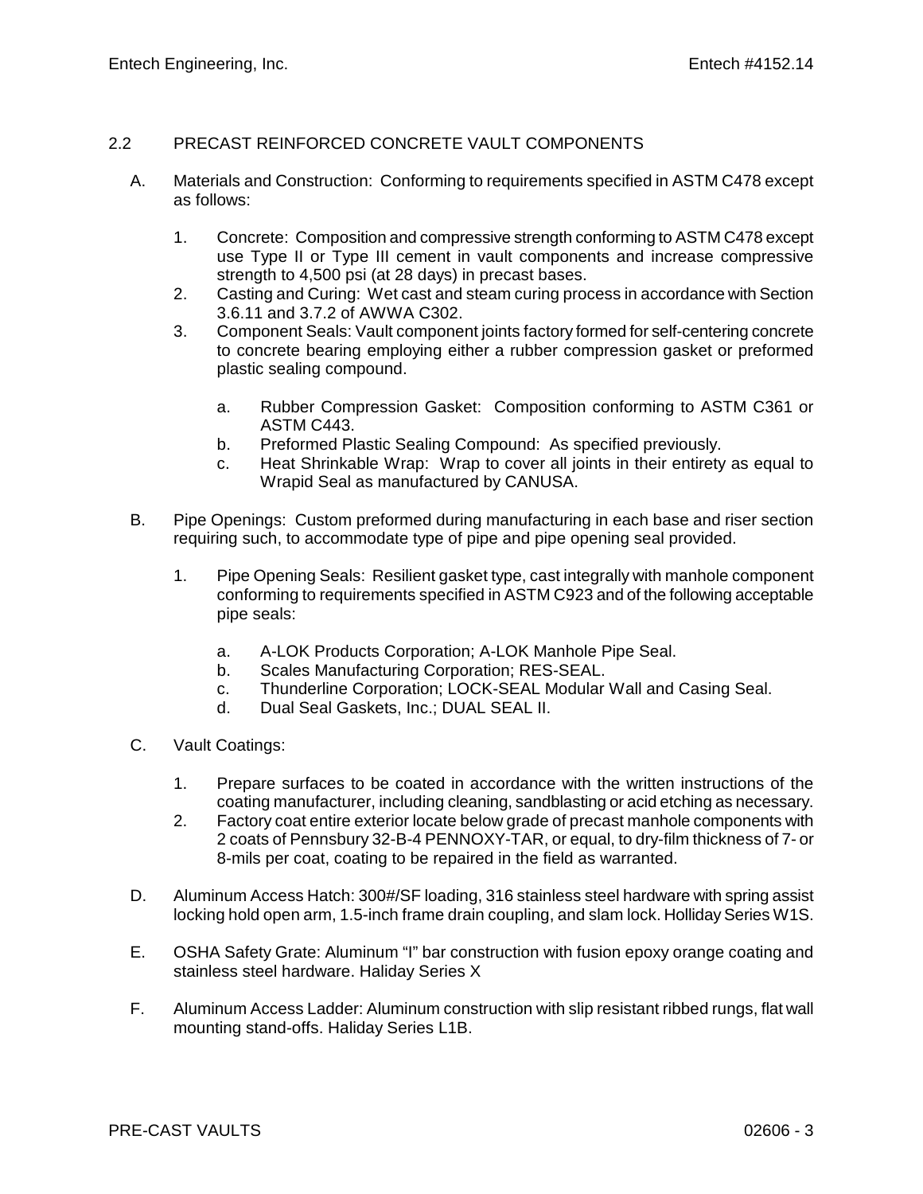## 2.2 PRECAST REINFORCED CONCRETE VAULT COMPONENTS

A. Materials and Construction: Conforming to requirements specified in ASTM C478 except as follows:

   1. Concrete: Composition and compressive strength conforming to ASTM C478 except use Type II or Type III cement in vault components and increase compressive strength to 4,500 psi (at 28 days) in precast bases.
   2. Casting and Curing: Wet cast and steam curing process in accordance with Section 3.6.11 and 3.7.2 of AWWA C302.
   3. Component Seals: Vault component joints factory formed for self-centering concrete to concrete bearing employing either a rubber compression gasket or preformed plastic sealing compound.

      a. Rubber Compression Gasket: Composition conforming to ASTM C361 or ASTM C443.
      b. Preformed Plastic Sealing Compound: As specified previously.
      c. Heat Shrinkable Wrap: Wrap to cover all joints in their entirety as equal to Wrapid Seal as manufactured by CANUSA.

B. Pipe Openings: Custom preformed during manufacturing in each base and riser section requiring such, to accommodate type of pipe and pipe opening seal provided.

   1. Pipe Opening Seals: Resilient gasket type, cast integrally with manhole component conforming to requirements specified in ASTM C923 and of the following acceptable pipe seals:

      a. A-LOK Products Corporation; A-LOK Manhole Pipe Seal.
      b. Scales Manufacturing Corporation; RES-SEAL.
      c. Thunderline Corporation; LOCK-SEAL Modular Wall and Casing Seal.
      d. Dual Seal Gaskets, Inc.; DUAL SEAL II.

C. Vault Coatings:

   1. Prepare surfaces to be coated in accordance with the written instructions of the coating manufacturer, including cleaning, sandblasting or acid etching as necessary.
   2. Factory coat entire exterior locate below grade of precast manhole components with 2 coats of Pennsbury 32-B-4 PENNOXY-TAR, or equal, to dry-film thickness of 7- or 8-mils per coat, coating to be repaired in the field as warranted.

D. Aluminum Access Hatch: 300#/SF loading, 316 stainless steel hardware with spring assist locking hold open arm, 1.5-inch frame drain coupling, and slam lock. Holliday Series W1S.

E. OSHA Safety Grate: Aluminum "I" bar construction with fusion epoxy orange coating and stainless steel hardware. Haliday Series X

F. Aluminum Access Ladder: Aluminum construction with slip resistant ribbed rungs, flat wall mounting stand-offs. Haliday Series L1B.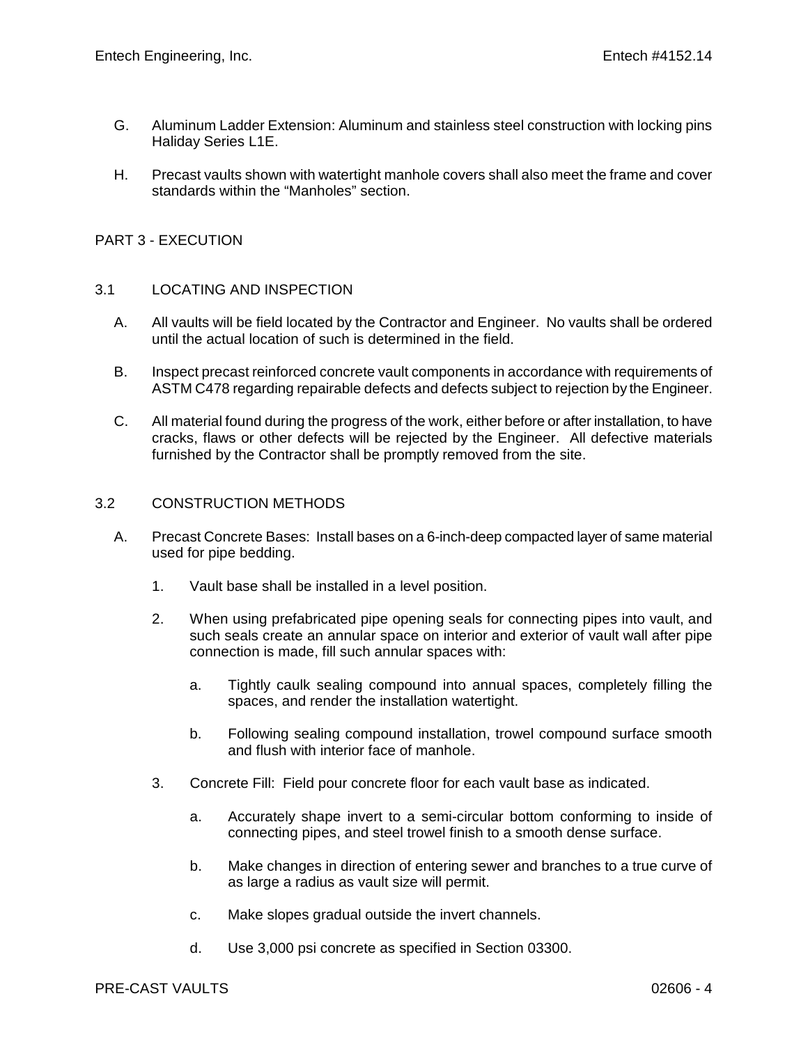G. Aluminum Ladder Extension: Aluminum and stainless steel construction with locking pins Haliday Series L1E.

H. Precast vaults shown with watertight manhole covers shall also meet the frame and cover standards within the “Manholes” section.

## PART 3 - EXECUTION

### 3.1 LOCATING AND INSPECTION

A. All vaults will be field located by the Contractor and Engineer. No vaults shall be ordered until the actual location of such is determined in the field.

B. Inspect precast reinforced concrete vault components in accordance with requirements of ASTM C478 regarding repairable defects and defects subject to rejection by the Engineer.

C. All material found during the progress of the work, either before or after installation, to have cracks, flaws or other defects will be rejected by the Engineer. All defective materials furnished by the Contractor shall be promptly removed from the site.

### 3.2 CONSTRUCTION METHODS

A. Precast Concrete Bases: Install bases on a 6-inch-deep compacted layer of same material used for pipe bedding.

1. Vault base shall be installed in a level position.

2. When using prefabricated pipe opening seals for connecting pipes into vault, and such seals create an annular space on interior and exterior of vault wall after pipe connection is made, fill such annular spaces with:

   a. Tightly caulk sealing compound into annual spaces, completely filling the spaces, and render the installation watertight.

   b. Following sealing compound installation, trowel compound surface smooth and flush with interior face of manhole.

3. Concrete Fill: Field pour concrete floor for each vault base as indicated.

   a. Accurately shape invert to a semi-circular bottom conforming to inside of connecting pipes, and steel trowel finish to a smooth dense surface.

   b. Make changes in direction of entering sewer and branches to a true curve of as large a radius as vault size will permit.

   c. Make slopes gradual outside the invert channels.

   d. Use 3,000 psi concrete as specified in Section 03300.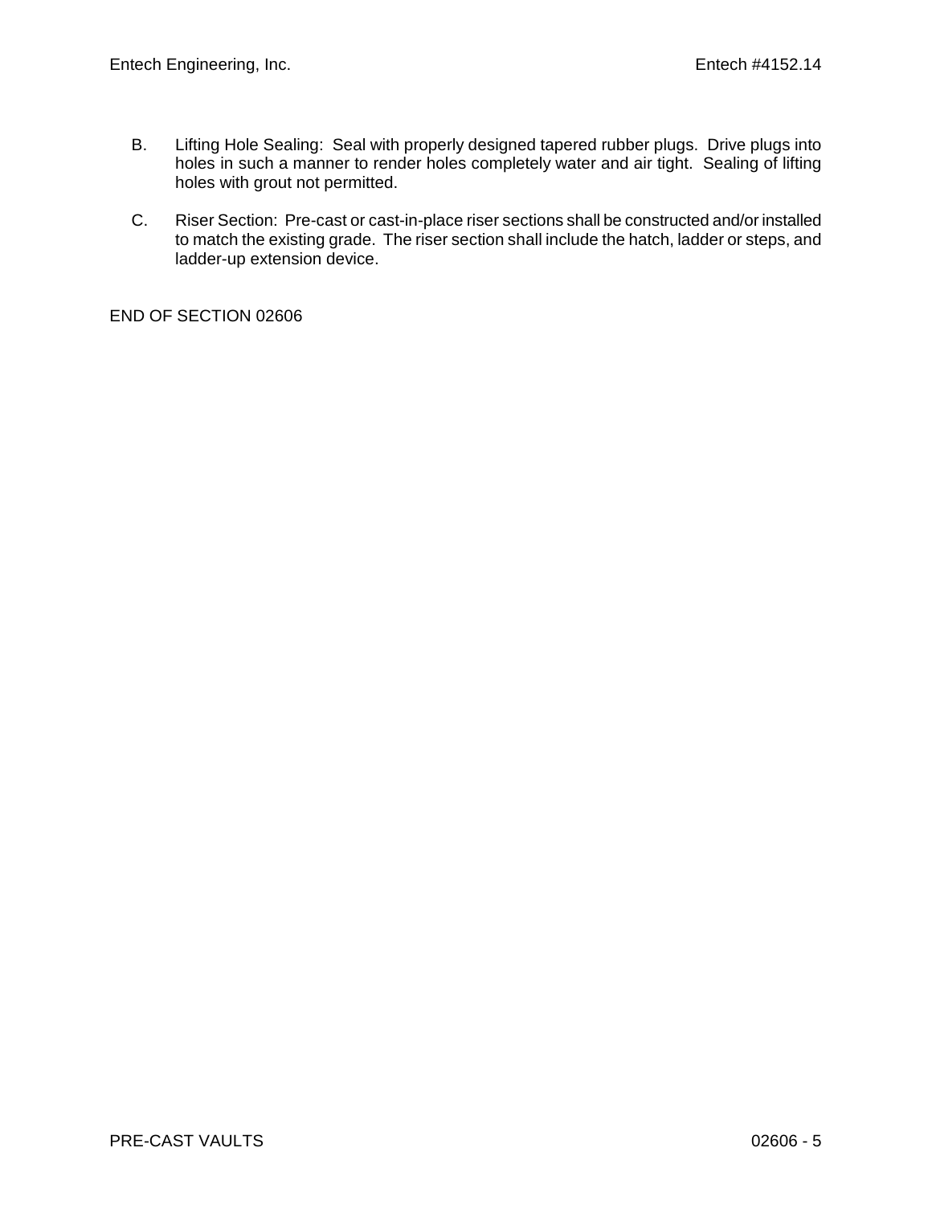B. Lifting Hole Sealing: Seal with properly designed tapered rubber plugs. Drive plugs into holes in such a manner to render holes completely water and air tight. Sealing of lifting holes with grout not permitted.

C. Riser Section: Pre-cast or cast-in-place riser sections shall be constructed and/or installed to match the existing grade. The riser section shall include the hatch, ladder or steps, and ladder-up extension device.

END OF SECTION 02606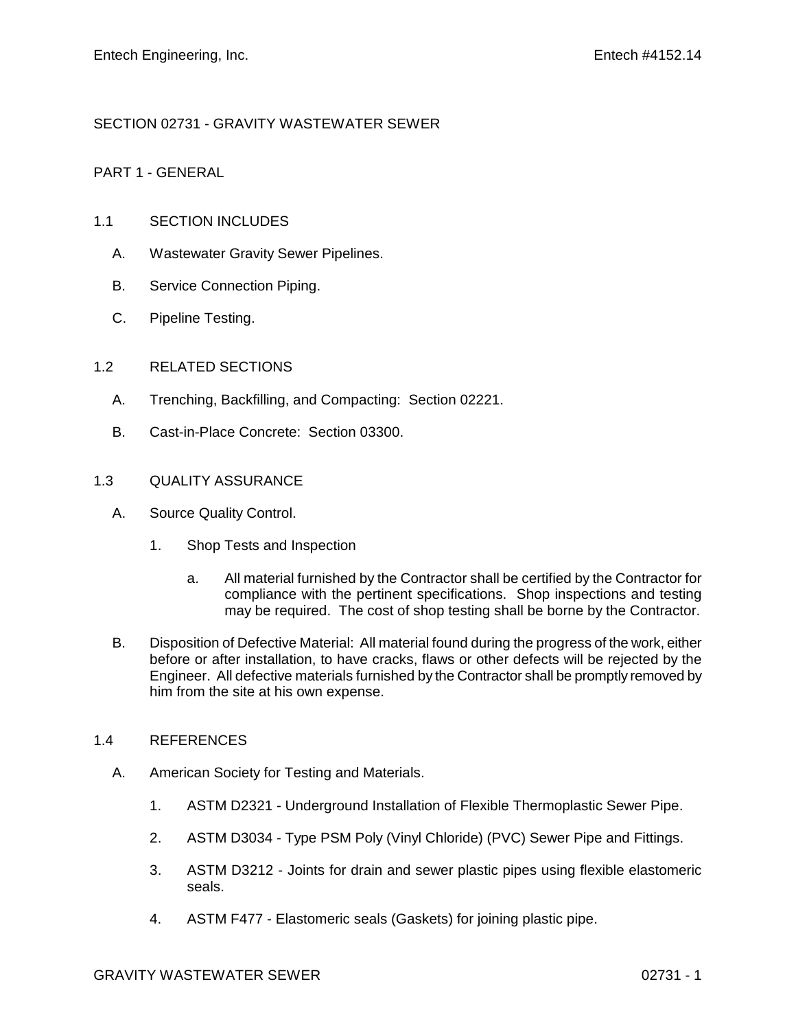# SECTION 02731 - GRAVITY WASTEWATER SEWER

## PART 1 - GENERAL

### 1.1 SECTION INCLUDES

A. Wastewater Gravity Sewer Pipelines.

B. Service Connection Piping.

C. Pipeline Testing.

### 1.2 RELATED SECTIONS

A. Trenching, Backfilling, and Compacting: Section 02221.

B. Cast-in-Place Concrete: Section 03300.

### 1.3 QUALITY ASSURANCE

A. Source Quality Control.

1. Shop Tests and Inspection

   a. All material furnished by the Contractor shall be certified by the Contractor for compliance with the pertinent specifications. Shop inspections and testing may be required. The cost of shop testing shall be borne by the Contractor.

B. Disposition of Defective Material: All material found during the progress of the work, either before or after installation, to have cracks, flaws or other defects will be rejected by the Engineer. All defective materials furnished by the Contractor shall be promptly removed by him from the site at his own expense.

### 1.4 REFERENCES

A. American Society for Testing and Materials.

1. ASTM D2321 - Underground Installation of Flexible Thermoplastic Sewer Pipe.

2. ASTM D3034 - Type PSM Poly (Vinyl Chloride) (PVC) Sewer Pipe and Fittings.

3. ASTM D3212 - Joints for drain and sewer plastic pipes using flexible elastomeric seals.

4. ASTM F477 - Elastomeric seals (Gaskets) for joining plastic pipe.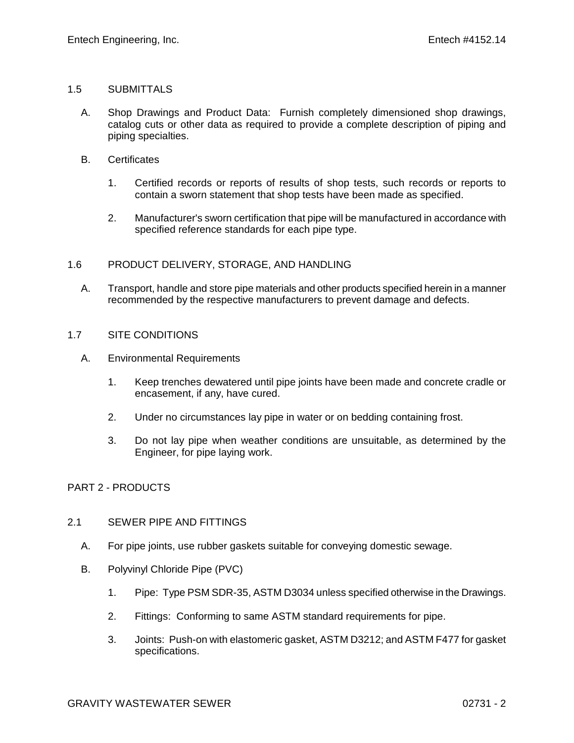## 1.5 SUBMITTALS

A. Shop Drawings and Product Data: Furnish completely dimensioned shop drawings, catalog cuts or other data as required to provide a complete description of piping and piping specialties.

B. Certificates

1. Certified records or reports of results of shop tests, such records or reports to contain a sworn statement that shop tests have been made as specified.

2. Manufacturer's sworn certification that pipe will be manufactured in accordance with specified reference standards for each pipe type.

## 1.6 PRODUCT DELIVERY, STORAGE, AND HANDLING

A. Transport, handle and store pipe materials and other products specified herein in a manner recommended by the respective manufacturers to prevent damage and defects.

## 1.7 SITE CONDITIONS

A. Environmental Requirements

1. Keep trenches dewatered until pipe joints have been made and concrete cradle or encasement, if any, have cured.

2. Under no circumstances lay pipe in water or on bedding containing frost.

3. Do not lay pipe when weather conditions are unsuitable, as determined by the Engineer, for pipe laying work.

# PART 2 - PRODUCTS

## 2.1 SEWER PIPE AND FITTINGS

A. For pipe joints, use rubber gaskets suitable for conveying domestic sewage.

B. Polyvinyl Chloride Pipe (PVC)

1. Pipe: Type PSM SDR-35, ASTM D3034 unless specified otherwise in the Drawings.

2. Fittings: Conforming to same ASTM standard requirements for pipe.

3. Joints: Push-on with elastomeric gasket, ASTM D3212; and ASTM F477 for gasket specifications.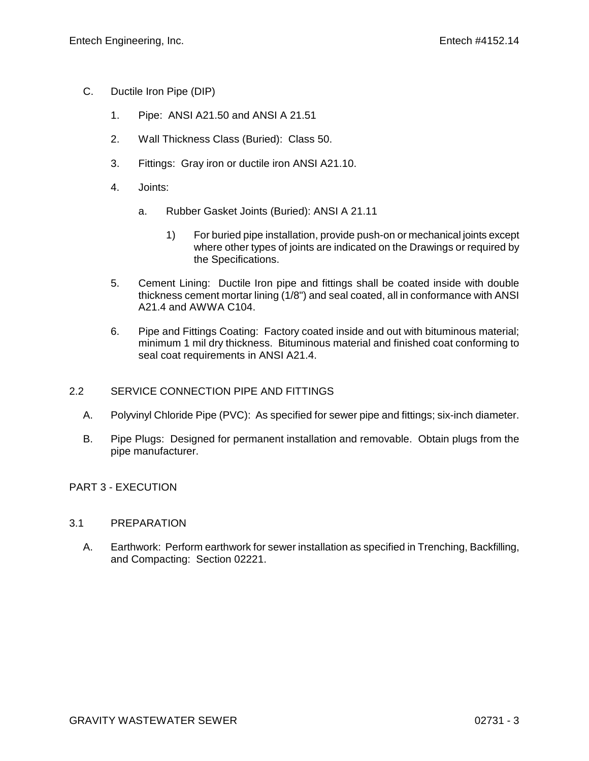C. Ductile Iron Pipe (DIP)

1. Pipe: ANSI A21.50 and ANSI A 21.51

2. Wall Thickness Class (Buried): Class 50.

3. Fittings: Gray iron or ductile iron ANSI A21.10.

4. Joints:

   a. Rubber Gasket Joints (Buried): ANSI A 21.11

      1) For buried pipe installation, provide push-on or mechanical joints except where other types of joints are indicated on the Drawings or required by the Specifications.

5. Cement Lining: Ductile Iron pipe and fittings shall be coated inside with double thickness cement mortar lining (1/8") and seal coated, all in conformance with ANSI A21.4 and AWWA C104.

6. Pipe and Fittings Coating: Factory coated inside and out with bituminous material; minimum 1 mil dry thickness. Bituminous material and finished coat conforming to seal coat requirements in ANSI A21.4.

## 2.2 SERVICE CONNECTION PIPE AND FITTINGS

A. Polyvinyl Chloride Pipe (PVC): As specified for sewer pipe and fittings; six-inch diameter.

B. Pipe Plugs: Designed for permanent installation and removable. Obtain plugs from the pipe manufacturer.

# PART 3 - EXECUTION

## 3.1 PREPARATION

A. Earthwork: Perform earthwork for sewer installation as specified in Trenching, Backfilling, and Compacting: Section 02221.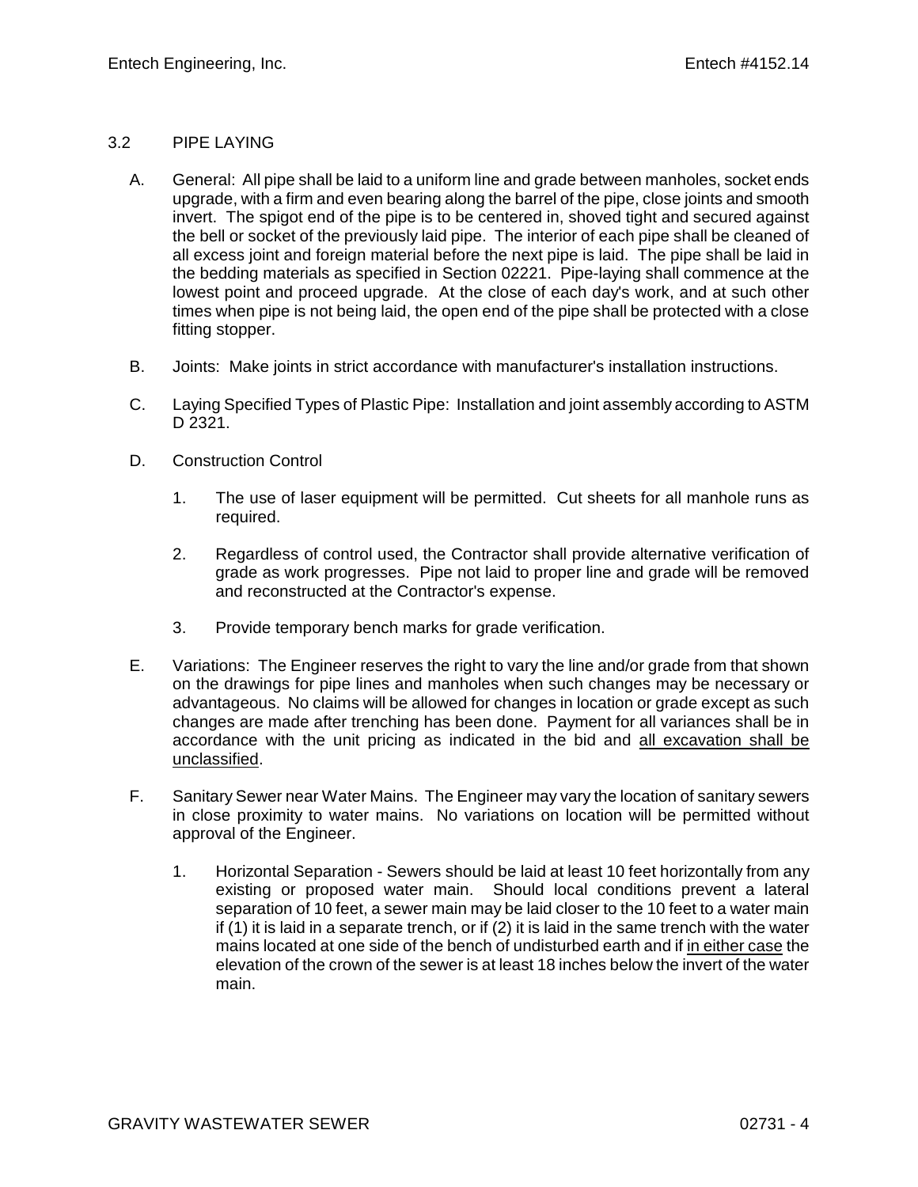## 3.2 PIPE LAYING

A. General: All pipe shall be laid to a uniform line and grade between manholes, socket ends upgrade, with a firm and even bearing along the barrel of the pipe, close joints and smooth invert. The spigot end of the pipe is to be centered in, shoved tight and secured against the bell or socket of the previously laid pipe. The interior of each pipe shall be cleaned of all excess joint and foreign material before the next pipe is laid. The pipe shall be laid in the bedding materials as specified in Section 02221. Pipe-laying shall commence at the lowest point and proceed upgrade. At the close of each day's work, and at such other times when pipe is not being laid, the open end of the pipe shall be protected with a close fitting stopper.

B. Joints: Make joints in strict accordance with manufacturer's installation instructions.

C. Laying Specified Types of Plastic Pipe: Installation and joint assembly according to ASTM D 2321.

D. Construction Control

1. The use of laser equipment will be permitted. Cut sheets for all manhole runs as required.

2. Regardless of control used, the Contractor shall provide alternative verification of grade as work progresses. Pipe not laid to proper line and grade will be removed and reconstructed at the Contractor's expense.

3. Provide temporary bench marks for grade verification.

E. Variations: The Engineer reserves the right to vary the line and/or grade from that shown on the drawings for pipe lines and manholes when such changes may be necessary or advantageous. No claims will be allowed for changes in location or grade except as such changes are made after trenching has been done. Payment for all variances shall be in accordance with the unit pricing as indicated in the bid and <u>all excavation shall be unclassified</u>.

F. Sanitary Sewer near Water Mains. The Engineer may vary the location of sanitary sewers in close proximity to water mains. No variations on location will be permitted without approval of the Engineer.

1. Horizontal Separation - Sewers should be laid at least 10 feet horizontally from any existing or proposed water main. Should local conditions prevent a lateral separation of 10 feet, a sewer main may be laid closer to the 10 feet to a water main if (1) it is laid in a separate trench, or if (2) it is laid in the same trench with the water mains located at one side of the bench of undisturbed earth and if <u>in either case</u> the elevation of the crown of the sewer is at least 18 inches below the invert of the water main.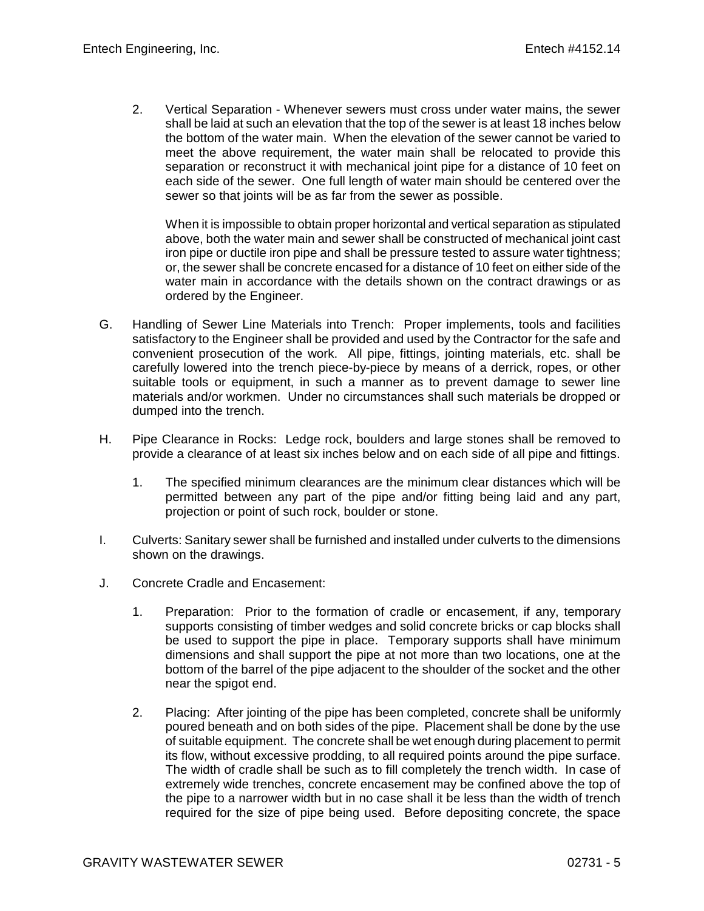2. Vertical Separation - Whenever sewers must cross under water mains, the sewer shall be laid at such an elevation that the top of the sewer is at least 18 inches below the bottom of the water main. When the elevation of the sewer cannot be varied to meet the above requirement, the water main shall be relocated to provide this separation or reconstruct it with mechanical joint pipe for a distance of 10 feet on each side of the sewer. One full length of water main should be centered over the sewer so that joints will be as far from the sewer as possible.

   When it is impossible to obtain proper horizontal and vertical separation as stipulated above, both the water main and sewer shall be constructed of mechanical joint cast iron pipe or ductile iron pipe and shall be pressure tested to assure water tightness; or, the sewer shall be concrete encased for a distance of 10 feet on either side of the water main in accordance with the details shown on the contract drawings or as ordered by the Engineer.

G. Handling of Sewer Line Materials into Trench: Proper implements, tools and facilities satisfactory to the Engineer shall be provided and used by the Contractor for the safe and convenient prosecution of the work. All pipe, fittings, jointing materials, etc. shall be carefully lowered into the trench piece-by-piece by means of a derrick, ropes, or other suitable tools or equipment, in such a manner as to prevent damage to sewer line materials and/or workmen. Under no circumstances shall such materials be dropped or dumped into the trench.

H. Pipe Clearance in Rocks: Ledge rock, boulders and large stones shall be removed to provide a clearance of at least six inches below and on each side of all pipe and fittings.

   1. The specified minimum clearances are the minimum clear distances which will be permitted between any part of the pipe and/or fitting being laid and any part, projection or point of such rock, boulder or stone.

I. Culverts: Sanitary sewer shall be furnished and installed under culverts to the dimensions shown on the drawings.

J. Concrete Cradle and Encasement:

   1. Preparation: Prior to the formation of cradle or encasement, if any, temporary supports consisting of timber wedges and solid concrete bricks or cap blocks shall be used to support the pipe in place. Temporary supports shall have minimum dimensions and shall support the pipe at not more than two locations, one at the bottom of the barrel of the pipe adjacent to the shoulder of the socket and the other near the spigot end.

   2. Placing: After jointing of the pipe has been completed, concrete shall be uniformly poured beneath and on both sides of the pipe. Placement shall be done by the use of suitable equipment. The concrete shall be wet enough during placement to permit its flow, without excessive prodding, to all required points around the pipe surface. The width of cradle shall be such as to fill completely the trench width. In case of extremely wide trenches, concrete encasement may be confined above the top of the pipe to a narrower width but in no case shall it be less than the width of trench required for the size of pipe being used. Before depositing concrete, the space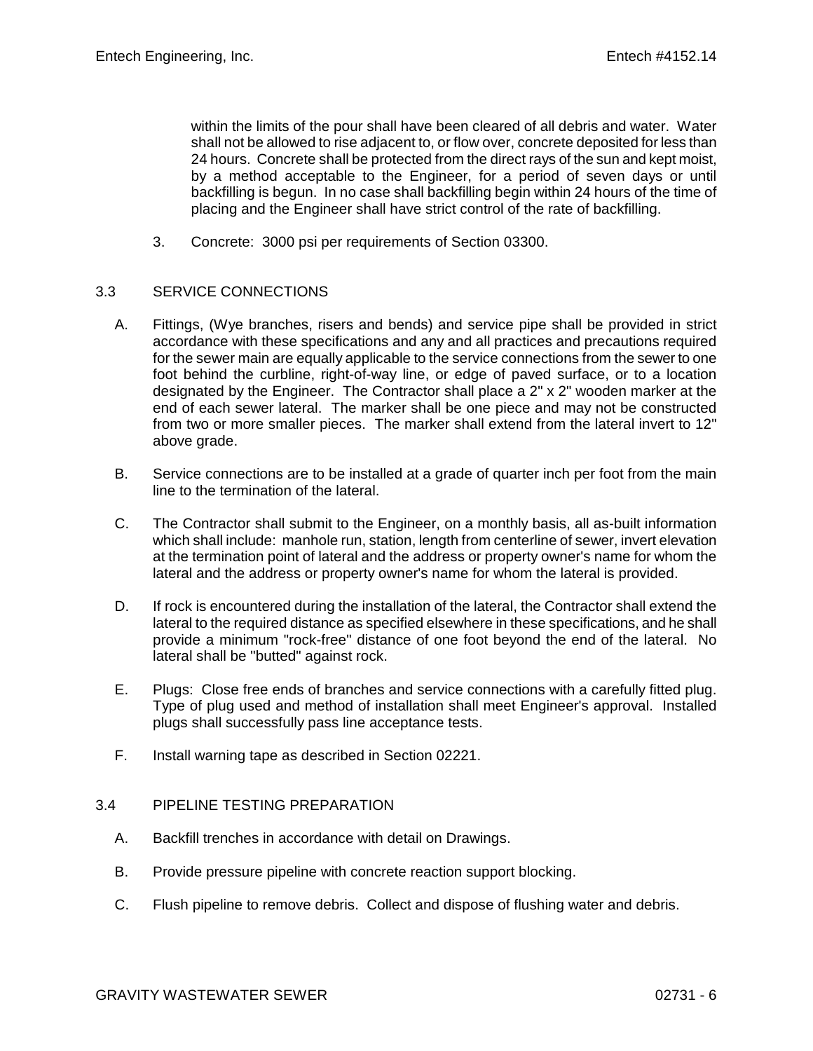within the limits of the pour shall have been cleared of all debris and water. Water shall not be allowed to rise adjacent to, or flow over, concrete deposited for less than 24 hours. Concrete shall be protected from the direct rays of the sun and kept moist, by a method acceptable to the Engineer, for a period of seven days or until backfilling is begun. In no case shall backfilling begin within 24 hours of the time of placing and the Engineer shall have strict control of the rate of backfilling.

3. Concrete: 3000 psi per requirements of Section 03300.

## 3.3 SERVICE CONNECTIONS

A. Fittings, (Wye branches, risers and bends) and service pipe shall be provided in strict accordance with these specifications and any and all practices and precautions required for the sewer main are equally applicable to the service connections from the sewer to one foot behind the curbline, right-of-way line, or edge of paved surface, or to a location designated by the Engineer. The Contractor shall place a 2" x 2" wooden marker at the end of each sewer lateral. The marker shall be one piece and may not be constructed from two or more smaller pieces. The marker shall extend from the lateral invert to 12" above grade.

B. Service connections are to be installed at a grade of quarter inch per foot from the main line to the termination of the lateral.

C. The Contractor shall submit to the Engineer, on a monthly basis, all as-built information which shall include: manhole run, station, length from centerline of sewer, invert elevation at the termination point of lateral and the address or property owner's name for whom the lateral and the address or property owner's name for whom the lateral is provided.

D. If rock is encountered during the installation of the lateral, the Contractor shall extend the lateral to the required distance as specified elsewhere in these specifications, and he shall provide a minimum "rock-free" distance of one foot beyond the end of the lateral. No lateral shall be "butted" against rock.

E. Plugs: Close free ends of branches and service connections with a carefully fitted plug. Type of plug used and method of installation shall meet Engineer's approval. Installed plugs shall successfully pass line acceptance tests.

F. Install warning tape as described in Section 02221.

## 3.4 PIPELINE TESTING PREPARATION

A. Backfill trenches in accordance with detail on Drawings.

B. Provide pressure pipeline with concrete reaction support blocking.

C. Flush pipeline to remove debris. Collect and dispose of flushing water and debris.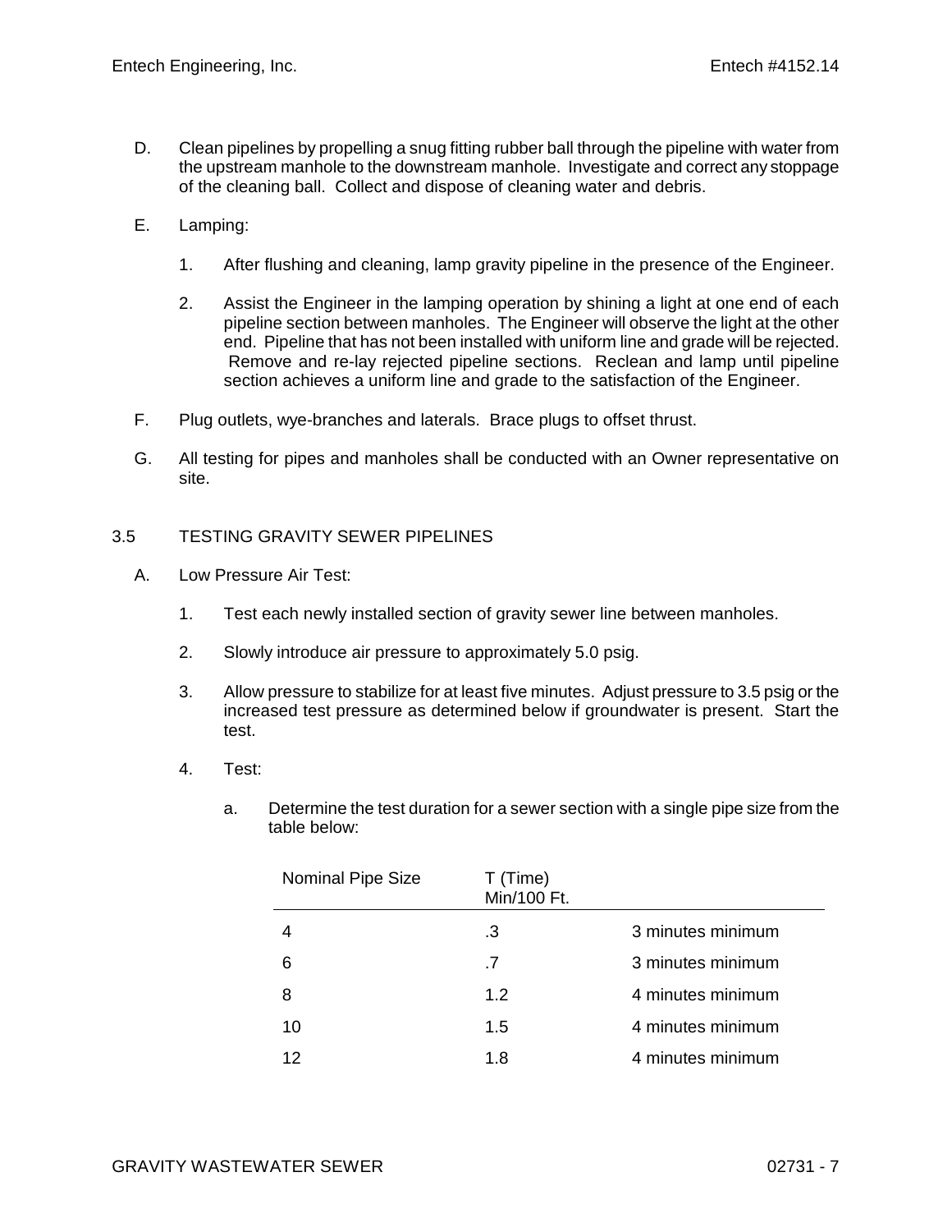D. Clean pipelines by propelling a snug fitting rubber ball through the pipeline with water from the upstream manhole to the downstream manhole. Investigate and correct any stoppage of the cleaning ball. Collect and dispose of cleaning water and debris.

E. Lamping:

1. After flushing and cleaning, lamp gravity pipeline in the presence of the Engineer.

2. Assist the Engineer in the lamping operation by shining a light at one end of each pipeline section between manholes. The Engineer will observe the light at the other end. Pipeline that has not been installed with uniform line and grade will be rejected. Remove and re-lay rejected pipeline sections. Reclean and lamp until pipeline section achieves a uniform line and grade to the satisfaction of the Engineer.

F. Plug outlets, wye-branches and laterals. Brace plugs to offset thrust.

G. All testing for pipes and manholes shall be conducted with an Owner representative on site.

## 3.5 TESTING GRAVITY SEWER PIPELINES

A. Low Pressure Air Test:

1. Test each newly installed section of gravity sewer line between manholes.

2. Slowly introduce air pressure to approximately 5.0 psig.

3. Allow pressure to stabilize for at least five minutes. Adjust pressure to 3.5 psig or the increased test pressure as determined below if groundwater is present. Start the test.

4. Test:

   a. Determine the test duration for a sewer section with a single pipe size from the table below:

| Nominal Pipe Size | T (Time) Min/100 Ft. | |
|---|---|---|
| 4 | .3 | 3 minutes minimum |
| 6 | .7 | 3 minutes minimum |
| 8 | 1.2 | 4 minutes minimum |
| 10 | 1.5 | 4 minutes minimum |
| 12 | 1.8 | 4 minutes minimum |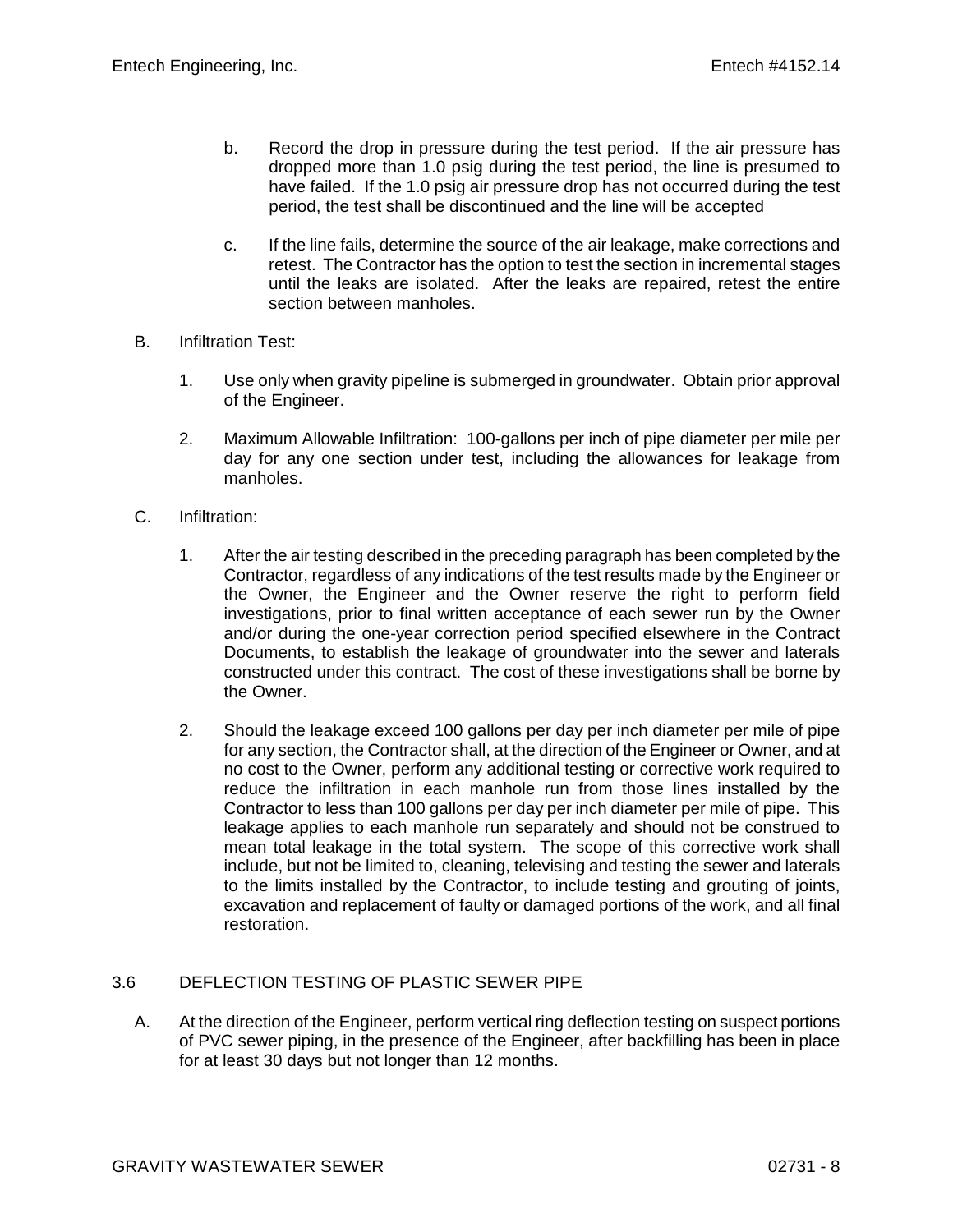b. Record the drop in pressure during the test period. If the air pressure has dropped more than 1.0 psig during the test period, the line is presumed to have failed. If the 1.0 psig air pressure drop has not occurred during the test period, the test shall be discontinued and the line will be accepted

c. If the line fails, determine the source of the air leakage, make corrections and retest. The Contractor has the option to test the section in incremental stages until the leaks are isolated. After the leaks are repaired, retest the entire section between manholes.

B. Infiltration Test:

1. Use only when gravity pipeline is submerged in groundwater. Obtain prior approval of the Engineer.

2. Maximum Allowable Infiltration: 100-gallons per inch of pipe diameter per mile per day for any one section under test, including the allowances for leakage from manholes.

C. Infiltration:

1. After the air testing described in the preceding paragraph has been completed by the Contractor, regardless of any indications of the test results made by the Engineer or the Owner, the Engineer and the Owner reserve the right to perform field investigations, prior to final written acceptance of each sewer run by the Owner and/or during the one-year correction period specified elsewhere in the Contract Documents, to establish the leakage of groundwater into the sewer and laterals constructed under this contract. The cost of these investigations shall be borne by the Owner.

2. Should the leakage exceed 100 gallons per day per inch diameter per mile of pipe for any section, the Contractor shall, at the direction of the Engineer or Owner, and at no cost to the Owner, perform any additional testing or corrective work required to reduce the infiltration in each manhole run from those lines installed by the Contractor to less than 100 gallons per day per inch diameter per mile of pipe. This leakage applies to each manhole run separately and should not be construed to mean total leakage in the total system. The scope of this corrective work shall include, but not be limited to, cleaning, televising and testing the sewer and laterals to the limits installed by the Contractor, to include testing and grouting of joints, excavation and replacement of faulty or damaged portions of the work, and all final restoration.

## 3.6 DEFLECTION TESTING OF PLASTIC SEWER PIPE

A. At the direction of the Engineer, perform vertical ring deflection testing on suspect portions of PVC sewer piping, in the presence of the Engineer, after backfilling has been in place for at least 30 days but not longer than 12 months.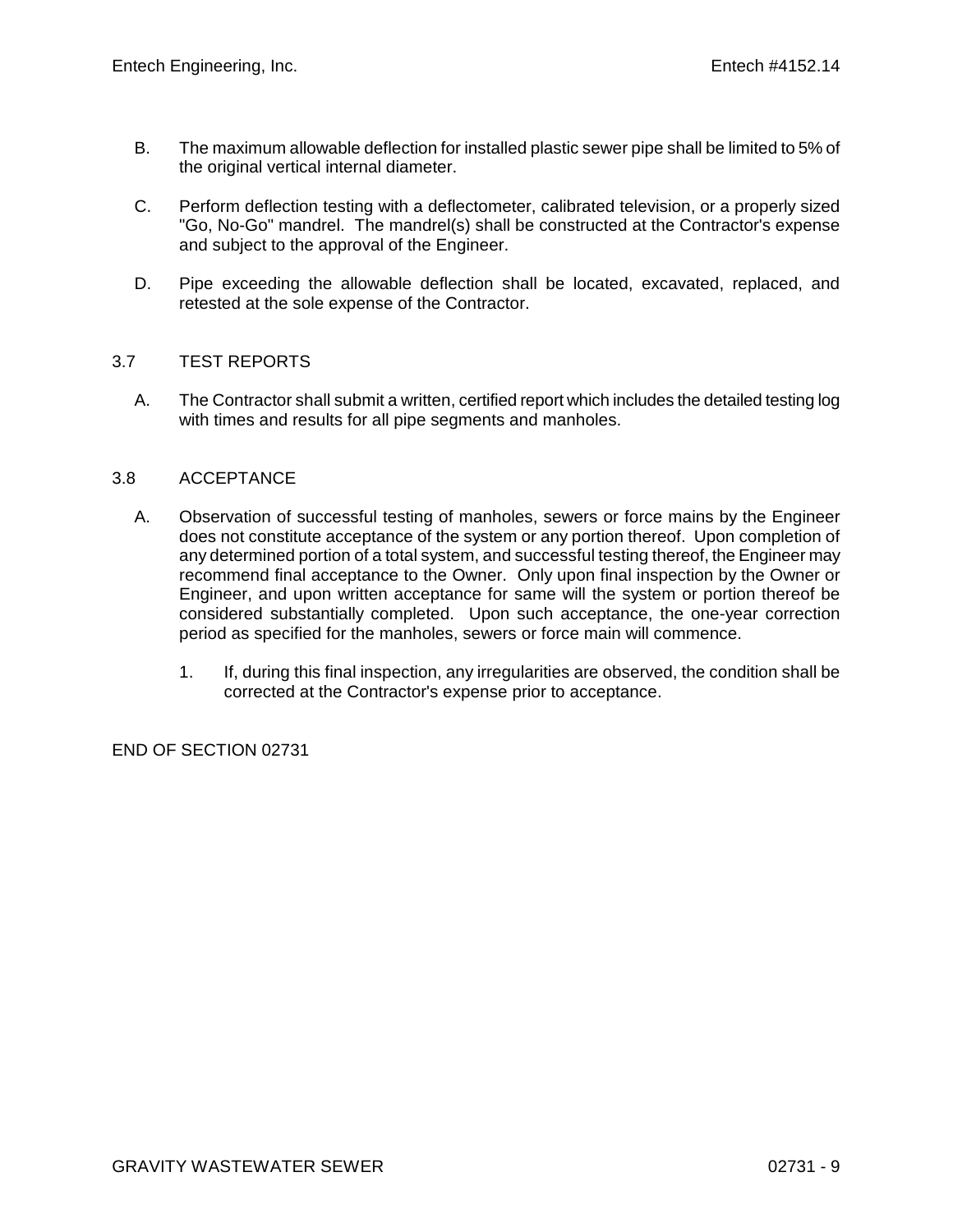B. The maximum allowable deflection for installed plastic sewer pipe shall be limited to 5% of the original vertical internal diameter.

C. Perform deflection testing with a deflectometer, calibrated television, or a properly sized "Go, No-Go" mandrel. The mandrel(s) shall be constructed at the Contractor's expense and subject to the approval of the Engineer.

D. Pipe exceeding the allowable deflection shall be located, excavated, replaced, and retested at the sole expense of the Contractor.

## 3.7 TEST REPORTS

A. The Contractor shall submit a written, certified report which includes the detailed testing log with times and results for all pipe segments and manholes.

## 3.8 ACCEPTANCE

A. Observation of successful testing of manholes, sewers or force mains by the Engineer does not constitute acceptance of the system or any portion thereof. Upon completion of any determined portion of a total system, and successful testing thereof, the Engineer may recommend final acceptance to the Owner. Only upon final inspection by the Owner or Engineer, and upon written acceptance for same will the system or portion thereof be considered substantially completed. Upon such acceptance, the one-year correction period as specified for the manholes, sewers or force main will commence.

   1. If, during this final inspection, any irregularities are observed, the condition shall be corrected at the Contractor's expense prior to acceptance.

END OF SECTION 02731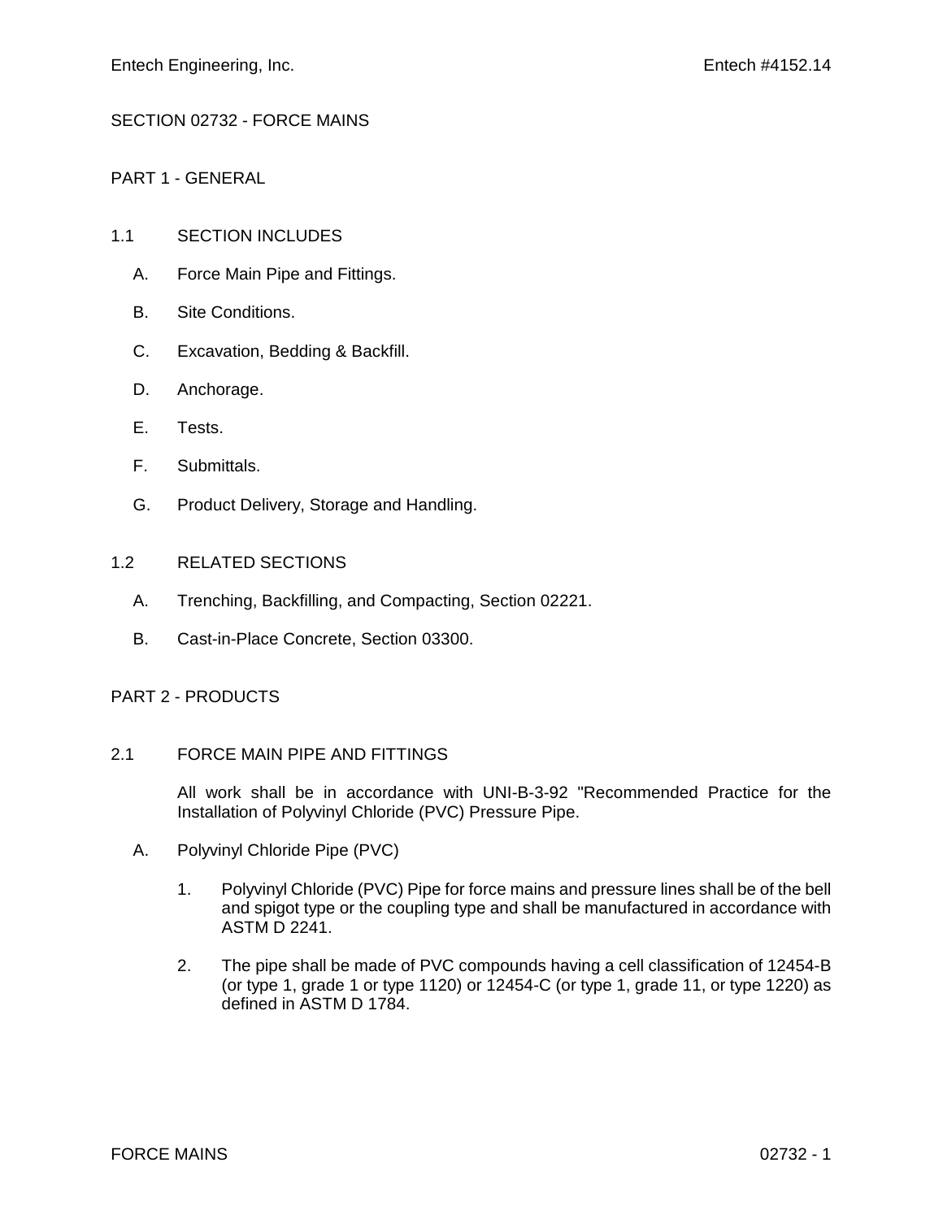# SECTION 02732 - FORCE MAINS

## PART 1 - GENERAL

### 1.1 SECTION INCLUDES

A. Force Main Pipe and Fittings.

B. Site Conditions.

C. Excavation, Bedding & Backfill.

D. Anchorage.

E. Tests.

F. Submittals.

G. Product Delivery, Storage and Handling.

### 1.2 RELATED SECTIONS

A. Trenching, Backfilling, and Compacting, Section 02221.

B. Cast-in-Place Concrete, Section 03300.

## PART 2 - PRODUCTS

### 2.1 FORCE MAIN PIPE AND FITTINGS

All work shall be in accordance with UNI-B-3-92 "Recommended Practice for the Installation of Polyvinyl Chloride (PVC) Pressure Pipe.

A. Polyvinyl Chloride Pipe (PVC)

1. Polyvinyl Chloride (PVC) Pipe for force mains and pressure lines shall be of the bell and spigot type or the coupling type and shall be manufactured in accordance with ASTM D 2241.

2. The pipe shall be made of PVC compounds having a cell classification of 12454-B (or type 1, grade 1 or type 1120) or 12454-C (or type 1, grade 11, or type 1220) as defined in ASTM D 1784.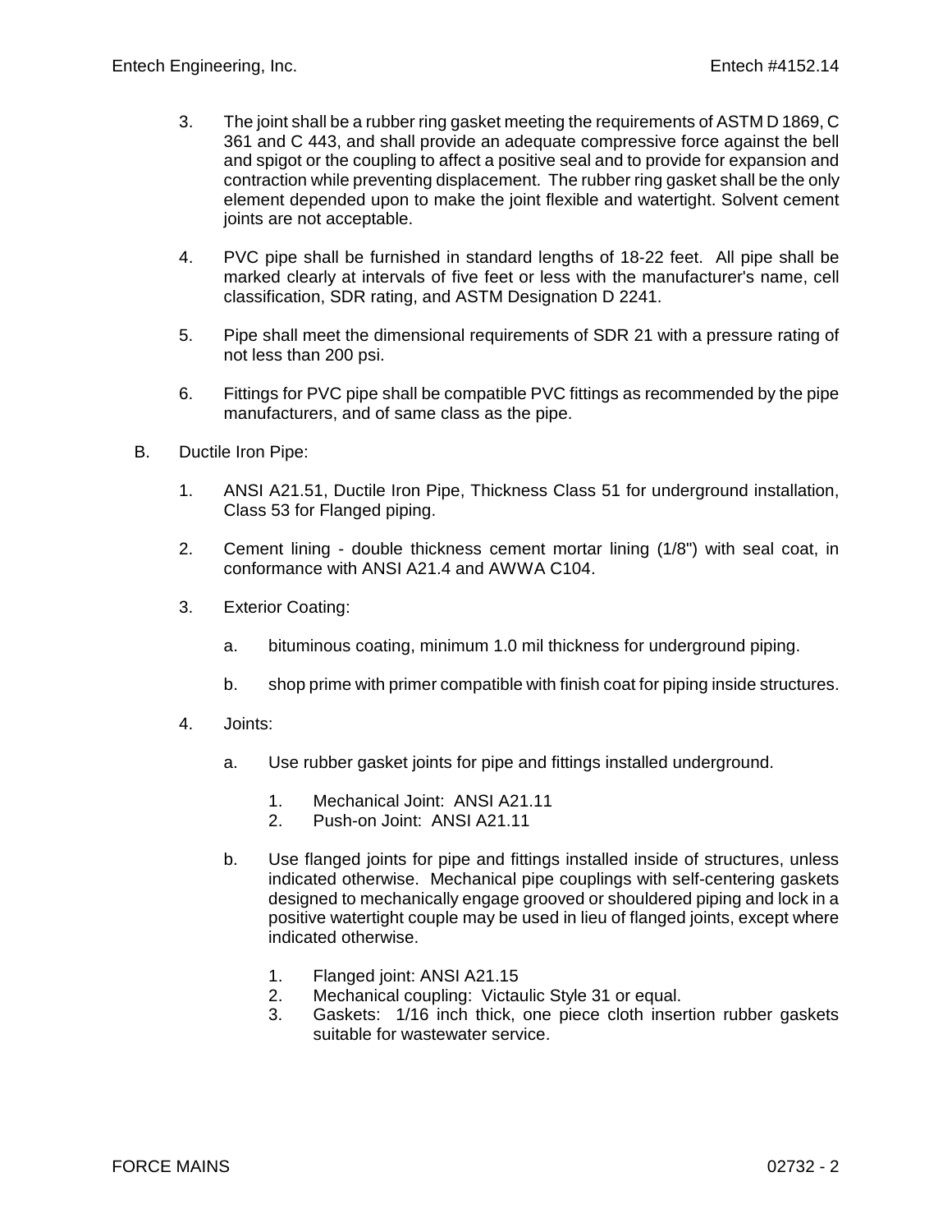3. The joint shall be a rubber ring gasket meeting the requirements of ASTM D 1869, C 361 and C 443, and shall provide an adequate compressive force against the bell and spigot or the coupling to affect a positive seal and to provide for expansion and contraction while preventing displacement. The rubber ring gasket shall be the only element depended upon to make the joint flexible and watertight. Solvent cement joints are not acceptable.

4. PVC pipe shall be furnished in standard lengths of 18-22 feet. All pipe shall be marked clearly at intervals of five feet or less with the manufacturer's name, cell classification, SDR rating, and ASTM Designation D 2241.

5. Pipe shall meet the dimensional requirements of SDR 21 with a pressure rating of not less than 200 psi.

6. Fittings for PVC pipe shall be compatible PVC fittings as recommended by the pipe manufacturers, and of same class as the pipe.

B. Ductile Iron Pipe:

1. ANSI A21.51, Ductile Iron Pipe, Thickness Class 51 for underground installation, Class 53 for Flanged piping.

2. Cement lining - double thickness cement mortar lining (1/8") with seal coat, in conformance with ANSI A21.4 and AWWA C104.

3. Exterior Coating:

   a. bituminous coating, minimum 1.0 mil thickness for underground piping.

   b. shop prime with primer compatible with finish coat for piping inside structures.

4. Joints:

   a. Use rubber gasket joints for pipe and fittings installed underground.

      1. Mechanical Joint: ANSI A21.11
      2. Push-on Joint: ANSI A21.11

   b. Use flanged joints for pipe and fittings installed inside of structures, unless indicated otherwise. Mechanical pipe couplings with self-centering gaskets designed to mechanically engage grooved or shouldered piping and lock in a positive watertight couple may be used in lieu of flanged joints, except where indicated otherwise.

      1. Flanged joint: ANSI A21.15
      2. Mechanical coupling: Victaulic Style 31 or equal.
      3. Gaskets: 1/16 inch thick, one piece cloth insertion rubber gaskets suitable for wastewater service.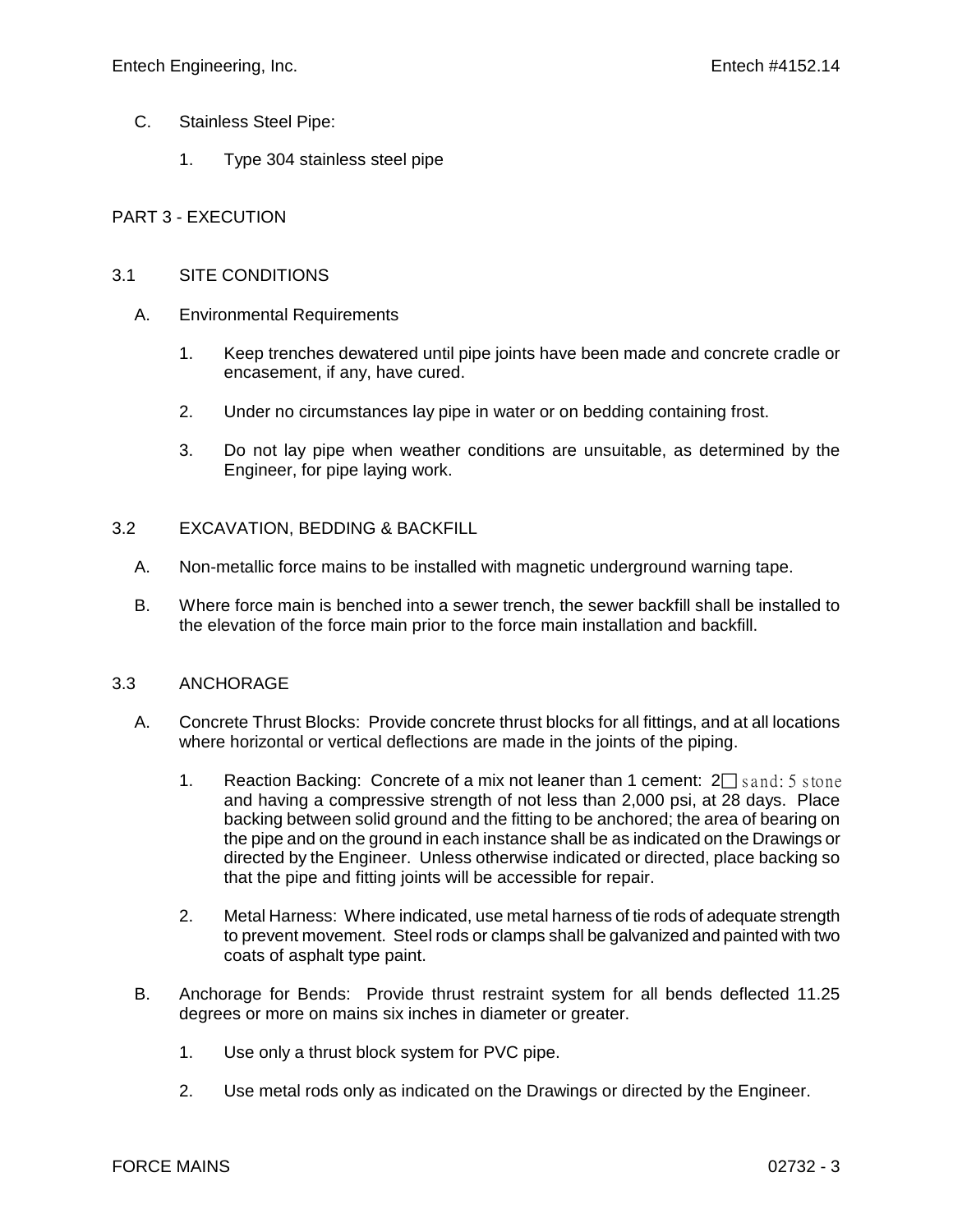C. Stainless Steel Pipe:

1. Type 304 stainless steel pipe

## PART 3 - EXECUTION

### 3.1 SITE CONDITIONS

A. Environmental Requirements

1. Keep trenches dewatered until pipe joints have been made and concrete cradle or encasement, if any, have cured.

2. Under no circumstances lay pipe in water or on bedding containing frost.

3. Do not lay pipe when weather conditions are unsuitable, as determined by the Engineer, for pipe laying work.

### 3.2 EXCAVATION, BEDDING & BACKFILL

A. Non-metallic force mains to be installed with magnetic underground warning tape.

B. Where force main is benched into a sewer trench, the sewer backfill shall be installed to the elevation of the force main prior to the force main installation and backfill.

### 3.3 ANCHORAGE

A. Concrete Thrust Blocks: Provide concrete thrust blocks for all fittings, and at all locations where horizontal or vertical deflections are made in the joints of the piping.

1. Reaction Backing: Concrete of a mix not leaner than 1 cement: 2□ sand: 5 stone and having a compressive strength of not less than 2,000 psi, at 28 days. Place backing between solid ground and the fitting to be anchored; the area of bearing on the pipe and on the ground in each instance shall be as indicated on the Drawings or directed by the Engineer. Unless otherwise indicated or directed, place backing so that the pipe and fitting joints will be accessible for repair.

2. Metal Harness: Where indicated, use metal harness of tie rods of adequate strength to prevent movement. Steel rods or clamps shall be galvanized and painted with two coats of asphalt type paint.

B. Anchorage for Bends: Provide thrust restraint system for all bends deflected 11.25 degrees or more on mains six inches in diameter or greater.

1. Use only a thrust block system for PVC pipe.

2. Use metal rods only as indicated on the Drawings or directed by the Engineer.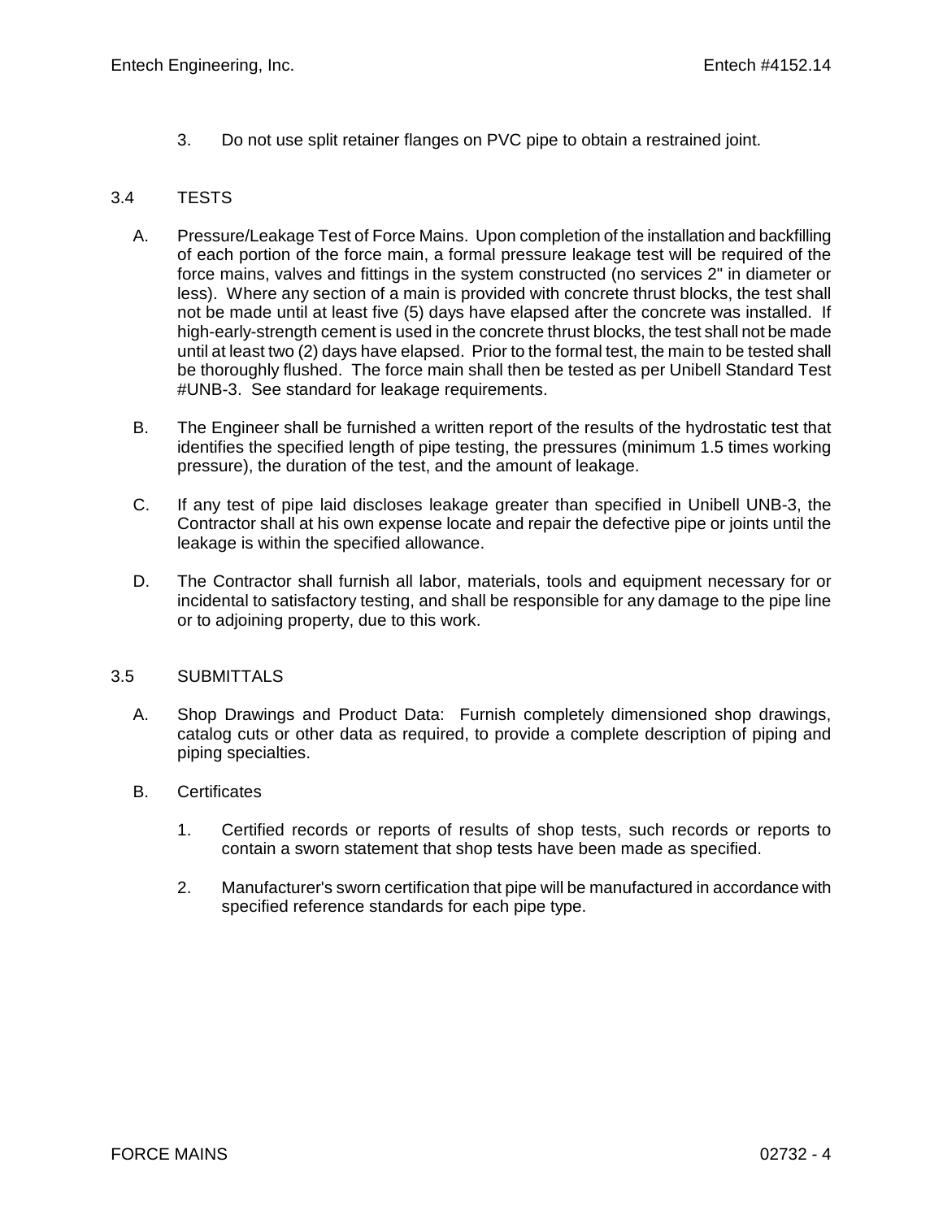3. Do not use split retainer flanges on PVC pipe to obtain a restrained joint.

## 3.4 TESTS

A. Pressure/Leakage Test of Force Mains. Upon completion of the installation and backfilling of each portion of the force main, a formal pressure leakage test will be required of the force mains, valves and fittings in the system constructed (no services 2" in diameter or less). Where any section of a main is provided with concrete thrust blocks, the test shall not be made until at least five (5) days have elapsed after the concrete was installed. If high-early-strength cement is used in the concrete thrust blocks, the test shall not be made until at least two (2) days have elapsed. Prior to the formal test, the main to be tested shall be thoroughly flushed. The force main shall then be tested as per Unibell Standard Test #UNB-3. See standard for leakage requirements.

B. The Engineer shall be furnished a written report of the results of the hydrostatic test that identifies the specified length of pipe testing, the pressures (minimum 1.5 times working pressure), the duration of the test, and the amount of leakage.

C. If any test of pipe laid discloses leakage greater than specified in Unibell UNB-3, the Contractor shall at his own expense locate and repair the defective pipe or joints until the leakage is within the specified allowance.

D. The Contractor shall furnish all labor, materials, tools and equipment necessary for or incidental to satisfactory testing, and shall be responsible for any damage to the pipe line or to adjoining property, due to this work.

## 3.5 SUBMITTALS

A. Shop Drawings and Product Data: Furnish completely dimensioned shop drawings, catalog cuts or other data as required, to provide a complete description of piping and piping specialties.

B. Certificates

1. Certified records or reports of results of shop tests, such records or reports to contain a sworn statement that shop tests have been made as specified.

2. Manufacturer's sworn certification that pipe will be manufactured in accordance with specified reference standards for each pipe type.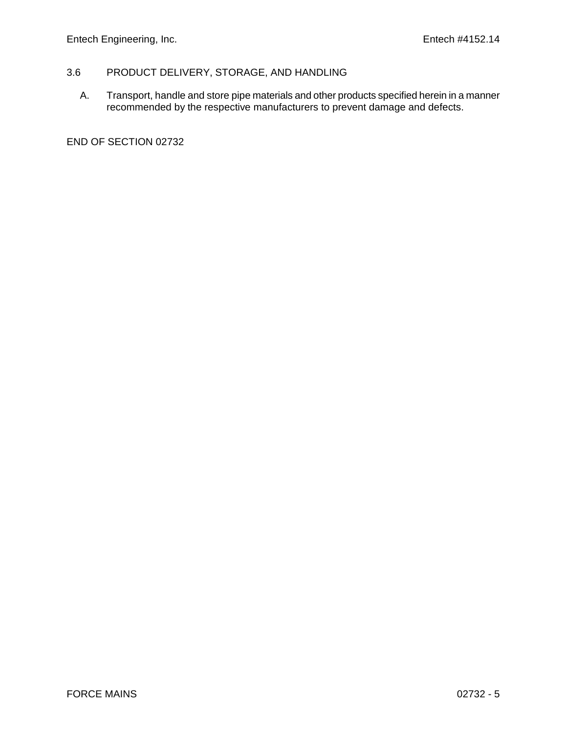## 3.6 PRODUCT DELIVERY, STORAGE, AND HANDLING

A. Transport, handle and store pipe materials and other products specified herein in a manner recommended by the respective manufacturers to prevent damage and defects.

END OF SECTION 02732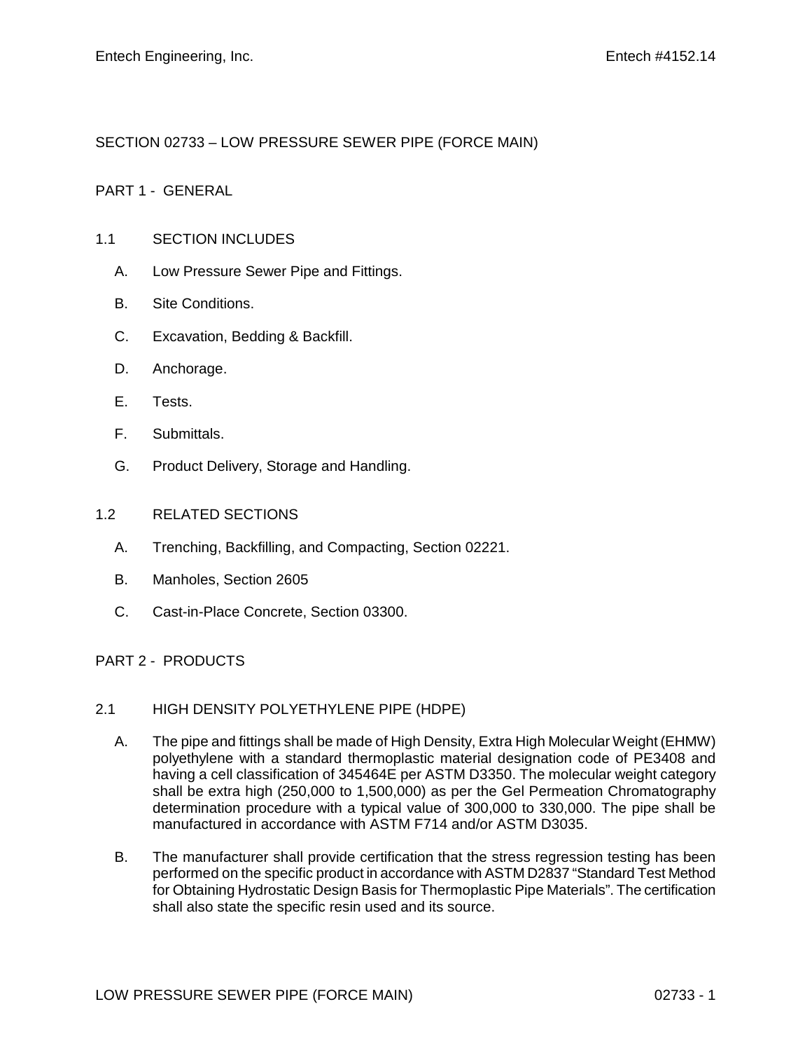# SECTION 02733 – LOW PRESSURE SEWER PIPE (FORCE MAIN)

## PART 1 - GENERAL

### 1.1 SECTION INCLUDES

A. Low Pressure Sewer Pipe and Fittings.

B. Site Conditions.

C. Excavation, Bedding & Backfill.

D. Anchorage.

E. Tests.

F. Submittals.

G. Product Delivery, Storage and Handling.

### 1.2 RELATED SECTIONS

A. Trenching, Backfilling, and Compacting, Section 02221.

B. Manholes, Section 2605

C. Cast-in-Place Concrete, Section 03300.

## PART 2 - PRODUCTS

### 2.1 HIGH DENSITY POLYETHYLENE PIPE (HDPE)

A. The pipe and fittings shall be made of High Density, Extra High Molecular Weight (EHMW) polyethylene with a standard thermoplastic material designation code of PE3408 and having a cell classification of 345464E per ASTM D3350. The molecular weight category shall be extra high (250,000 to 1,500,000) as per the Gel Permeation Chromatography determination procedure with a typical value of 300,000 to 330,000. The pipe shall be manufactured in accordance with ASTM F714 and/or ASTM D3035.

B. The manufacturer shall provide certification that the stress regression testing has been performed on the specific product in accordance with ASTM D2837 "Standard Test Method for Obtaining Hydrostatic Design Basis for Thermoplastic Pipe Materials". The certification shall also state the specific resin used and its source.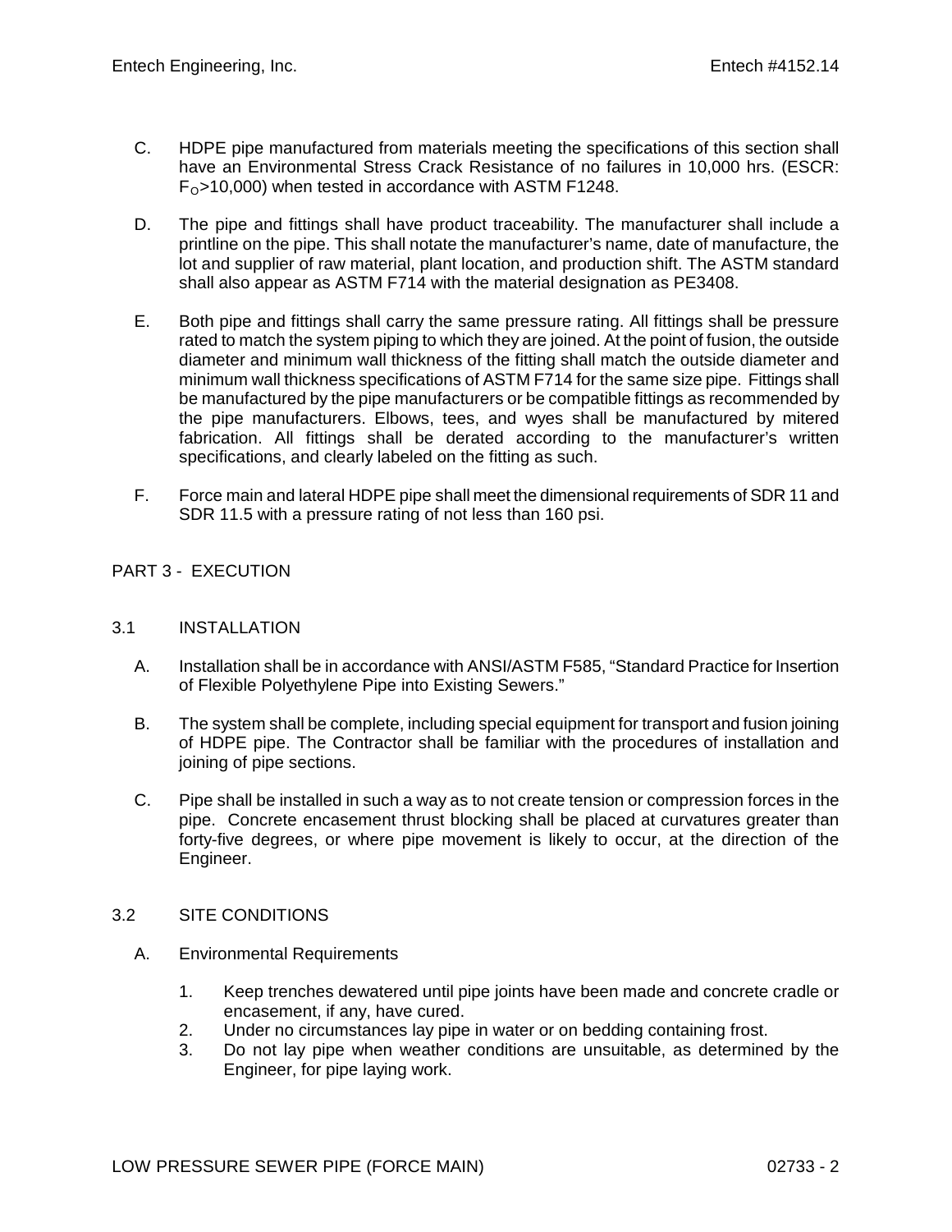C. HDPE pipe manufactured from materials meeting the specifications of this section shall have an Environmental Stress Crack Resistance of no failures in 10,000 hrs. (ESCR: $F_O$>10,000) when tested in accordance with ASTM F1248.

D. The pipe and fittings shall have product traceability. The manufacturer shall include a printline on the pipe. This shall notate the manufacturer's name, date of manufacture, the lot and supplier of raw material, plant location, and production shift. The ASTM standard shall also appear as ASTM F714 with the material designation as PE3408.

E. Both pipe and fittings shall carry the same pressure rating. All fittings shall be pressure rated to match the system piping to which they are joined. At the point of fusion, the outside diameter and minimum wall thickness of the fitting shall match the outside diameter and minimum wall thickness specifications of ASTM F714 for the same size pipe. Fittings shall be manufactured by the pipe manufacturers or be compatible fittings as recommended by the pipe manufacturers. Elbows, tees, and wyes shall be manufactured by mitered fabrication. All fittings shall be derated according to the manufacturer's written specifications, and clearly labeled on the fitting as such.

F. Force main and lateral HDPE pipe shall meet the dimensional requirements of SDR 11 and SDR 11.5 with a pressure rating of not less than 160 psi.

## PART 3 - EXECUTION

### 3.1 INSTALLATION

A. Installation shall be in accordance with ANSI/ASTM F585, "Standard Practice for Insertion of Flexible Polyethylene Pipe into Existing Sewers."

B. The system shall be complete, including special equipment for transport and fusion joining of HDPE pipe. The Contractor shall be familiar with the procedures of installation and joining of pipe sections.

C. Pipe shall be installed in such a way as to not create tension or compression forces in the pipe. Concrete encasement thrust blocking shall be placed at curvatures greater than forty-five degrees, or where pipe movement is likely to occur, at the direction of the Engineer.

### 3.2 SITE CONDITIONS

A. Environmental Requirements

1. Keep trenches dewatered until pipe joints have been made and concrete cradle or encasement, if any, have cured.
2. Under no circumstances lay pipe in water or on bedding containing frost.
3. Do not lay pipe when weather conditions are unsuitable, as determined by the Engineer, for pipe laying work.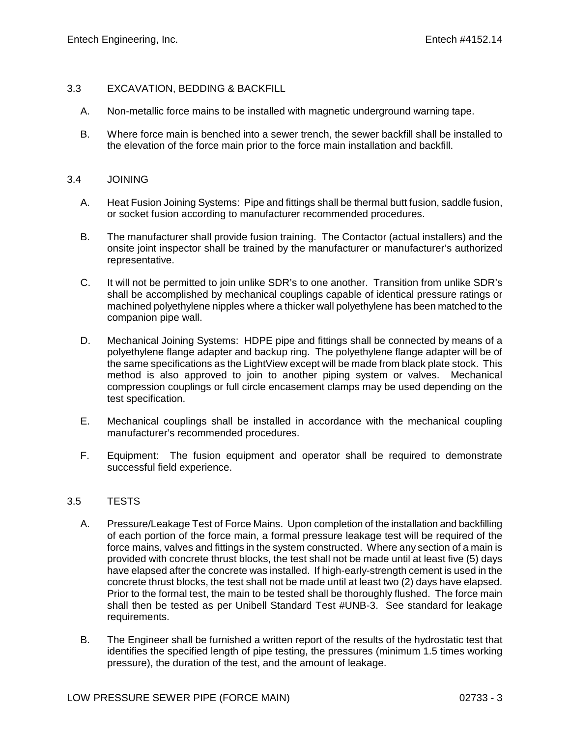## 3.3 EXCAVATION, BEDDING & BACKFILL

A. Non-metallic force mains to be installed with magnetic underground warning tape.

B. Where force main is benched into a sewer trench, the sewer backfill shall be installed to the elevation of the force main prior to the force main installation and backfill.

## 3.4 JOINING

A. Heat Fusion Joining Systems: Pipe and fittings shall be thermal butt fusion, saddle fusion, or socket fusion according to manufacturer recommended procedures.

B. The manufacturer shall provide fusion training. The Contactor (actual installers) and the onsite joint inspector shall be trained by the manufacturer or manufacturer's authorized representative.

C. It will not be permitted to join unlike SDR's to one another. Transition from unlike SDR's shall be accomplished by mechanical couplings capable of identical pressure ratings or machined polyethylene nipples where a thicker wall polyethylene has been matched to the companion pipe wall.

D. Mechanical Joining Systems: HDPE pipe and fittings shall be connected by means of a polyethylene flange adapter and backup ring. The polyethylene flange adapter will be of the same specifications as the LightView except will be made from black plate stock. This method is also approved to join to another piping system or valves. Mechanical compression couplings or full circle encasement clamps may be used depending on the test specification.

E. Mechanical couplings shall be installed in accordance with the mechanical coupling manufacturer's recommended procedures.

F. Equipment: The fusion equipment and operator shall be required to demonstrate successful field experience.

## 3.5 TESTS

A. Pressure/Leakage Test of Force Mains. Upon completion of the installation and backfilling of each portion of the force main, a formal pressure leakage test will be required of the force mains, valves and fittings in the system constructed. Where any section of a main is provided with concrete thrust blocks, the test shall not be made until at least five (5) days have elapsed after the concrete was installed. If high-early-strength cement is used in the concrete thrust blocks, the test shall not be made until at least two (2) days have elapsed. Prior to the formal test, the main to be tested shall be thoroughly flushed. The force main shall then be tested as per Unibell Standard Test #UNB-3. See standard for leakage requirements.

B. The Engineer shall be furnished a written report of the results of the hydrostatic test that identifies the specified length of pipe testing, the pressures (minimum 1.5 times working pressure), the duration of the test, and the amount of leakage.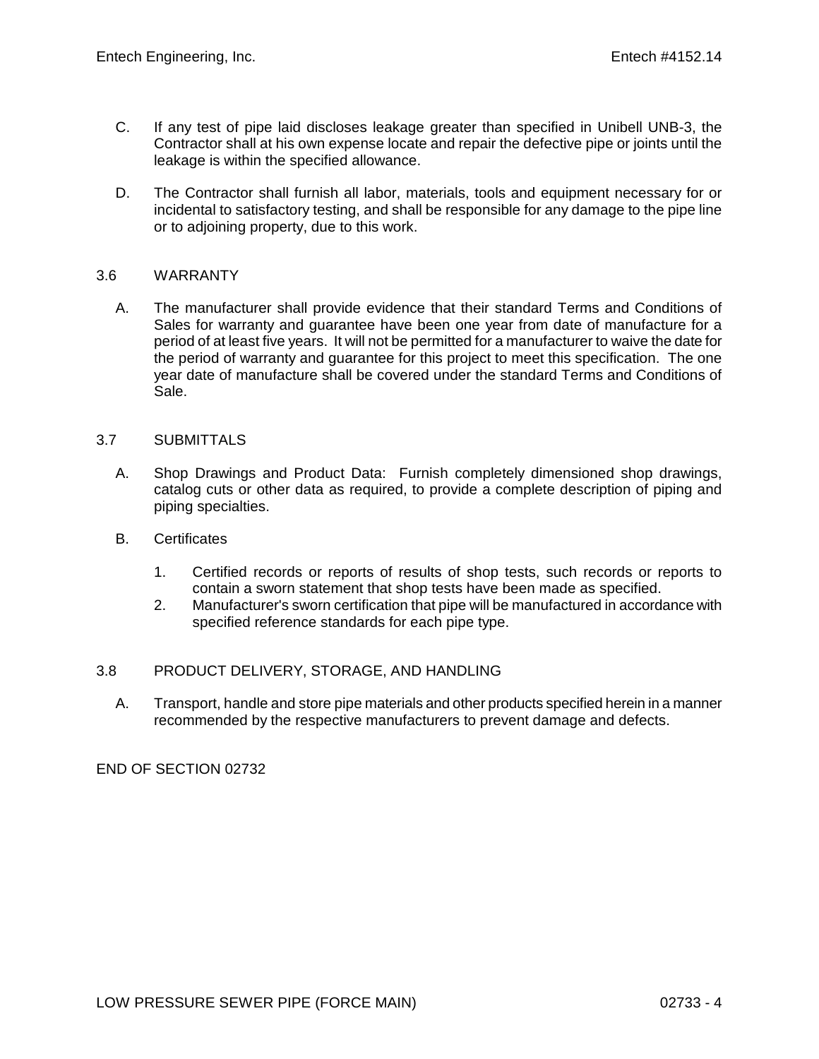C. If any test of pipe laid discloses leakage greater than specified in Unibell UNB-3, the Contractor shall at his own expense locate and repair the defective pipe or joints until the leakage is within the specified allowance.

D. The Contractor shall furnish all labor, materials, tools and equipment necessary for or incidental to satisfactory testing, and shall be responsible for any damage to the pipe line or to adjoining property, due to this work.

## 3.6 WARRANTY

A. The manufacturer shall provide evidence that their standard Terms and Conditions of Sales for warranty and guarantee have been one year from date of manufacture for a period of at least five years. It will not be permitted for a manufacturer to waive the date for the period of warranty and guarantee for this project to meet this specification. The one year date of manufacture shall be covered under the standard Terms and Conditions of Sale.

## 3.7 SUBMITTALS

A. Shop Drawings and Product Data: Furnish completely dimensioned shop drawings, catalog cuts or other data as required, to provide a complete description of piping and piping specialties.

B. Certificates

1. Certified records or reports of results of shop tests, such records or reports to contain a sworn statement that shop tests have been made as specified.
2. Manufacturer's sworn certification that pipe will be manufactured in accordance with specified reference standards for each pipe type.

## 3.8 PRODUCT DELIVERY, STORAGE, AND HANDLING

A. Transport, handle and store pipe materials and other products specified herein in a manner recommended by the respective manufacturers to prevent damage and defects.

END OF SECTION 02732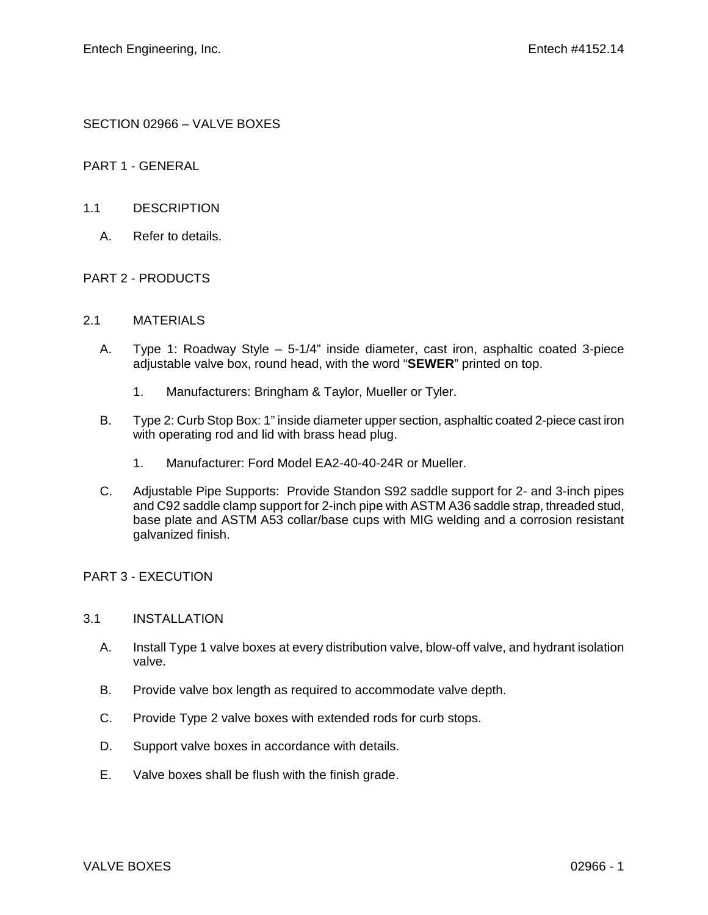# SECTION 02966 – VALVE BOXES

## PART 1 - GENERAL

### 1.1 DESCRIPTION

A. Refer to details.

## PART 2 - PRODUCTS

### 2.1 MATERIALS

A. Type 1: Roadway Style – 5-1/4" inside diameter, cast iron, asphaltic coated 3-piece adjustable valve box, round head, with the word "**SEWER**" printed on top.

   1. Manufacturers: Bringham & Taylor, Mueller or Tyler.

B. Type 2: Curb Stop Box: 1" inside diameter upper section, asphaltic coated 2-piece cast iron with operating rod and lid with brass head plug.

   1. Manufacturer: Ford Model EA2-40-40-24R or Mueller.

C. Adjustable Pipe Supports: Provide Standon S92 saddle support for 2- and 3-inch pipes and C92 saddle clamp support for 2-inch pipe with ASTM A36 saddle strap, threaded stud, base plate and ASTM A53 collar/base cups with MIG welding and a corrosion resistant galvanized finish.

## PART 3 - EXECUTION

### 3.1 INSTALLATION

A. Install Type 1 valve boxes at every distribution valve, blow-off valve, and hydrant isolation valve.

B. Provide valve box length as required to accommodate valve depth.

C. Provide Type 2 valve boxes with extended rods for curb stops.

D. Support valve boxes in accordance with details.

E. Valve boxes shall be flush with the finish grade.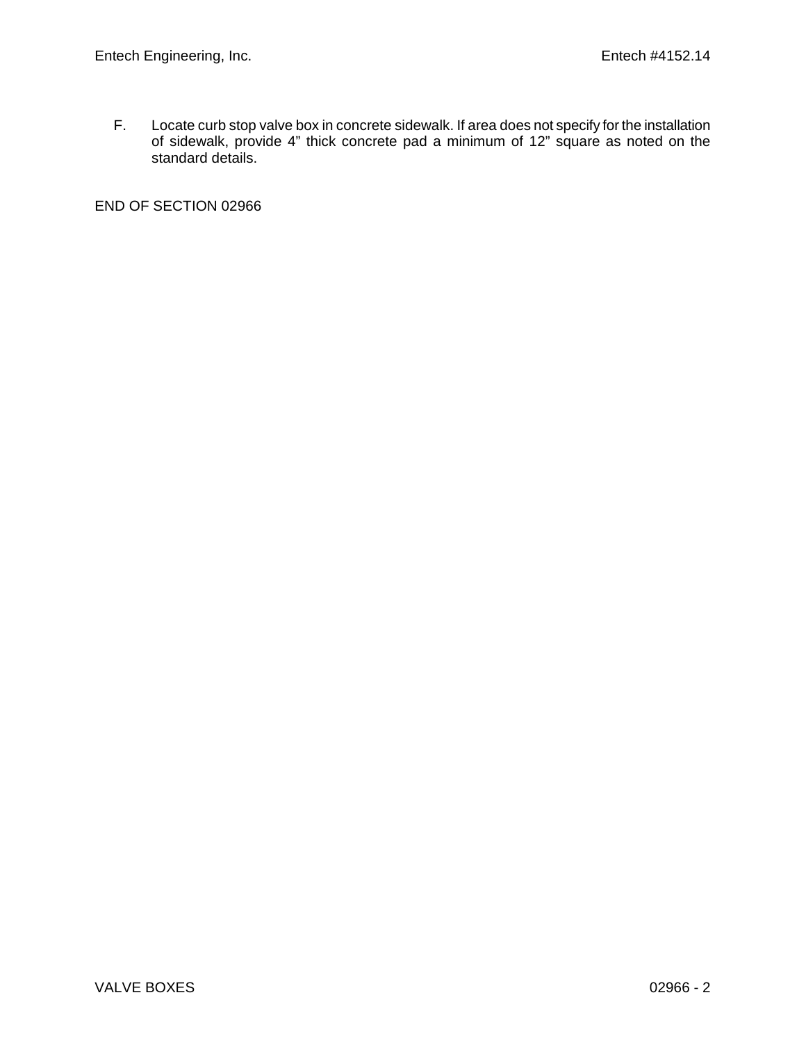F. Locate curb stop valve box in concrete sidewalk. If area does not specify for the installation of sidewalk, provide 4” thick concrete pad a minimum of 12” square as noted on the standard details.

END OF SECTION 02966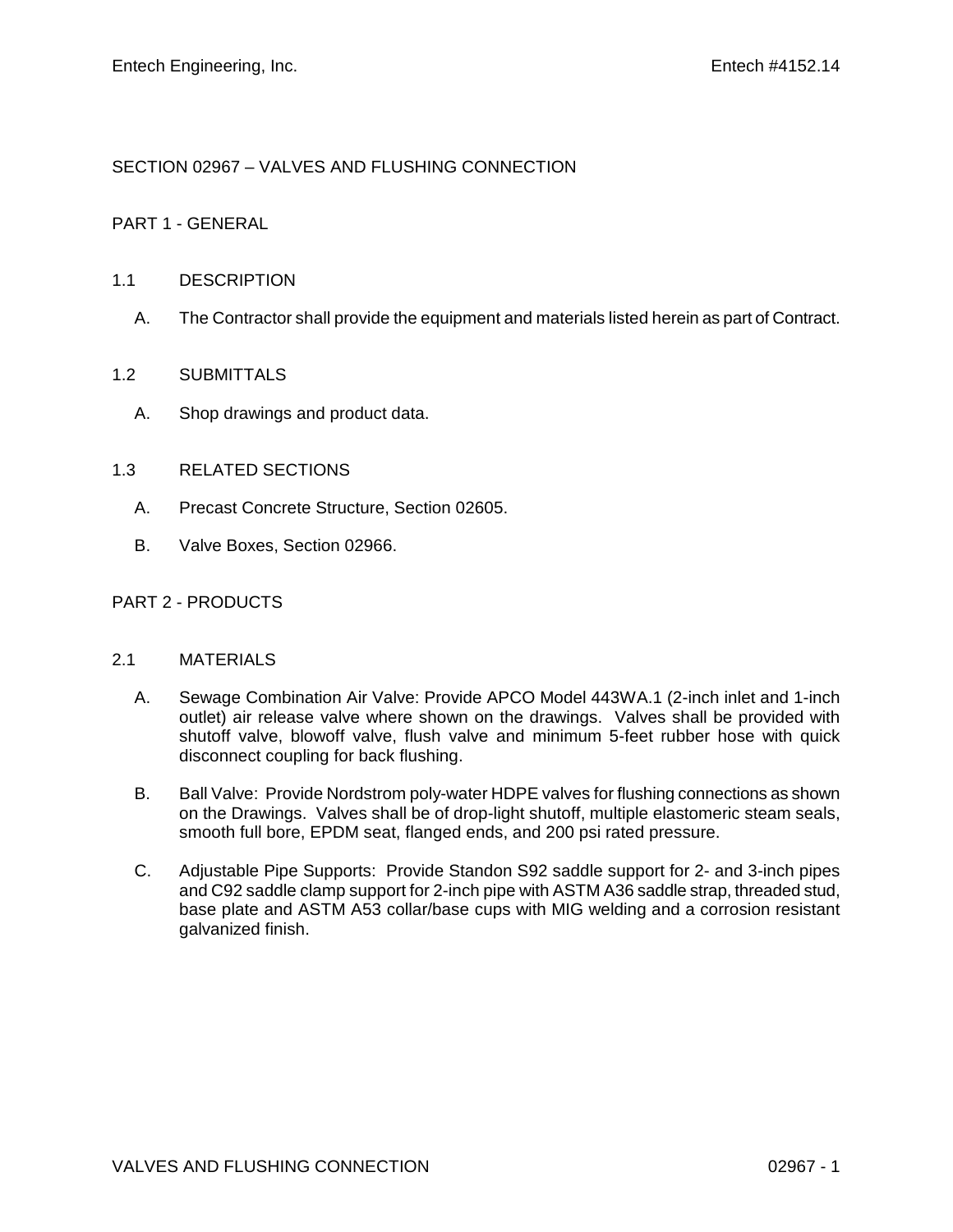# SECTION 02967 – VALVES AND FLUSHING CONNECTION

## PART 1 - GENERAL

### 1.1 DESCRIPTION

A. The Contractor shall provide the equipment and materials listed herein as part of Contract.

### 1.2 SUBMITTALS

A. Shop drawings and product data.

### 1.3 RELATED SECTIONS

A. Precast Concrete Structure, Section 02605.

B. Valve Boxes, Section 02966.

## PART 2 - PRODUCTS

### 2.1 MATERIALS

A. Sewage Combination Air Valve: Provide APCO Model 443WA.1 (2-inch inlet and 1-inch outlet) air release valve where shown on the drawings. Valves shall be provided with shutoff valve, blowoff valve, flush valve and minimum 5-feet rubber hose with quick disconnect coupling for back flushing.

B. Ball Valve: Provide Nordstrom poly-water HDPE valves for flushing connections as shown on the Drawings. Valves shall be of drop-light shutoff, multiple elastomeric steam seals, smooth full bore, EPDM seat, flanged ends, and 200 psi rated pressure.

C. Adjustable Pipe Supports: Provide Standon S92 saddle support for 2- and 3-inch pipes and C92 saddle clamp support for 2-inch pipe with ASTM A36 saddle strap, threaded stud, base plate and ASTM A53 collar/base cups with MIG welding and a corrosion resistant galvanized finish.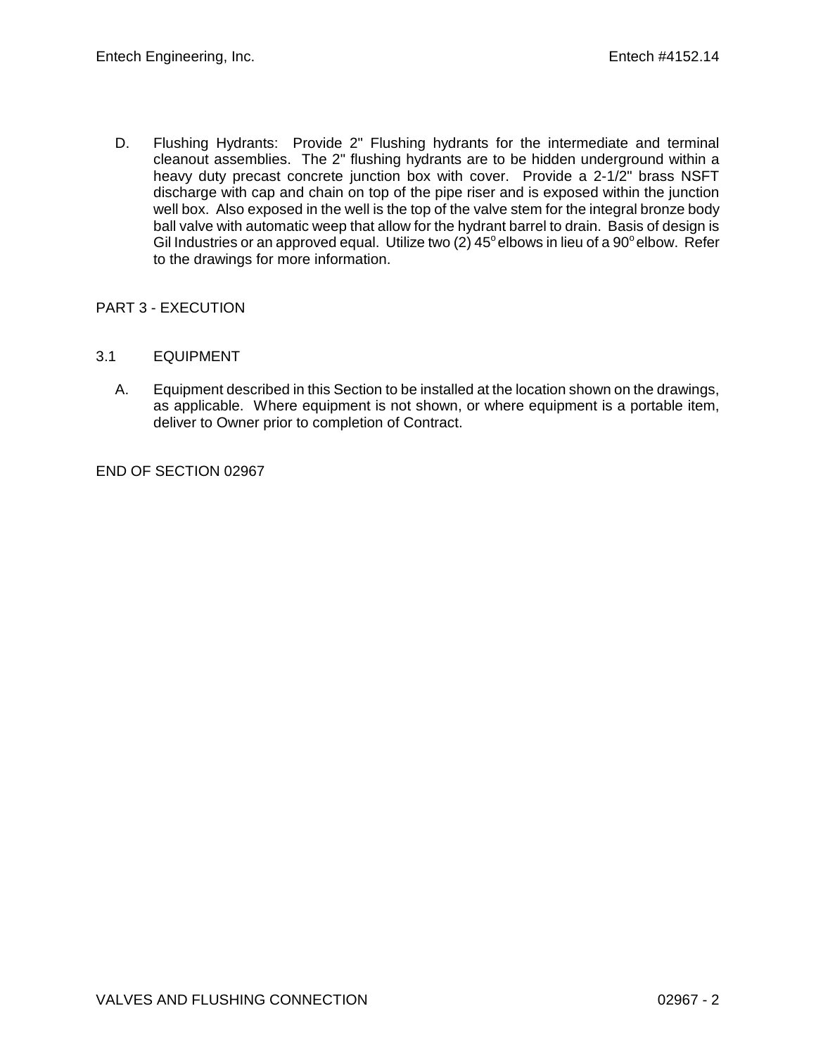D. Flushing Hydrants: Provide 2" Flushing hydrants for the intermediate and terminal cleanout assemblies. The 2" flushing hydrants are to be hidden underground within a heavy duty precast concrete junction box with cover. Provide a 2-1/2" brass NSFT discharge with cap and chain on top of the pipe riser and is exposed within the junction well box. Also exposed in the well is the top of the valve stem for the integral bronze body ball valve with automatic weep that allow for the hydrant barrel to drain. Basis of design is Gil Industries or an approved equal. Utilize two (2) 45° elbows in lieu of a 90° elbow. Refer to the drawings for more information.

## PART 3 - EXECUTION

### 3.1 EQUIPMENT

A. Equipment described in this Section to be installed at the location shown on the drawings, as applicable. Where equipment is not shown, or where equipment is a portable item, deliver to Owner prior to completion of Contract.

END OF SECTION 02967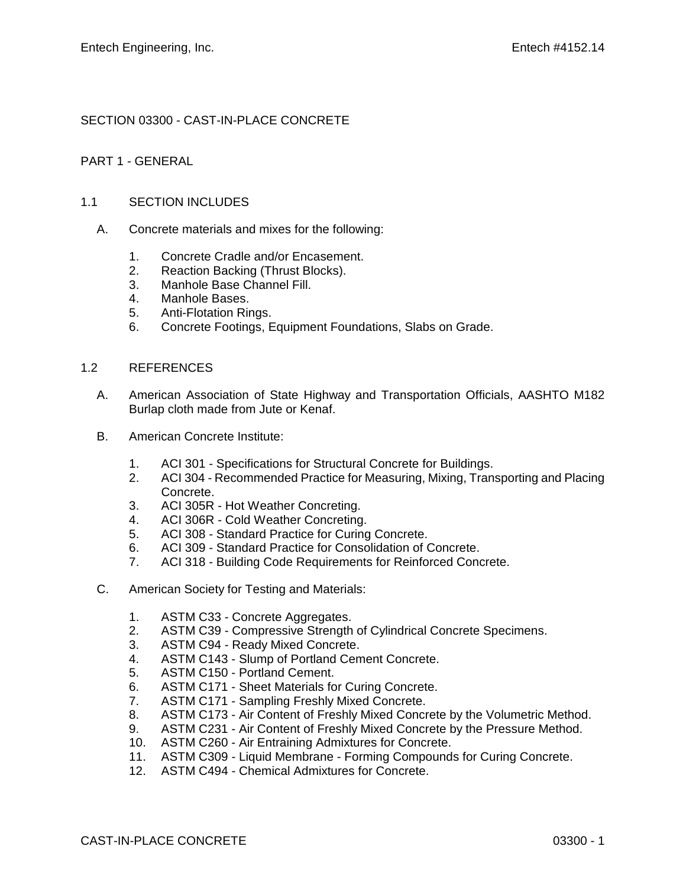## SECTION 03300 - CAST-IN-PLACE CONCRETE

### PART 1 - GENERAL

#### 1.1 SECTION INCLUDES

A. Concrete materials and mixes for the following:

1. Concrete Cradle and/or Encasement.
2. Reaction Backing (Thrust Blocks).
3. Manhole Base Channel Fill.
4. Manhole Bases.
5. Anti-Flotation Rings.
6. Concrete Footings, Equipment Foundations, Slabs on Grade.

#### 1.2 REFERENCES

A. American Association of State Highway and Transportation Officials, AASHTO M182 Burlap cloth made from Jute or Kenaf.

B. American Concrete Institute:

1. ACI 301 - Specifications for Structural Concrete for Buildings.
2. ACI 304 - Recommended Practice for Measuring, Mixing, Transporting and Placing Concrete.
3. ACI 305R - Hot Weather Concreting.
4. ACI 306R - Cold Weather Concreting.
5. ACI 308 - Standard Practice for Curing Concrete.
6. ACI 309 - Standard Practice for Consolidation of Concrete.
7. ACI 318 - Building Code Requirements for Reinforced Concrete.

C. American Society for Testing and Materials:

1. ASTM C33 - Concrete Aggregates.
2. ASTM C39 - Compressive Strength of Cylindrical Concrete Specimens.
3. ASTM C94 - Ready Mixed Concrete.
4. ASTM C143 - Slump of Portland Cement Concrete.
5. ASTM C150 - Portland Cement.
6. ASTM C171 - Sheet Materials for Curing Concrete.
7. ASTM C171 - Sampling Freshly Mixed Concrete.
8. ASTM C173 - Air Content of Freshly Mixed Concrete by the Volumetric Method.
9. ASTM C231 - Air Content of Freshly Mixed Concrete by the Pressure Method.
10. ASTM C260 - Air Entraining Admixtures for Concrete.
11. ASTM C309 - Liquid Membrane - Forming Compounds for Curing Concrete.
12. ASTM C494 - Chemical Admixtures for Concrete.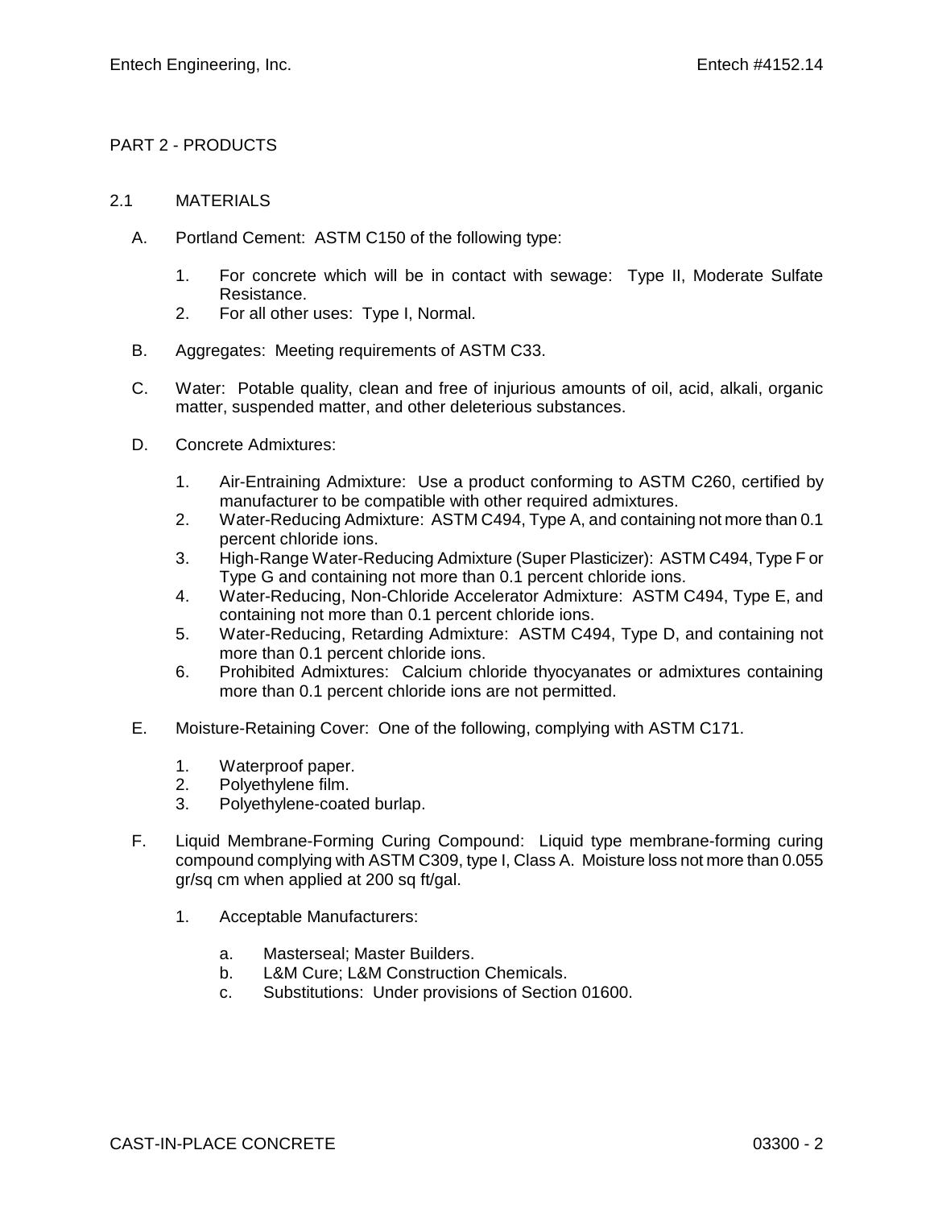## PART 2 - PRODUCTS

### 2.1 MATERIALS

A. Portland Cement: ASTM C150 of the following type:

   1. For concrete which will be in contact with sewage: Type II, Moderate Sulfate Resistance.
   2. For all other uses: Type I, Normal.

B. Aggregates: Meeting requirements of ASTM C33.

C. Water: Potable quality, clean and free of injurious amounts of oil, acid, alkali, organic matter, suspended matter, and other deleterious substances.

D. Concrete Admixtures:

   1. Air-Entraining Admixture: Use a product conforming to ASTM C260, certified by manufacturer to be compatible with other required admixtures.
   2. Water-Reducing Admixture: ASTM C494, Type A, and containing not more than 0.1 percent chloride ions.
   3. High-Range Water-Reducing Admixture (Super Plasticizer): ASTM C494, Type F or Type G and containing not more than 0.1 percent chloride ions.
   4. Water-Reducing, Non-Chloride Accelerator Admixture: ASTM C494, Type E, and containing not more than 0.1 percent chloride ions.
   5. Water-Reducing, Retarding Admixture: ASTM C494, Type D, and containing not more than 0.1 percent chloride ions.
   6. Prohibited Admixtures: Calcium chloride thyocyanates or admixtures containing more than 0.1 percent chloride ions are not permitted.

E. Moisture-Retaining Cover: One of the following, complying with ASTM C171.

   1. Waterproof paper.
   2. Polyethylene film.
   3. Polyethylene-coated burlap.

F. Liquid Membrane-Forming Curing Compound: Liquid type membrane-forming curing compound complying with ASTM C309, type I, Class A. Moisture loss not more than 0.055 gr/sq cm when applied at 200 sq ft/gal.

   1. Acceptable Manufacturers:

      a. Masterseal; Master Builders.
      b. L&M Cure; L&M Construction Chemicals.
      c. Substitutions: Under provisions of Section 01600.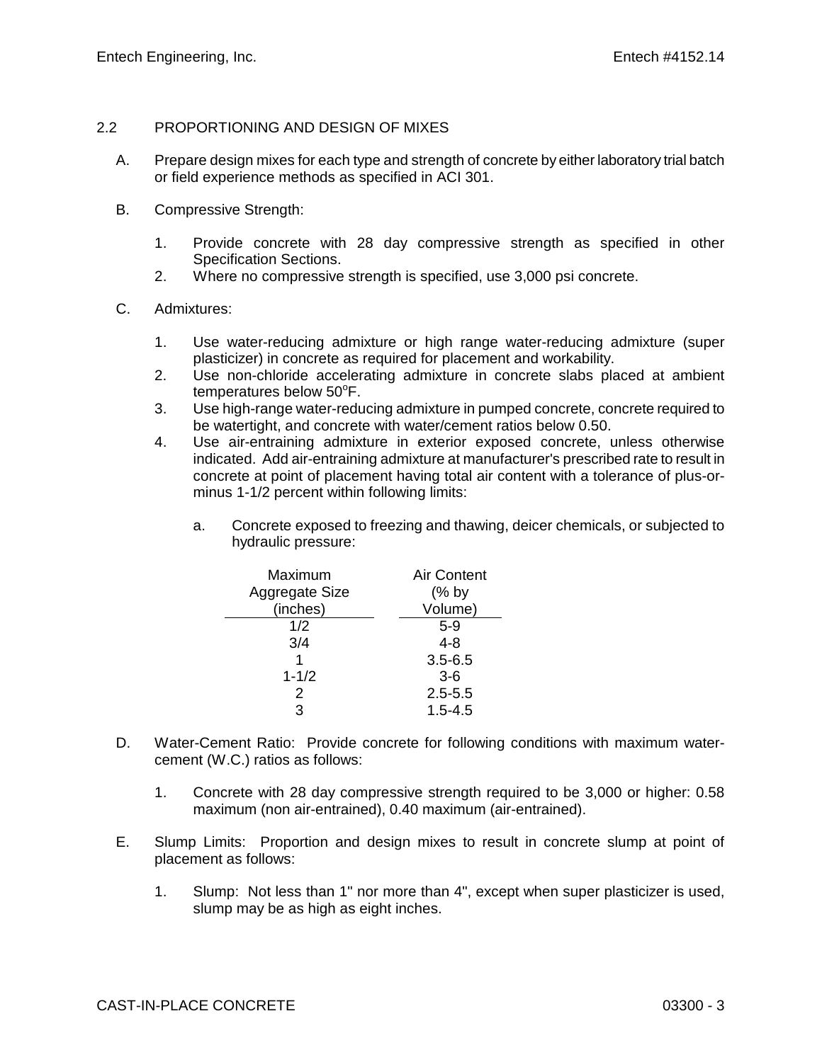## 2.2 PROPORTIONING AND DESIGN OF MIXES

A. Prepare design mixes for each type and strength of concrete by either laboratory trial batch or field experience methods as specified in ACI 301.

B. Compressive Strength:

1. Provide concrete with 28 day compressive strength as specified in other Specification Sections.
2. Where no compressive strength is specified, use 3,000 psi concrete.

C. Admixtures:

1. Use water-reducing admixture or high range water-reducing admixture (super plasticizer) in concrete as required for placement and workability.
2. Use non-chloride accelerating admixture in concrete slabs placed at ambient temperatures below 50°F.
3. Use high-range water-reducing admixture in pumped concrete, concrete required to be watertight, and concrete with water/cement ratios below 0.50.
4. Use air-entraining admixture in exterior exposed concrete, unless otherwise indicated. Add air-entraining admixture at manufacturer's prescribed rate to result in concrete at point of placement having total air content with a tolerance of plus-or-minus 1-1/2 percent within following limits:

    a. Concrete exposed to freezing and thawing, deicer chemicals, or subjected to hydraulic pressure:

| Maximum Aggregate Size (inches) | Air Content (% by Volume) |
|---|---|
| 1/2 | 5-9 |
| 3/4 | 4-8 |
| 1 | 3.5-6.5 |
| 1-1/2 | 3-6 |
| 2 | 2.5-5.5 |
| 3 | 1.5-4.5 |

D. Water-Cement Ratio: Provide concrete for following conditions with maximum water-cement (W.C.) ratios as follows:

1. Concrete with 28 day compressive strength required to be 3,000 or higher: 0.58 maximum (non air-entrained), 0.40 maximum (air-entrained).

E. Slump Limits: Proportion and design mixes to result in concrete slump at point of placement as follows:

1. Slump: Not less than 1" nor more than 4", except when super plasticizer is used, slump may be as high as eight inches.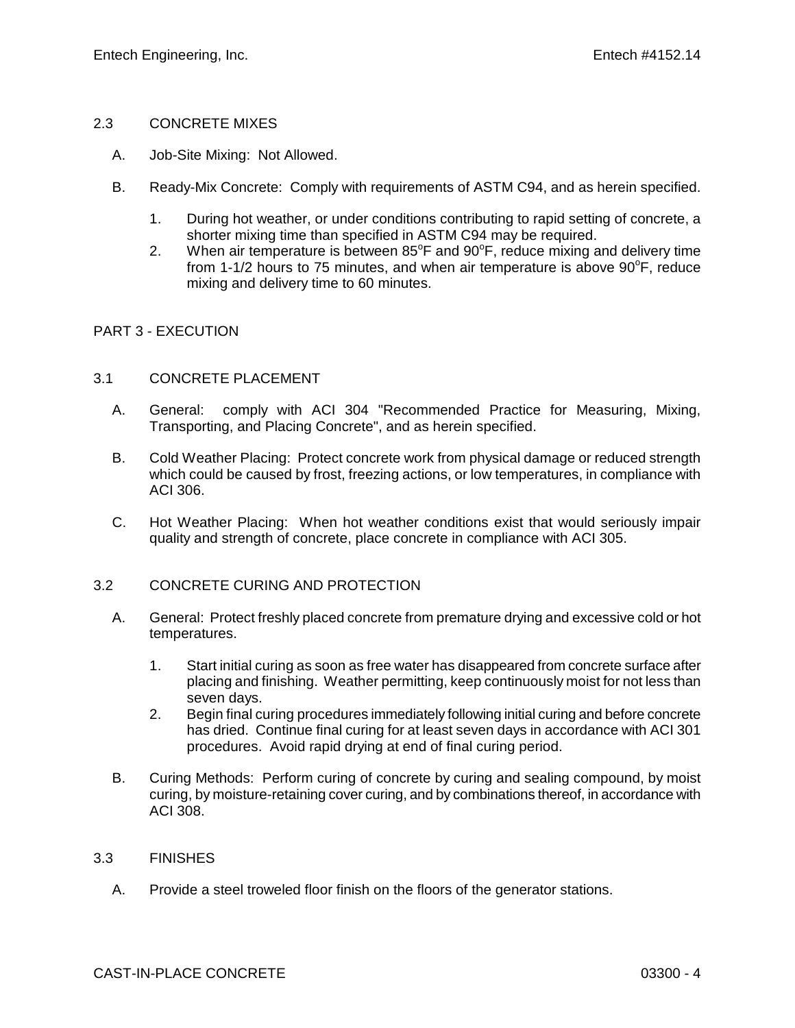## 2.3 CONCRETE MIXES

A. Job-Site Mixing: Not Allowed.

B. Ready-Mix Concrete: Comply with requirements of ASTM C94, and as herein specified.

   1. During hot weather, or under conditions contributing to rapid setting of concrete, a shorter mixing time than specified in ASTM C94 may be required.
   2. When air temperature is between 85°F and 90°F, reduce mixing and delivery time from 1-1/2 hours to 75 minutes, and when air temperature is above 90°F, reduce mixing and delivery time to 60 minutes.

# PART 3 - EXECUTION

## 3.1 CONCRETE PLACEMENT

A. General: comply with ACI 304 "Recommended Practice for Measuring, Mixing, Transporting, and Placing Concrete", and as herein specified.

B. Cold Weather Placing: Protect concrete work from physical damage or reduced strength which could be caused by frost, freezing actions, or low temperatures, in compliance with ACI 306.

C. Hot Weather Placing: When hot weather conditions exist that would seriously impair quality and strength of concrete, place concrete in compliance with ACI 305.

## 3.2 CONCRETE CURING AND PROTECTION

A. General: Protect freshly placed concrete from premature drying and excessive cold or hot temperatures.

   1. Start initial curing as soon as free water has disappeared from concrete surface after placing and finishing. Weather permitting, keep continuously moist for not less than seven days.
   2. Begin final curing procedures immediately following initial curing and before concrete has dried. Continue final curing for at least seven days in accordance with ACI 301 procedures. Avoid rapid drying at end of final curing period.

B. Curing Methods: Perform curing of concrete by curing and sealing compound, by moist curing, by moisture-retaining cover curing, and by combinations thereof, in accordance with ACI 308.

## 3.3 FINISHES

A. Provide a steel troweled floor finish on the floors of the generator stations.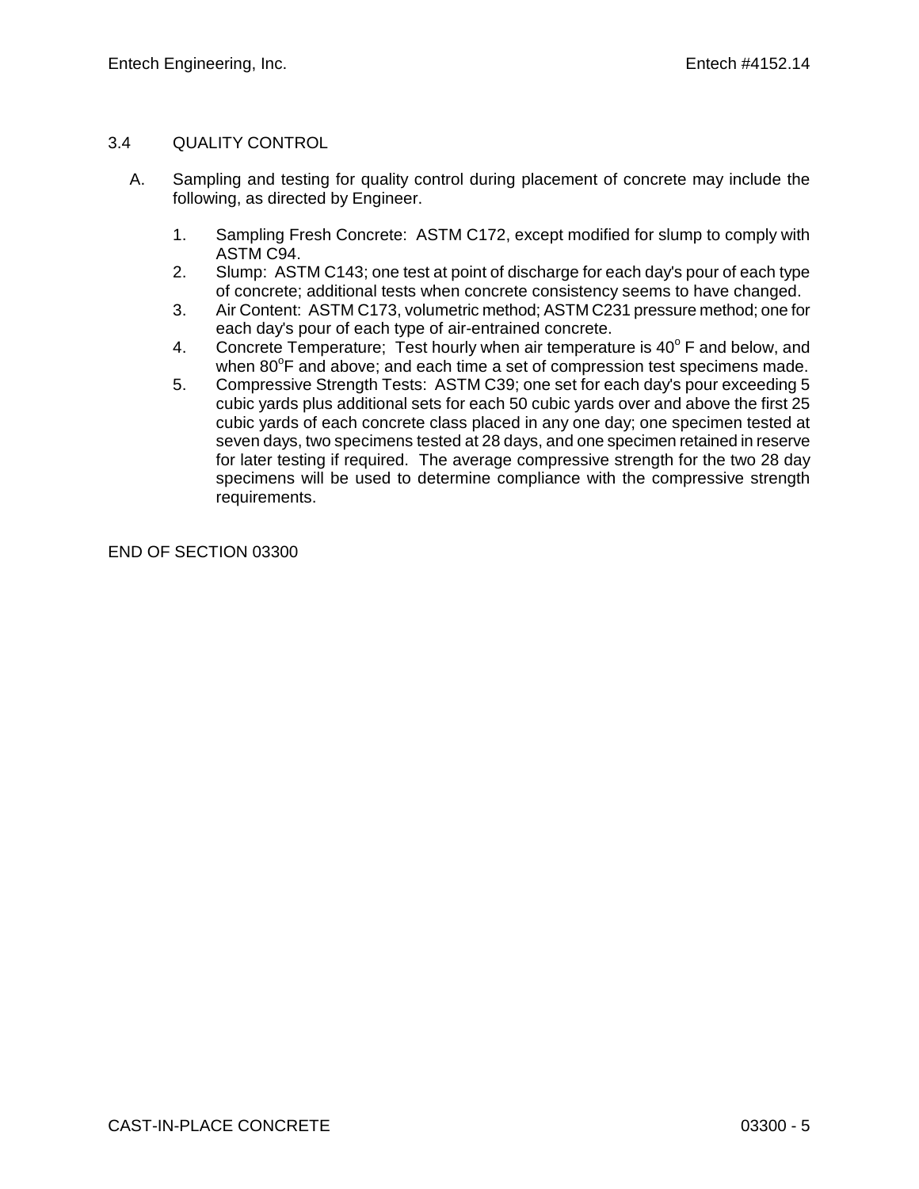## 3.4 QUALITY CONTROL

A. Sampling and testing for quality control during placement of concrete may include the following, as directed by Engineer.

1. Sampling Fresh Concrete: ASTM C172, except modified for slump to comply with ASTM C94.
2. Slump: ASTM C143; one test at point of discharge for each day's pour of each type of concrete; additional tests when concrete consistency seems to have changed.
3. Air Content: ASTM C173, volumetric method; ASTM C231 pressure method; one for each day's pour of each type of air-entrained concrete.
4. Concrete Temperature; Test hourly when air temperature is 40$^{o}$ F and below, and when 80$^{o}$F and above; and each time a set of compression test specimens made.
5. Compressive Strength Tests: ASTM C39; one set for each day's pour exceeding 5 cubic yards plus additional sets for each 50 cubic yards over and above the first 25 cubic yards of each concrete class placed in any one day; one specimen tested at seven days, two specimens tested at 28 days, and one specimen retained in reserve for later testing if required. The average compressive strength for the two 28 day specimens will be used to determine compliance with the compressive strength requirements.

END OF SECTION 03300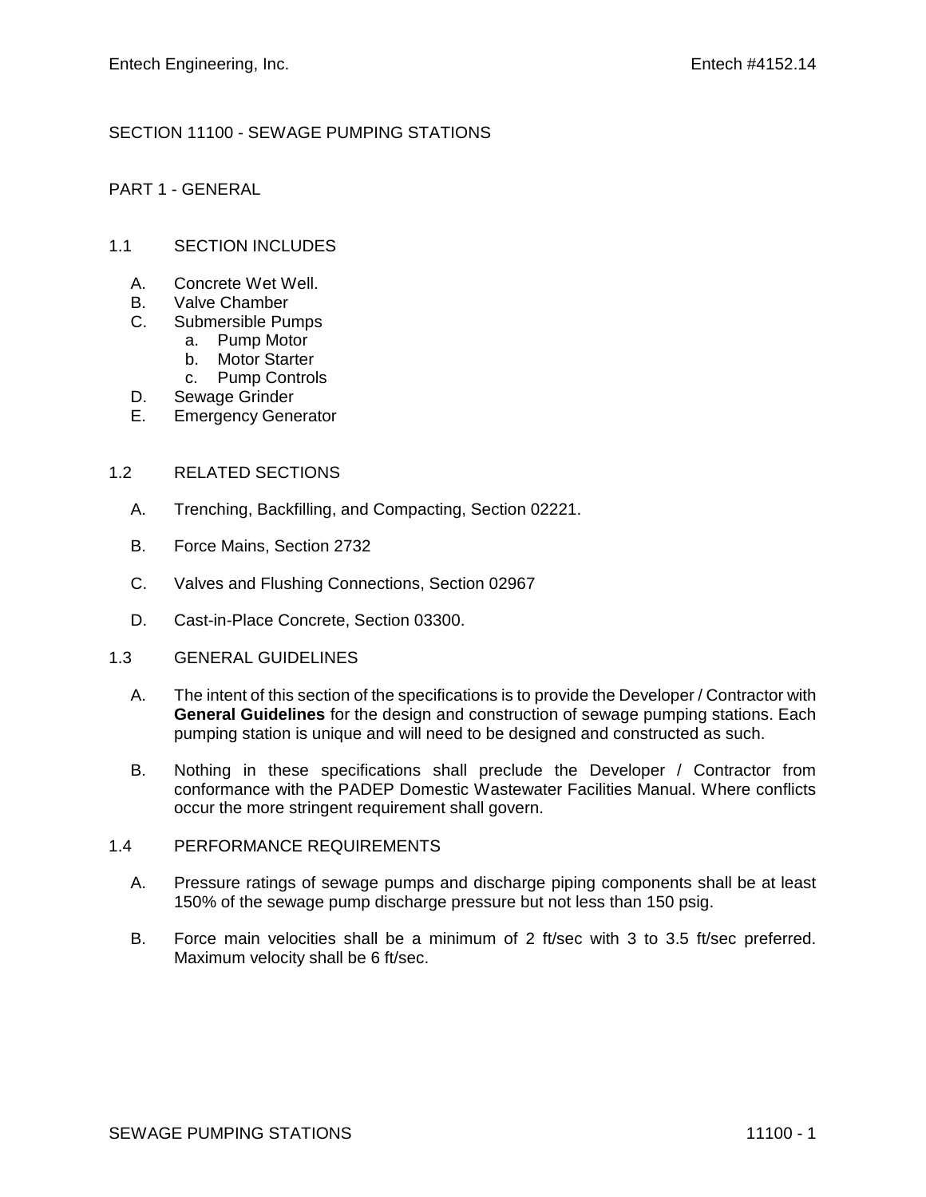# SECTION 11100 - SEWAGE PUMPING STATIONS

## PART 1 - GENERAL

### 1.1 SECTION INCLUDES

A. Concrete Wet Well.
B. Valve Chamber
C. Submersible Pumps
   a. Pump Motor
   b. Motor Starter
   c. Pump Controls
D. Sewage Grinder
E. Emergency Generator

### 1.2 RELATED SECTIONS

A. Trenching, Backfilling, and Compacting, Section 02221.

B. Force Mains, Section 2732

C. Valves and Flushing Connections, Section 02967

D. Cast-in-Place Concrete, Section 03300.

### 1.3 GENERAL GUIDELINES

A. The intent of this section of the specifications is to provide the Developer / Contractor with **General Guidelines** for the design and construction of sewage pumping stations. Each pumping station is unique and will need to be designed and constructed as such.

B. Nothing in these specifications shall preclude the Developer / Contractor from conformance with the PADEP Domestic Wastewater Facilities Manual. Where conflicts occur the more stringent requirement shall govern.

### 1.4 PERFORMANCE REQUIREMENTS

A. Pressure ratings of sewage pumps and discharge piping components shall be at least 150% of the sewage pump discharge pressure but not less than 150 psig.

B. Force main velocities shall be a minimum of 2 ft/sec with 3 to 3.5 ft/sec preferred. Maximum velocity shall be 6 ft/sec.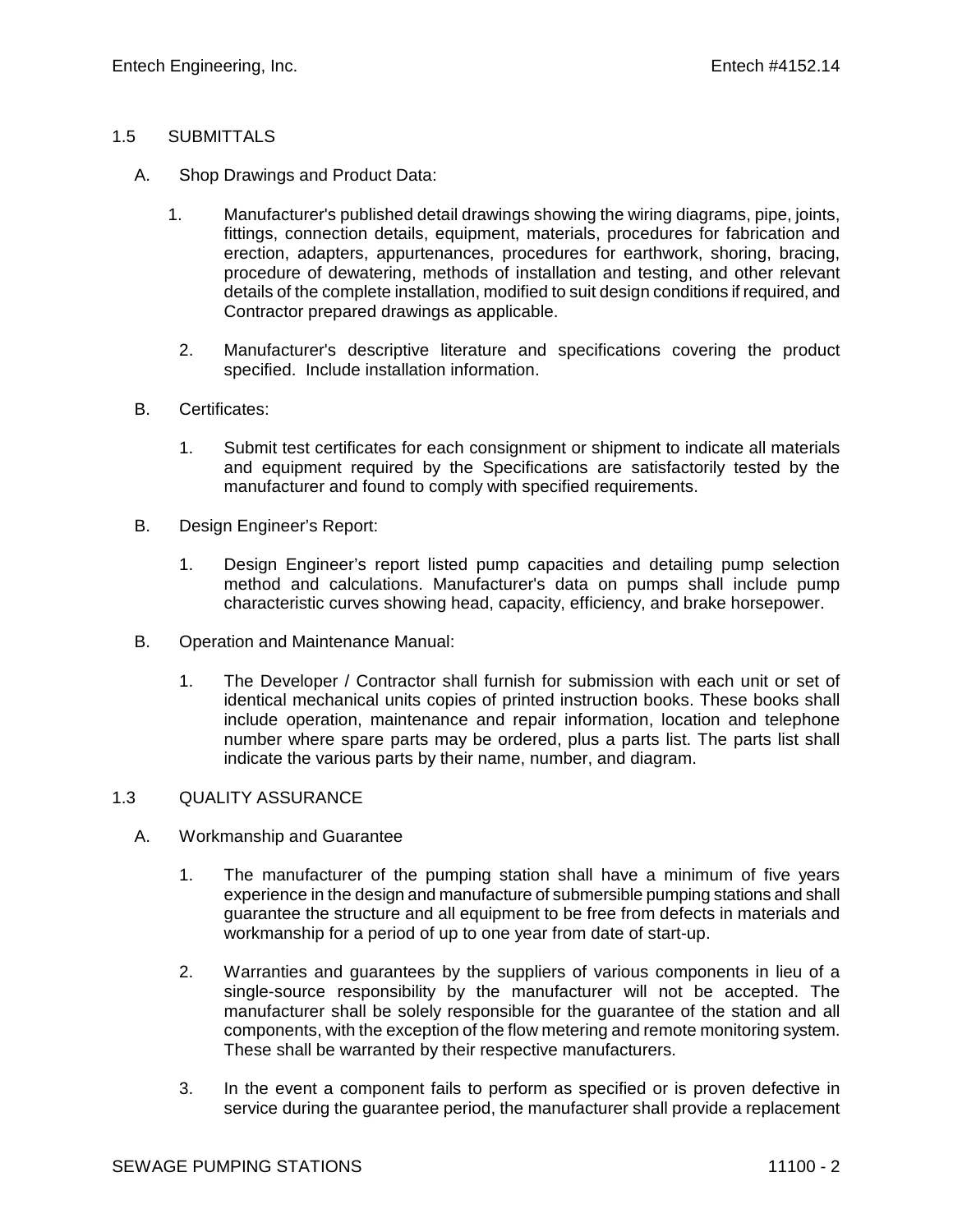## 1.5 SUBMITTALS

A. Shop Drawings and Product Data:

1. Manufacturer's published detail drawings showing the wiring diagrams, pipe, joints, fittings, connection details, equipment, materials, procedures for fabrication and erection, adapters, appurtenances, procedures for earthwork, shoring, bracing, procedure of dewatering, methods of installation and testing, and other relevant details of the complete installation, modified to suit design conditions if required, and Contractor prepared drawings as applicable.

2. Manufacturer's descriptive literature and specifications covering the product specified. Include installation information.

B. Certificates:

1. Submit test certificates for each consignment or shipment to indicate all materials and equipment required by the Specifications are satisfactorily tested by the manufacturer and found to comply with specified requirements.

B. Design Engineer's Report:

1. Design Engineer's report listed pump capacities and detailing pump selection method and calculations. Manufacturer's data on pumps shall include pump characteristic curves showing head, capacity, efficiency, and brake horsepower.

B. Operation and Maintenance Manual:

1. The Developer / Contractor shall furnish for submission with each unit or set of identical mechanical units copies of printed instruction books. These books shall include operation, maintenance and repair information, location and telephone number where spare parts may be ordered, plus a parts list. The parts list shall indicate the various parts by their name, number, and diagram.

## 1.3 QUALITY ASSURANCE

A. Workmanship and Guarantee

1. The manufacturer of the pumping station shall have a minimum of five years experience in the design and manufacture of submersible pumping stations and shall guarantee the structure and all equipment to be free from defects in materials and workmanship for a period of up to one year from date of start-up.

2. Warranties and guarantees by the suppliers of various components in lieu of a single-source responsibility by the manufacturer will not be accepted. The manufacturer shall be solely responsible for the guarantee of the station and all components, with the exception of the flow metering and remote monitoring system. These shall be warranted by their respective manufacturers.

3. In the event a component fails to perform as specified or is proven defective in service during the guarantee period, the manufacturer shall provide a replacement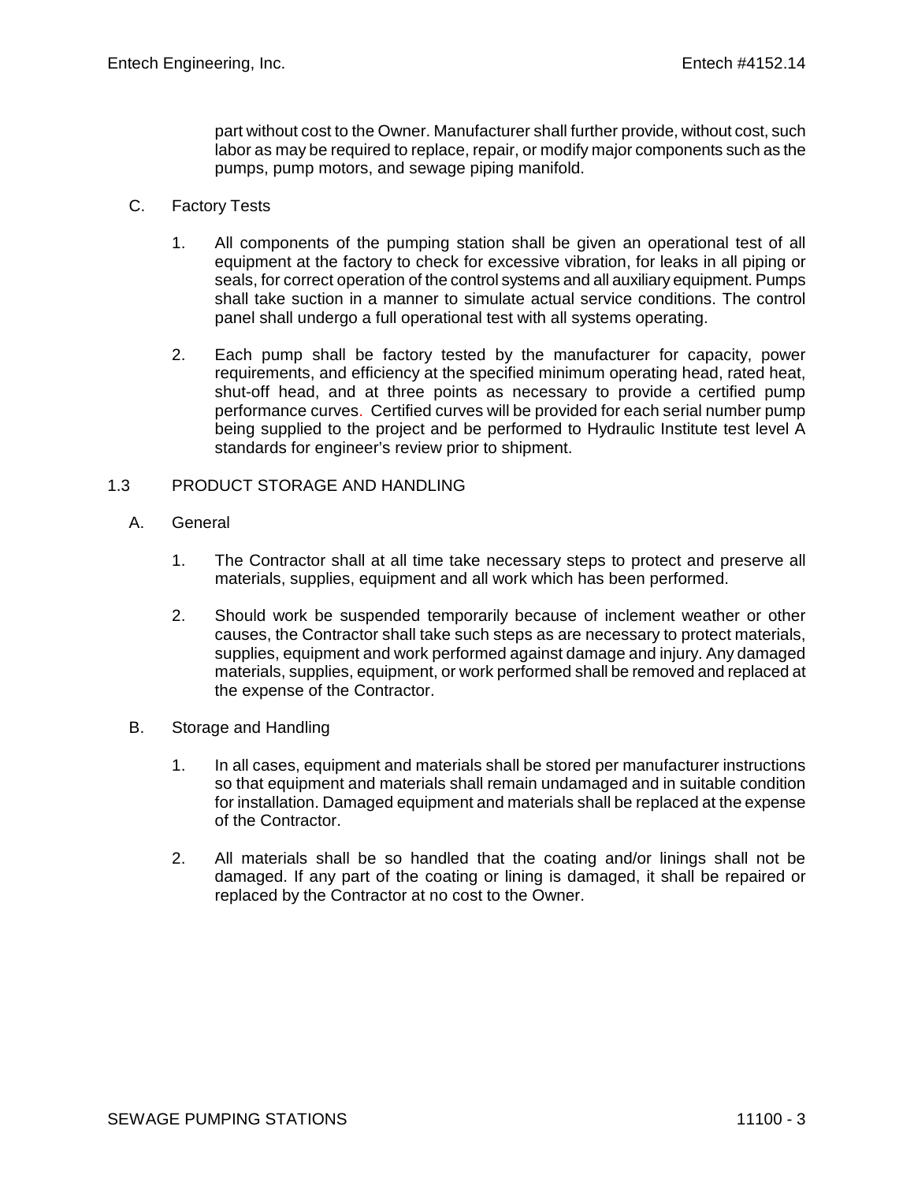part without cost to the Owner. Manufacturer shall further provide, without cost, such labor as may be required to replace, repair, or modify major components such as the pumps, pump motors, and sewage piping manifold.

C. Factory Tests

1. All components of the pumping station shall be given an operational test of all equipment at the factory to check for excessive vibration, for leaks in all piping or seals, for correct operation of the control systems and all auxiliary equipment. Pumps shall take suction in a manner to simulate actual service conditions. The control panel shall undergo a full operational test with all systems operating.

2. Each pump shall be factory tested by the manufacturer for capacity, power requirements, and efficiency at the specified minimum operating head, rated heat, shut-off head, and at three points as necessary to provide a certified pump performance curves. Certified curves will be provided for each serial number pump being supplied to the project and be performed to Hydraulic Institute test level A standards for engineer's review prior to shipment.

## 1.3 PRODUCT STORAGE AND HANDLING

A. General

1. The Contractor shall at all time take necessary steps to protect and preserve all materials, supplies, equipment and all work which has been performed.

2. Should work be suspended temporarily because of inclement weather or other causes, the Contractor shall take such steps as are necessary to protect materials, supplies, equipment and work performed against damage and injury. Any damaged materials, supplies, equipment, or work performed shall be removed and replaced at the expense of the Contractor.

B. Storage and Handling

1. In all cases, equipment and materials shall be stored per manufacturer instructions so that equipment and materials shall remain undamaged and in suitable condition for installation. Damaged equipment and materials shall be replaced at the expense of the Contractor.

2. All materials shall be so handled that the coating and/or linings shall not be damaged. If any part of the coating or lining is damaged, it shall be repaired or replaced by the Contractor at no cost to the Owner.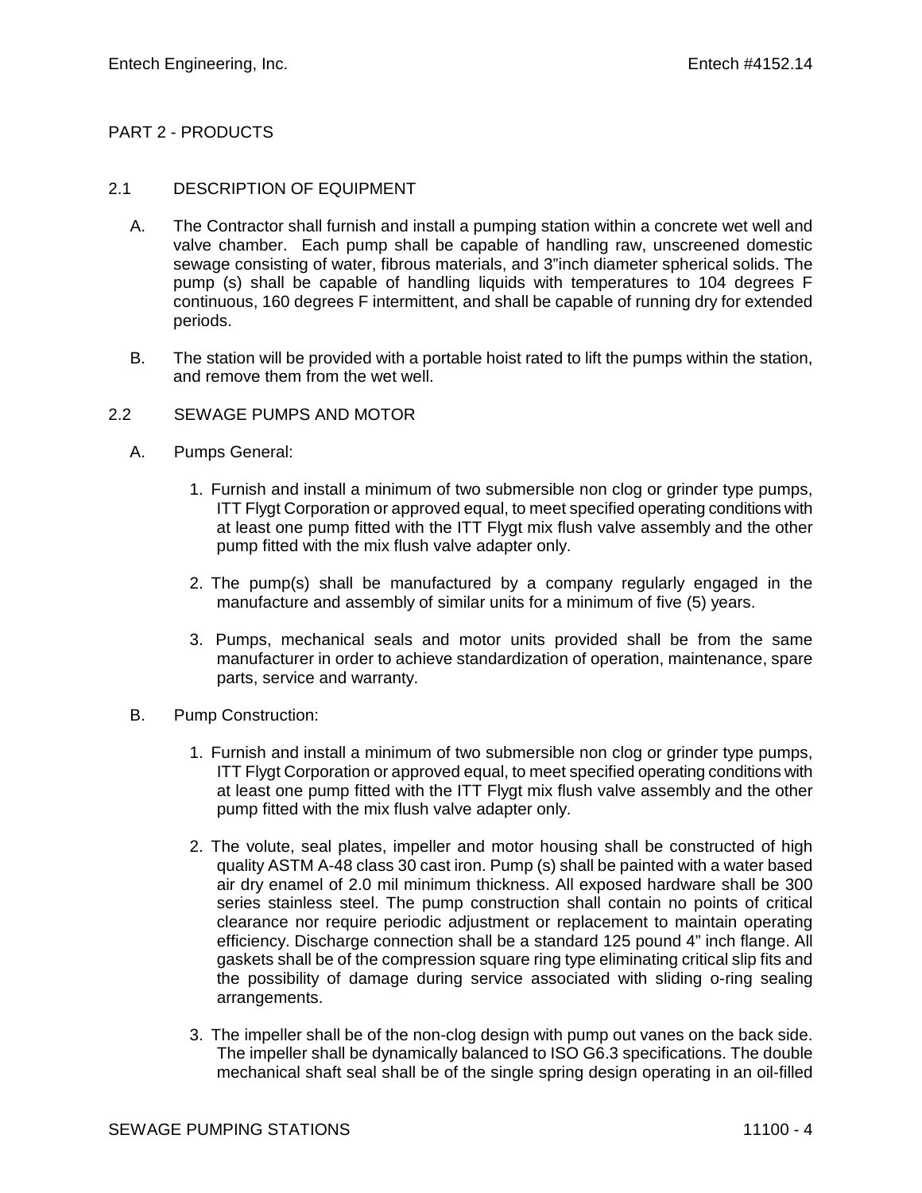PART 2 - PRODUCTS

2.1 DESCRIPTION OF EQUIPMENT

A. The Contractor shall furnish and install a pumping station within a concrete wet well and valve chamber. Each pump shall be capable of handling raw, unscreened domestic sewage consisting of water, fibrous materials, and 3"inch diameter spherical solids. The pump (s) shall be capable of handling liquids with temperatures to 104 degrees F continuous, 160 degrees F intermittent, and shall be capable of running dry for extended periods.

B. The station will be provided with a portable hoist rated to lift the pumps within the station, and remove them from the wet well.

2.2 SEWAGE PUMPS AND MOTOR

A. Pumps General:

1. Furnish and install a minimum of two submersible non clog or grinder type pumps, ITT Flygt Corporation or approved equal, to meet specified operating conditions with at least one pump fitted with the ITT Flygt mix flush valve assembly and the other pump fitted with the mix flush valve adapter only.

2. The pump(s) shall be manufactured by a company regularly engaged in the manufacture and assembly of similar units for a minimum of five (5) years.

3. Pumps, mechanical seals and motor units provided shall be from the same manufacturer in order to achieve standardization of operation, maintenance, spare parts, service and warranty.

B. Pump Construction:

1. Furnish and install a minimum of two submersible non clog or grinder type pumps, ITT Flygt Corporation or approved equal, to meet specified operating conditions with at least one pump fitted with the ITT Flygt mix flush valve assembly and the other pump fitted with the mix flush valve adapter only.

2. The volute, seal plates, impeller and motor housing shall be constructed of high quality ASTM A-48 class 30 cast iron. Pump (s) shall be painted with a water based air dry enamel of 2.0 mil minimum thickness. All exposed hardware shall be 300 series stainless steel. The pump construction shall contain no points of critical clearance nor require periodic adjustment or replacement to maintain operating efficiency. Discharge connection shall be a standard 125 pound 4" inch flange. All gaskets shall be of the compression square ring type eliminating critical slip fits and the possibility of damage during service associated with sliding o-ring sealing arrangements.

3. The impeller shall be of the non-clog design with pump out vanes on the back side. The impeller shall be dynamically balanced to ISO G6.3 specifications. The double mechanical shaft seal shall be of the single spring design operating in an oil-filled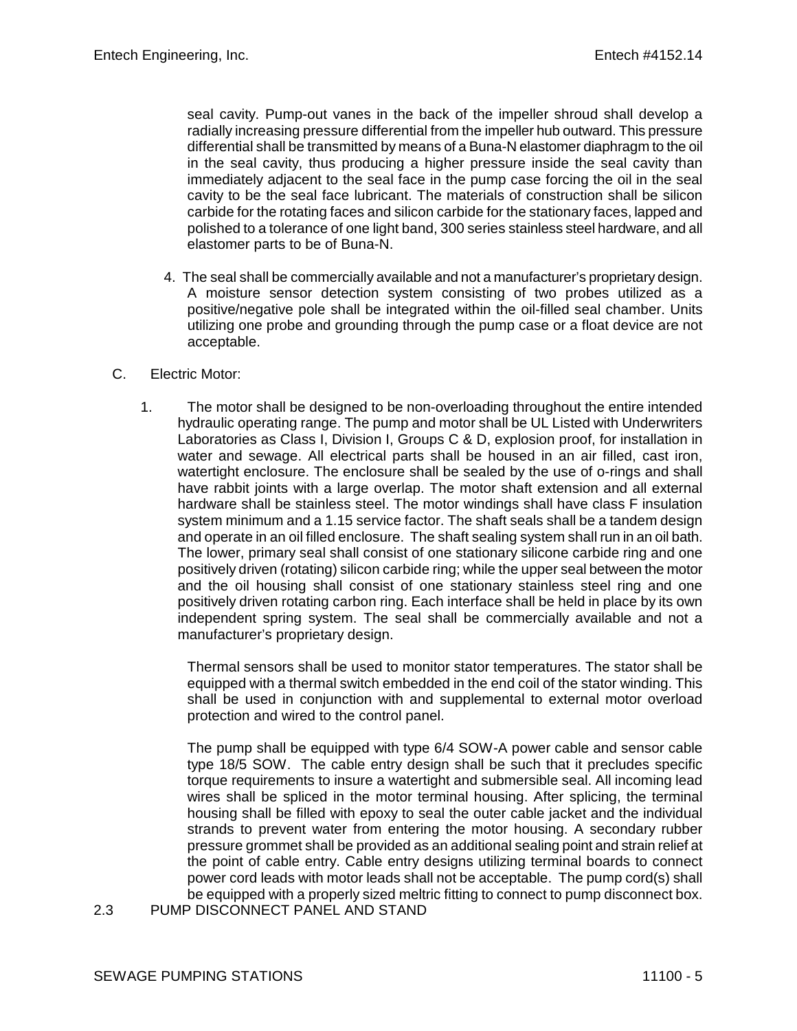seal cavity. Pump-out vanes in the back of the impeller shroud shall develop a radially increasing pressure differential from the impeller hub outward. This pressure differential shall be transmitted by means of a Buna-N elastomer diaphragm to the oil in the seal cavity, thus producing a higher pressure inside the seal cavity than immediately adjacent to the seal face in the pump case forcing the oil in the seal cavity to be the seal face lubricant. The materials of construction shall be silicon carbide for the rotating faces and silicon carbide for the stationary faces, lapped and polished to a tolerance of one light band, 300 series stainless steel hardware, and all elastomer parts to be of Buna-N.

4. The seal shall be commercially available and not a manufacturer's proprietary design. A moisture sensor detection system consisting of two probes utilized as a positive/negative pole shall be integrated within the oil-filled seal chamber. Units utilizing one probe and grounding through the pump case or a float device are not acceptable.

C. Electric Motor:

1. The motor shall be designed to be non-overloading throughout the entire intended hydraulic operating range. The pump and motor shall be UL Listed with Underwriters Laboratories as Class I, Division I, Groups C & D, explosion proof, for installation in water and sewage. All electrical parts shall be housed in an air filled, cast iron, watertight enclosure. The enclosure shall be sealed by the use of o-rings and shall have rabbit joints with a large overlap. The motor shaft extension and all external hardware shall be stainless steel. The motor windings shall have class F insulation system minimum and a 1.15 service factor. The shaft seals shall be a tandem design and operate in an oil filled enclosure. The shaft sealing system shall run in an oil bath. The lower, primary seal shall consist of one stationary silicone carbide ring and one positively driven (rotating) silicon carbide ring; while the upper seal between the motor and the oil housing shall consist of one stationary stainless steel ring and one positively driven rotating carbon ring. Each interface shall be held in place by its own independent spring system. The seal shall be commercially available and not a manufacturer's proprietary design.

   Thermal sensors shall be used to monitor stator temperatures. The stator shall be equipped with a thermal switch embedded in the end coil of the stator winding. This shall be used in conjunction with and supplemental to external motor overload protection and wired to the control panel.

   The pump shall be equipped with type 6/4 SOW-A power cable and sensor cable type 18/5 SOW. The cable entry design shall be such that it precludes specific torque requirements to insure a watertight and submersible seal. All incoming lead wires shall be spliced in the motor terminal housing. After splicing, the terminal housing shall be filled with epoxy to seal the outer cable jacket and the individual strands to prevent water from entering the motor housing. A secondary rubber pressure grommet shall be provided as an additional sealing point and strain relief at the point of cable entry. Cable entry designs utilizing terminal boards to connect power cord leads with motor leads shall not be acceptable. The pump cord(s) shall be equipped with a properly sized meltric fitting to connect to pump disconnect box.

2.3 PUMP DISCONNECT PANEL AND STAND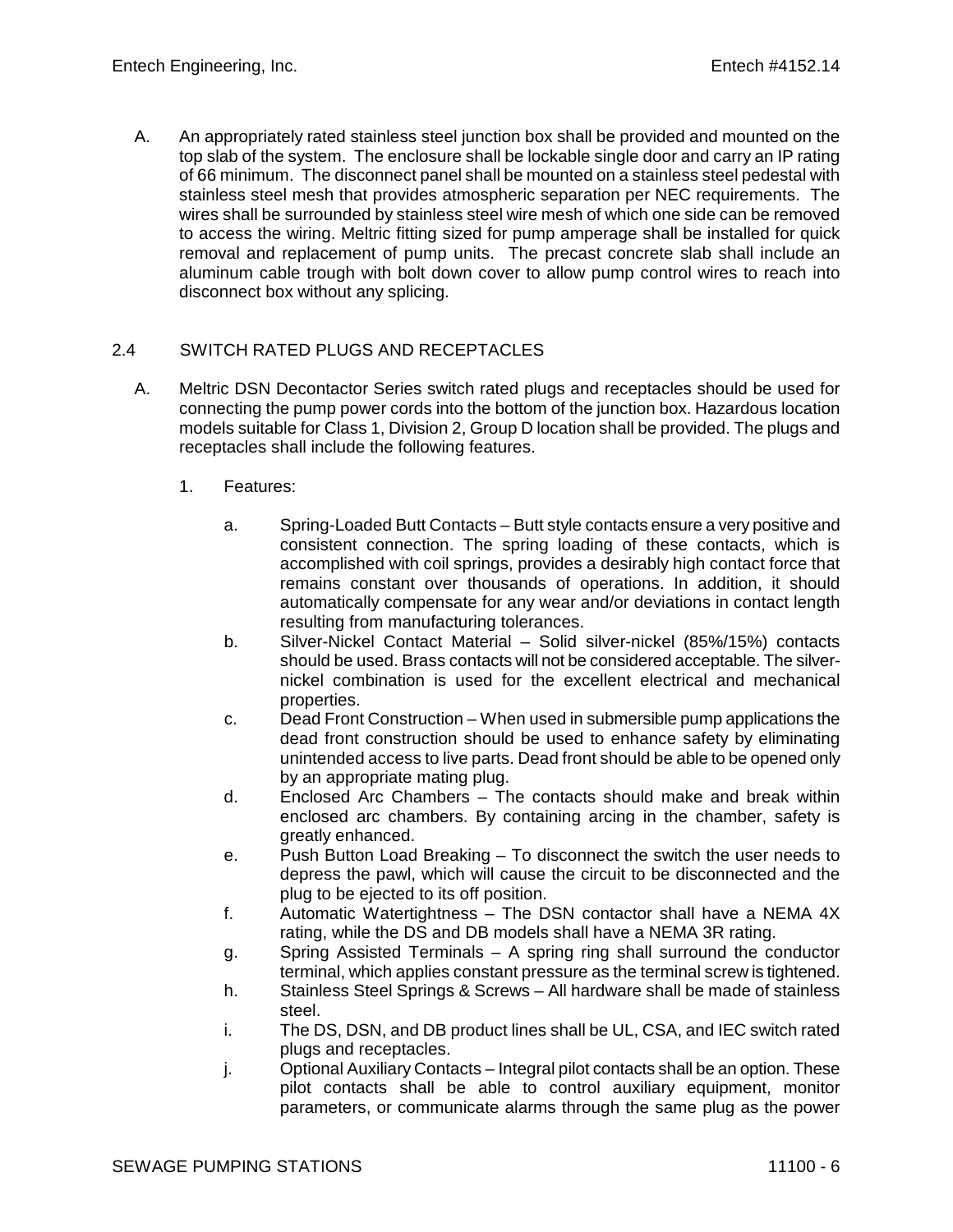A. An appropriately rated stainless steel junction box shall be provided and mounted on the top slab of the system. The enclosure shall be lockable single door and carry an IP rating of 66 minimum. The disconnect panel shall be mounted on a stainless steel pedestal with stainless steel mesh that provides atmospheric separation per NEC requirements. The wires shall be surrounded by stainless steel wire mesh of which one side can be removed to access the wiring. Meltric fitting sized for pump amperage shall be installed for quick removal and replacement of pump units. The precast concrete slab shall include an aluminum cable trough with bolt down cover to allow pump control wires to reach into disconnect box without any splicing.

## 2.4 SWITCH RATED PLUGS AND RECEPTACLES

A. Meltric DSN Decontactor Series switch rated plugs and receptacles should be used for connecting the pump power cords into the bottom of the junction box. Hazardous location models suitable for Class 1, Division 2, Group D location shall be provided. The plugs and receptacles shall include the following features.

1. Features:

   a. Spring-Loaded Butt Contacts – Butt style contacts ensure a very positive and consistent connection. The spring loading of these contacts, which is accomplished with coil springs, provides a desirably high contact force that remains constant over thousands of operations. In addition, it should automatically compensate for any wear and/or deviations in contact length resulting from manufacturing tolerances.
   b. Silver-Nickel Contact Material – Solid silver-nickel (85%/15%) contacts should be used. Brass contacts will not be considered acceptable. The silver-nickel combination is used for the excellent electrical and mechanical properties.
   c. Dead Front Construction – When used in submersible pump applications the dead front construction should be used to enhance safety by eliminating unintended access to live parts. Dead front should be able to be opened only by an appropriate mating plug.
   d. Enclosed Arc Chambers – The contacts should make and break within enclosed arc chambers. By containing arcing in the chamber, safety is greatly enhanced.
   e. Push Button Load Breaking – To disconnect the switch the user needs to depress the pawl, which will cause the circuit to be disconnected and the plug to be ejected to its off position.
   f. Automatic Watertightness – The DSN contactor shall have a NEMA 4X rating, while the DS and DB models shall have a NEMA 3R rating.
   g. Spring Assisted Terminals – A spring ring shall surround the conductor terminal, which applies constant pressure as the terminal screw is tightened.
   h. Stainless Steel Springs & Screws – All hardware shall be made of stainless steel.
   i. The DS, DSN, and DB product lines shall be UL, CSA, and IEC switch rated plugs and receptacles.
   j. Optional Auxiliary Contacts – Integral pilot contacts shall be an option. These pilot contacts shall be able to control auxiliary equipment, monitor parameters, or communicate alarms through the same plug as the power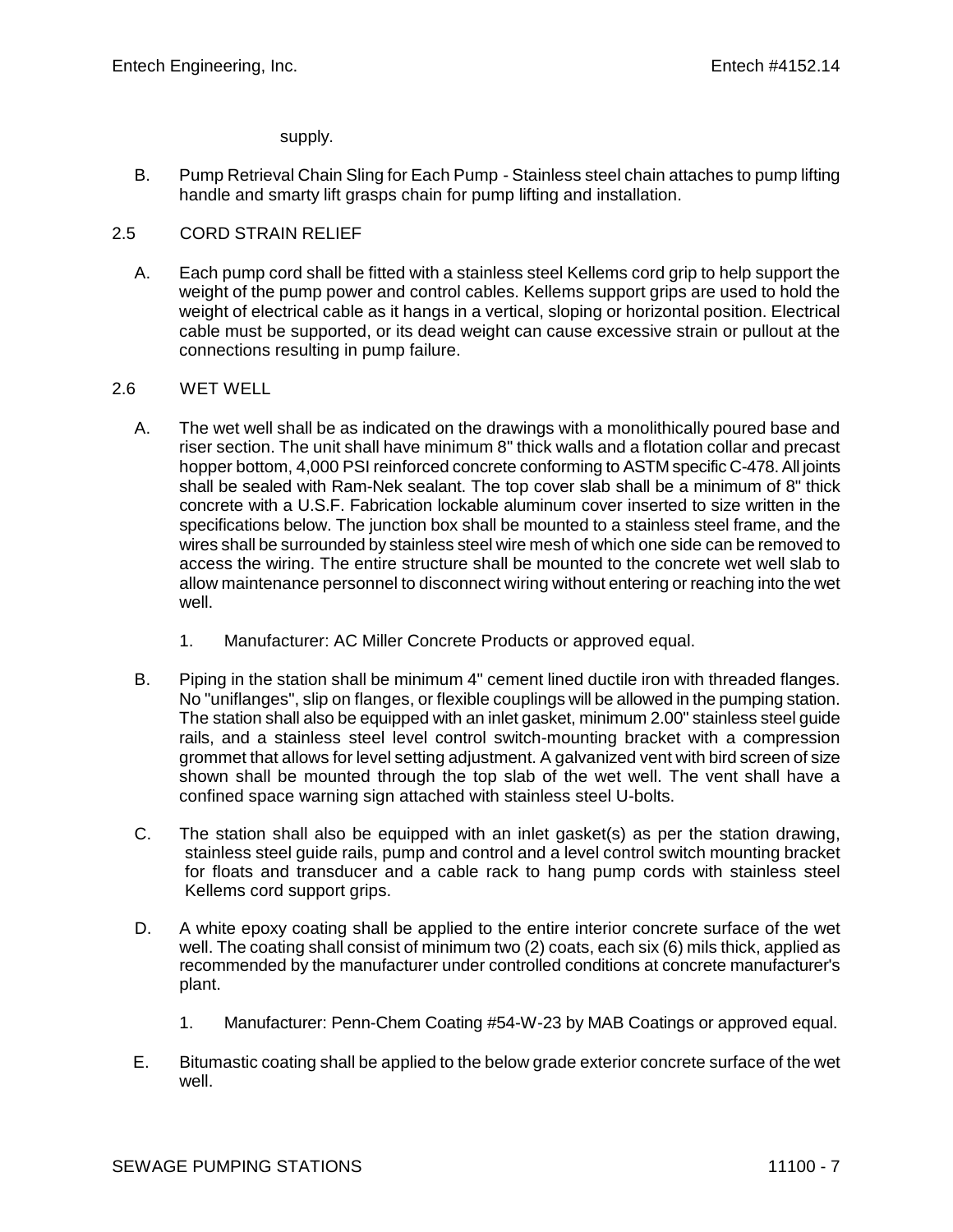supply.

B. Pump Retrieval Chain Sling for Each Pump - Stainless steel chain attaches to pump lifting handle and smarty lift grasps chain for pump lifting and installation.

## 2.5 CORD STRAIN RELIEF

A. Each pump cord shall be fitted with a stainless steel Kellems cord grip to help support the weight of the pump power and control cables. Kellems support grips are used to hold the weight of electrical cable as it hangs in a vertical, sloping or horizontal position. Electrical cable must be supported, or its dead weight can cause excessive strain or pullout at the connections resulting in pump failure.

## 2.6 WET WELL

A. The wet well shall be as indicated on the drawings with a monolithically poured base and riser section. The unit shall have minimum 8" thick walls and a flotation collar and precast hopper bottom, 4,000 PSI reinforced concrete conforming to ASTM specific C-478. All joints shall be sealed with Ram-Nek sealant. The top cover slab shall be a minimum of 8" thick concrete with a U.S.F. Fabrication lockable aluminum cover inserted to size written in the specifications below. The junction box shall be mounted to a stainless steel frame, and the wires shall be surrounded by stainless steel wire mesh of which one side can be removed to access the wiring. The entire structure shall be mounted to the concrete wet well slab to allow maintenance personnel to disconnect wiring without entering or reaching into the wet well.

   1. Manufacturer: AC Miller Concrete Products or approved equal.

B. Piping in the station shall be minimum 4" cement lined ductile iron with threaded flanges. No "uniflanges", slip on flanges, or flexible couplings will be allowed in the pumping station. The station shall also be equipped with an inlet gasket, minimum 2.00" stainless steel guide rails, and a stainless steel level control switch-mounting bracket with a compression grommet that allows for level setting adjustment. A galvanized vent with bird screen of size shown shall be mounted through the top slab of the wet well. The vent shall have a confined space warning sign attached with stainless steel U-bolts.

C. The station shall also be equipped with an inlet gasket(s) as per the station drawing, stainless steel guide rails, pump and control and a level control switch mounting bracket for floats and transducer and a cable rack to hang pump cords with stainless steel Kellems cord support grips.

D. A white epoxy coating shall be applied to the entire interior concrete surface of the wet well. The coating shall consist of minimum two (2) coats, each six (6) mils thick, applied as recommended by the manufacturer under controlled conditions at concrete manufacturer's plant.

   1. Manufacturer: Penn-Chem Coating #54-W-23 by MAB Coatings or approved equal.

E. Bitumastic coating shall be applied to the below grade exterior concrete surface of the wet well.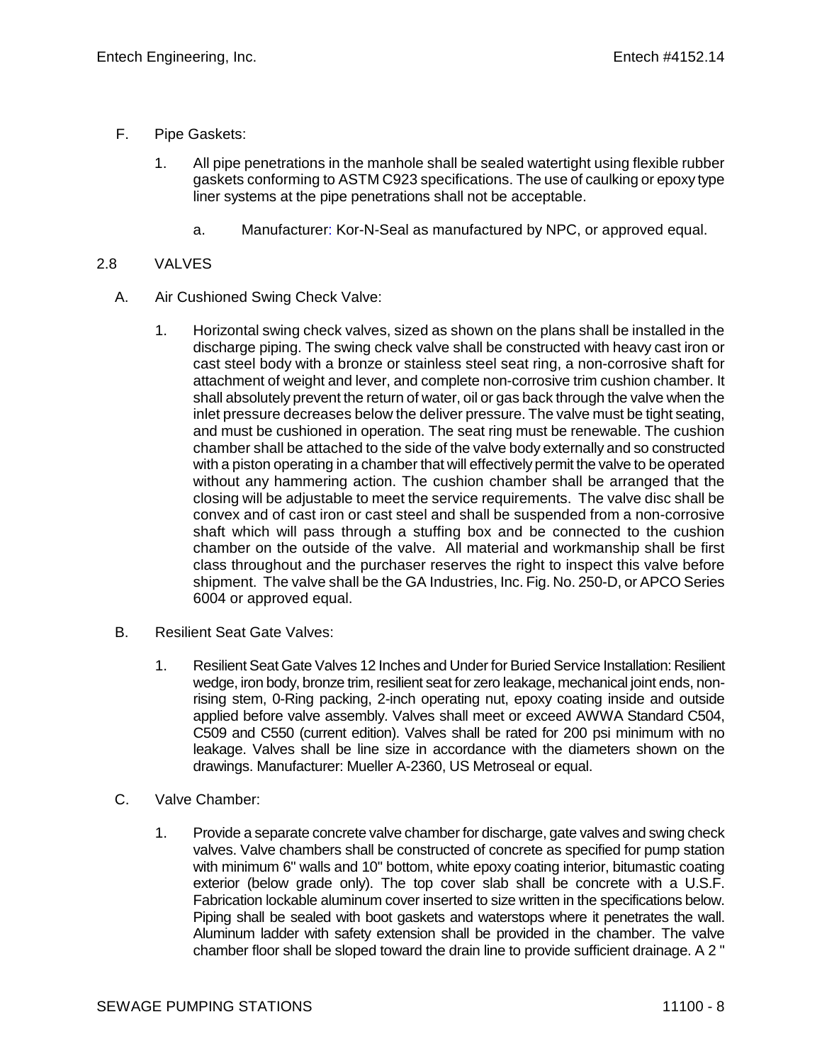F. Pipe Gaskets:

1. All pipe penetrations in the manhole shall be sealed watertight using flexible rubber gaskets conforming to ASTM C923 specifications. The use of caulking or epoxy type liner systems at the pipe penetrations shall not be acceptable.

   a. Manufacturer: Kor-N-Seal as manufactured by NPC, or approved equal.

2.8 VALVES

A. Air Cushioned Swing Check Valve:

1. Horizontal swing check valves, sized as shown on the plans shall be installed in the discharge piping. The swing check valve shall be constructed with heavy cast iron or cast steel body with a bronze or stainless steel seat ring, a non-corrosive shaft for attachment of weight and lever, and complete non-corrosive trim cushion chamber. It shall absolutely prevent the return of water, oil or gas back through the valve when the inlet pressure decreases below the deliver pressure. The valve must be tight seating, and must be cushioned in operation. The seat ring must be renewable. The cushion chamber shall be attached to the side of the valve body externally and so constructed with a piston operating in a chamber that will effectively permit the valve to be operated without any hammering action. The cushion chamber shall be arranged that the closing will be adjustable to meet the service requirements. The valve disc shall be convex and of cast iron or cast steel and shall be suspended from a non-corrosive shaft which will pass through a stuffing box and be connected to the cushion chamber on the outside of the valve. All material and workmanship shall be first class throughout and the purchaser reserves the right to inspect this valve before shipment. The valve shall be the GA Industries, Inc. Fig. No. 250-D, or APCO Series 6004 or approved equal.

B. Resilient Seat Gate Valves:

1. Resilient Seat Gate Valves 12 Inches and Under for Buried Service Installation: Resilient wedge, iron body, bronze trim, resilient seat for zero leakage, mechanical joint ends, non-rising stem, 0-Ring packing, 2-inch operating nut, epoxy coating inside and outside applied before valve assembly. Valves shall meet or exceed AWWA Standard C504, C509 and C550 (current edition). Valves shall be rated for 200 psi minimum with no leakage. Valves shall be line size in accordance with the diameters shown on the drawings. Manufacturer: Mueller A-2360, US Metroseal or equal.

C. Valve Chamber:

1. Provide a separate concrete valve chamber for discharge, gate valves and swing check valves. Valve chambers shall be constructed of concrete as specified for pump station with minimum 6" walls and 10" bottom, white epoxy coating interior, bitumastic coating exterior (below grade only). The top cover slab shall be concrete with a U.S.F. Fabrication lockable aluminum cover inserted to size written in the specifications below. Piping shall be sealed with boot gaskets and waterstops where it penetrates the wall. Aluminum ladder with safety extension shall be provided in the chamber. The valve chamber floor shall be sloped toward the drain line to provide sufficient drainage. A 2 "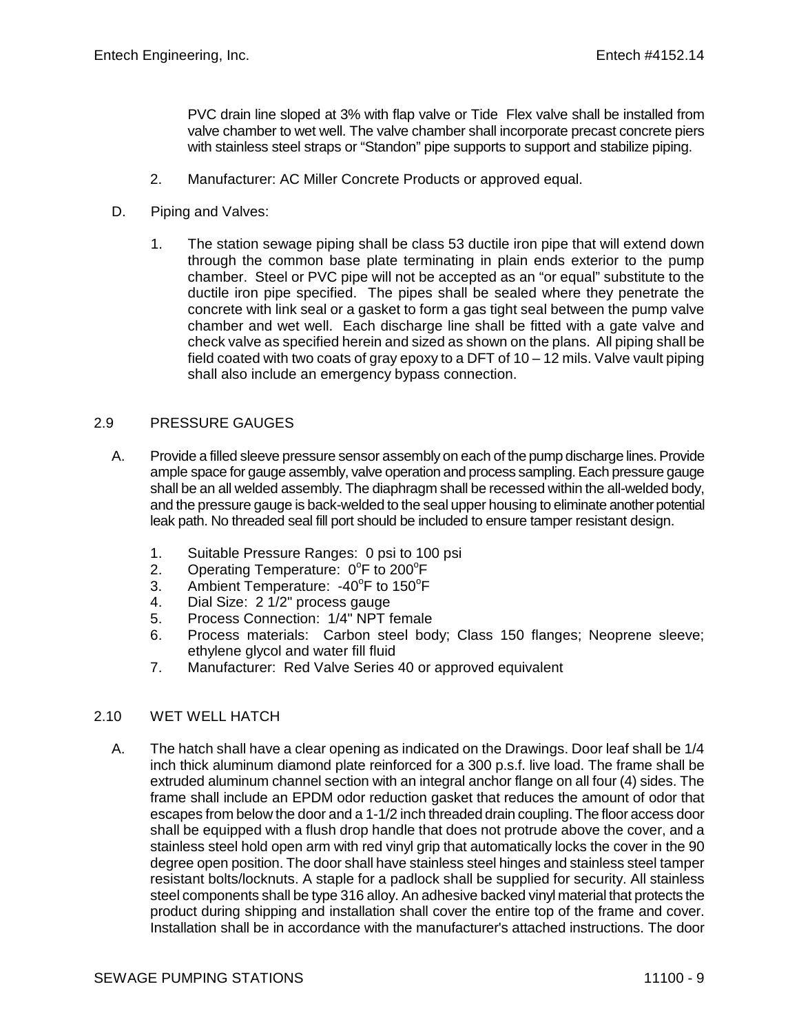PVC drain line sloped at 3% with flap valve or Tide Flex valve shall be installed from valve chamber to wet well. The valve chamber shall incorporate precast concrete piers with stainless steel straps or "Standon" pipe supports to support and stabilize piping.

2. Manufacturer: AC Miller Concrete Products or approved equal.

D. Piping and Valves:

1. The station sewage piping shall be class 53 ductile iron pipe that will extend down through the common base plate terminating in plain ends exterior to the pump chamber. Steel or PVC pipe will not be accepted as an "or equal" substitute to the ductile iron pipe specified. The pipes shall be sealed where they penetrate the concrete with link seal or a gasket to form a gas tight seal between the pump valve chamber and wet well. Each discharge line shall be fitted with a gate valve and check valve as specified herein and sized as shown on the plans. All piping shall be field coated with two coats of gray epoxy to a DFT of 10 – 12 mils. Valve vault piping shall also include an emergency bypass connection.

## 2.9 PRESSURE GAUGES

A. Provide a filled sleeve pressure sensor assembly on each of the pump discharge lines. Provide ample space for gauge assembly, valve operation and process sampling. Each pressure gauge shall be an all welded assembly. The diaphragm shall be recessed within the all-welded body, and the pressure gauge is back-welded to the seal upper housing to eliminate another potential leak path. No threaded seal fill port should be included to ensure tamper resistant design.

1. Suitable Pressure Ranges: 0 psi to 100 psi
2. Operating Temperature: 0°F to 200°F
3. Ambient Temperature: -40°F to 150°F
4. Dial Size: 2 1/2" process gauge
5. Process Connection: 1/4" NPT female
6. Process materials: Carbon steel body; Class 150 flanges; Neoprene sleeve; ethylene glycol and water fill fluid
7. Manufacturer: Red Valve Series 40 or approved equivalent

## 2.10 WET WELL HATCH

A. The hatch shall have a clear opening as indicated on the Drawings. Door leaf shall be 1/4 inch thick aluminum diamond plate reinforced for a 300 p.s.f. live load. The frame shall be extruded aluminum channel section with an integral anchor flange on all four (4) sides. The frame shall include an EPDM odor reduction gasket that reduces the amount of odor that escapes from below the door and a 1-1/2 inch threaded drain coupling. The floor access door shall be equipped with a flush drop handle that does not protrude above the cover, and a stainless steel hold open arm with red vinyl grip that automatically locks the cover in the 90 degree open position. The door shall have stainless steel hinges and stainless steel tamper resistant bolts/locknuts. A staple for a padlock shall be supplied for security. All stainless steel components shall be type 316 alloy. An adhesive backed vinyl material that protects the product during shipping and installation shall cover the entire top of the frame and cover. Installation shall be in accordance with the manufacturer's attached instructions. The door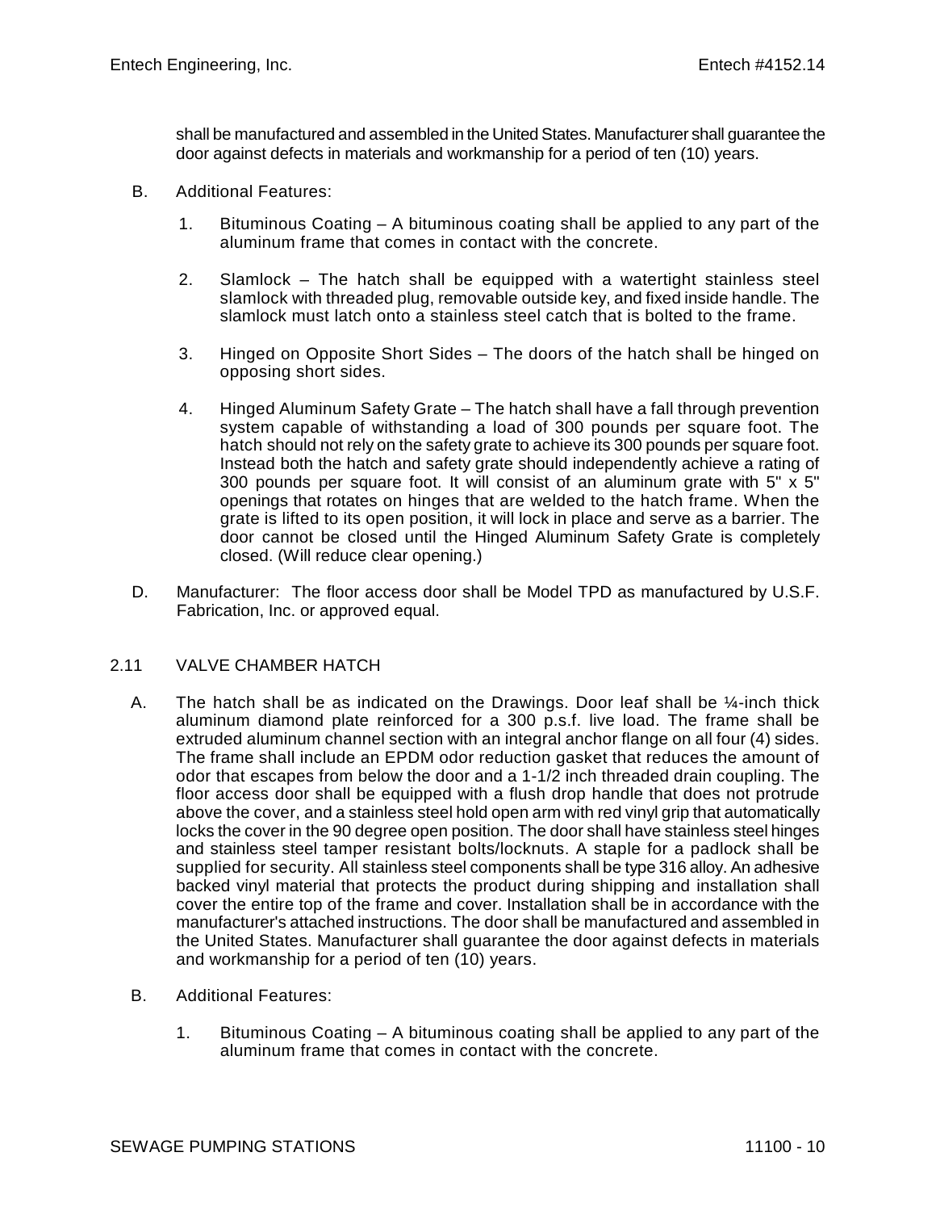shall be manufactured and assembled in the United States. Manufacturer shall guarantee the door against defects in materials and workmanship for a period of ten (10) years.

B. Additional Features:

1. Bituminous Coating – A bituminous coating shall be applied to any part of the aluminum frame that comes in contact with the concrete.

2. Slamlock – The hatch shall be equipped with a watertight stainless steel slamlock with threaded plug, removable outside key, and fixed inside handle. The slamlock must latch onto a stainless steel catch that is bolted to the frame.

3. Hinged on Opposite Short Sides – The doors of the hatch shall be hinged on opposing short sides.

4. Hinged Aluminum Safety Grate – The hatch shall have a fall through prevention system capable of withstanding a load of 300 pounds per square foot. The hatch should not rely on the safety grate to achieve its 300 pounds per square foot. Instead both the hatch and safety grate should independently achieve a rating of 300 pounds per square foot. It will consist of an aluminum grate with 5" x 5" openings that rotates on hinges that are welded to the hatch frame. When the grate is lifted to its open position, it will lock in place and serve as a barrier. The door cannot be closed until the Hinged Aluminum Safety Grate is completely closed. (Will reduce clear opening.)

D. Manufacturer: The floor access door shall be Model TPD as manufactured by U.S.F. Fabrication, Inc. or approved equal.

## 2.11 VALVE CHAMBER HATCH

A. The hatch shall be as indicated on the Drawings. Door leaf shall be ¼-inch thick aluminum diamond plate reinforced for a 300 p.s.f. live load. The frame shall be extruded aluminum channel section with an integral anchor flange on all four (4) sides. The frame shall include an EPDM odor reduction gasket that reduces the amount of odor that escapes from below the door and a 1-1/2 inch threaded drain coupling. The floor access door shall be equipped with a flush drop handle that does not protrude above the cover, and a stainless steel hold open arm with red vinyl grip that automatically locks the cover in the 90 degree open position. The door shall have stainless steel hinges and stainless steel tamper resistant bolts/locknuts. A staple for a padlock shall be supplied for security. All stainless steel components shall be type 316 alloy. An adhesive backed vinyl material that protects the product during shipping and installation shall cover the entire top of the frame and cover. Installation shall be in accordance with the manufacturer's attached instructions. The door shall be manufactured and assembled in the United States. Manufacturer shall guarantee the door against defects in materials and workmanship for a period of ten (10) years.

B. Additional Features:

1. Bituminous Coating – A bituminous coating shall be applied to any part of the aluminum frame that comes in contact with the concrete.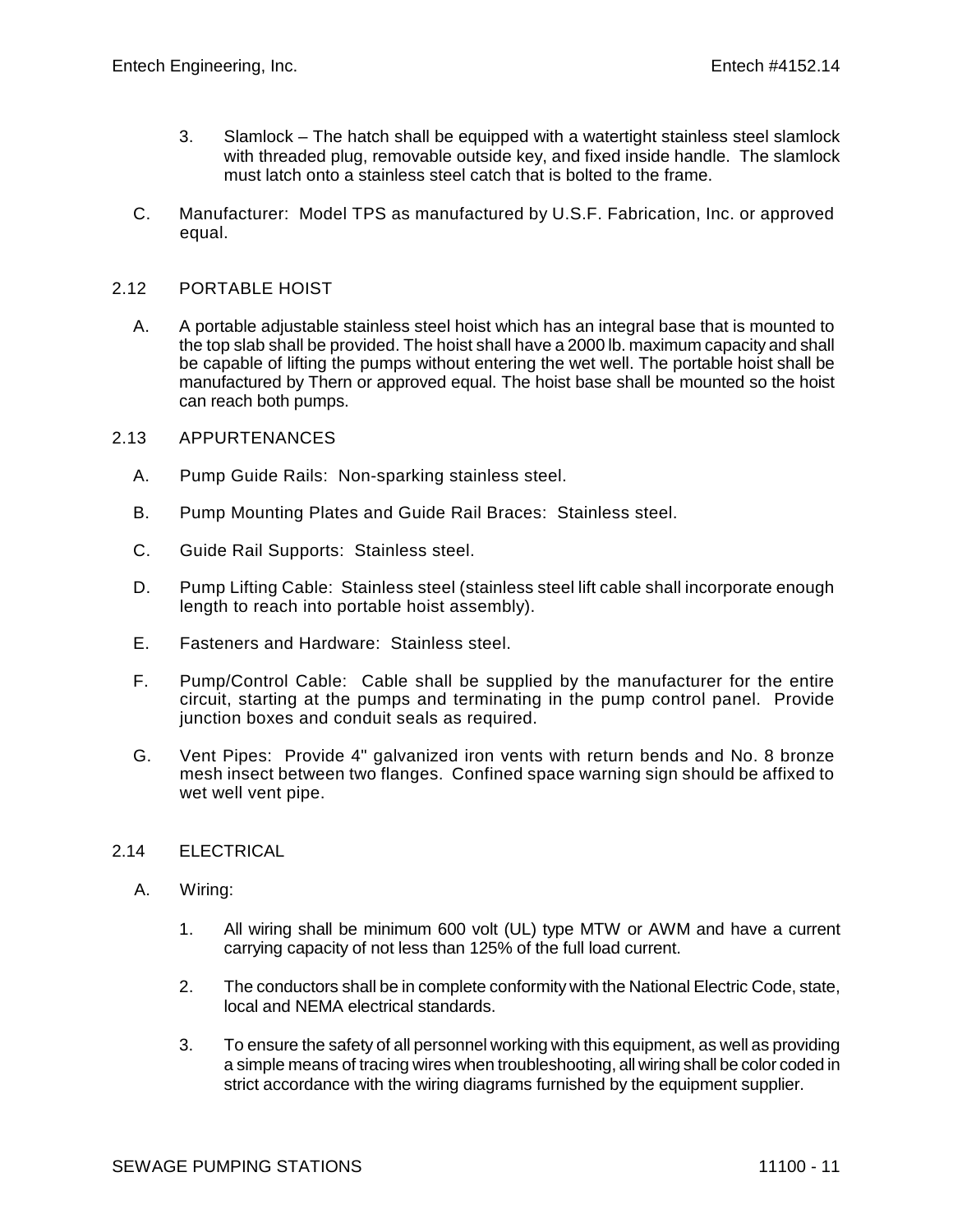3. Slamlock – The hatch shall be equipped with a watertight stainless steel slamlock with threaded plug, removable outside key, and fixed inside handle. The slamlock must latch onto a stainless steel catch that is bolted to the frame.

C. Manufacturer: Model TPS as manufactured by U.S.F. Fabrication, Inc. or approved equal.

## 2.12 PORTABLE HOIST

A. A portable adjustable stainless steel hoist which has an integral base that is mounted to the top slab shall be provided. The hoist shall have a 2000 lb. maximum capacity and shall be capable of lifting the pumps without entering the wet well. The portable hoist shall be manufactured by Thern or approved equal. The hoist base shall be mounted so the hoist can reach both pumps.

## 2.13 APPURTENANCES

A. Pump Guide Rails: Non-sparking stainless steel.

B. Pump Mounting Plates and Guide Rail Braces: Stainless steel.

C. Guide Rail Supports: Stainless steel.

D. Pump Lifting Cable: Stainless steel (stainless steel lift cable shall incorporate enough length to reach into portable hoist assembly).

E. Fasteners and Hardware: Stainless steel.

F. Pump/Control Cable: Cable shall be supplied by the manufacturer for the entire circuit, starting at the pumps and terminating in the pump control panel. Provide junction boxes and conduit seals as required.

G. Vent Pipes: Provide 4" galvanized iron vents with return bends and No. 8 bronze mesh insect between two flanges. Confined space warning sign should be affixed to wet well vent pipe.

## 2.14 ELECTRICAL

A. Wiring:

1. All wiring shall be minimum 600 volt (UL) type MTW or AWM and have a current carrying capacity of not less than 125% of the full load current.

2. The conductors shall be in complete conformity with the National Electric Code, state, local and NEMA electrical standards.

3. To ensure the safety of all personnel working with this equipment, as well as providing a simple means of tracing wires when troubleshooting, all wiring shall be color coded in strict accordance with the wiring diagrams furnished by the equipment supplier.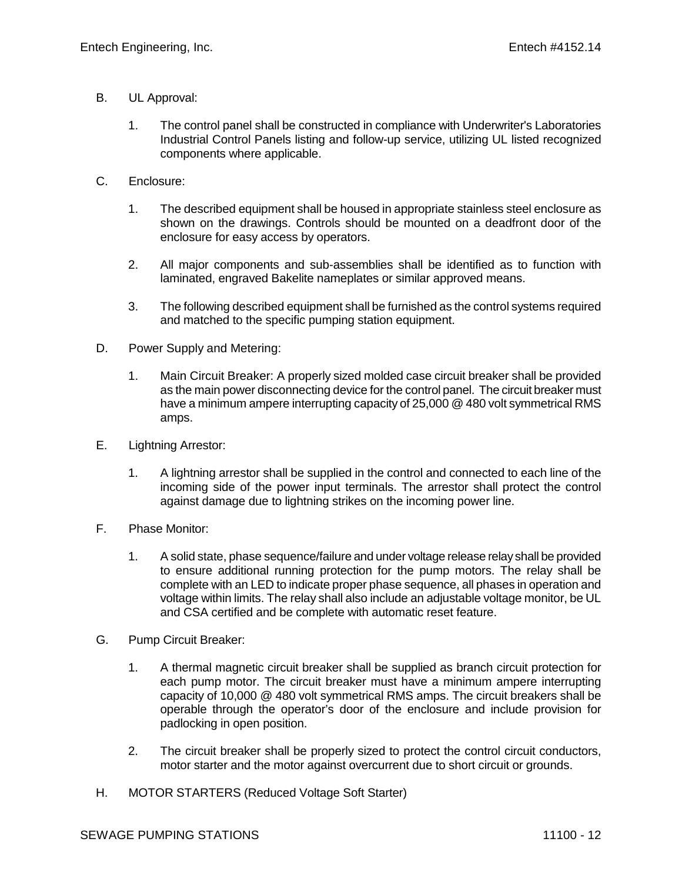B. UL Approval:

   1. The control panel shall be constructed in compliance with Underwriter's Laboratories Industrial Control Panels listing and follow-up service, utilizing UL listed recognized components where applicable.

C. Enclosure:

   1. The described equipment shall be housed in appropriate stainless steel enclosure as shown on the drawings. Controls should be mounted on a deadfront door of the enclosure for easy access by operators.

   2. All major components and sub-assemblies shall be identified as to function with laminated, engraved Bakelite nameplates or similar approved means.

   3. The following described equipment shall be furnished as the control systems required and matched to the specific pumping station equipment.

D. Power Supply and Metering:

   1. Main Circuit Breaker: A properly sized molded case circuit breaker shall be provided as the main power disconnecting device for the control panel. The circuit breaker must have a minimum ampere interrupting capacity of 25,000 @ 480 volt symmetrical RMS amps.

E. Lightning Arrestor:

   1. A lightning arrestor shall be supplied in the control and connected to each line of the incoming side of the power input terminals. The arrestor shall protect the control against damage due to lightning strikes on the incoming power line.

F. Phase Monitor:

   1. A solid state, phase sequence/failure and under voltage release relay shall be provided to ensure additional running protection for the pump motors. The relay shall be complete with an LED to indicate proper phase sequence, all phases in operation and voltage within limits. The relay shall also include an adjustable voltage monitor, be UL and CSA certified and be complete with automatic reset feature.

G. Pump Circuit Breaker:

   1. A thermal magnetic circuit breaker shall be supplied as branch circuit protection for each pump motor. The circuit breaker must have a minimum ampere interrupting capacity of 10,000 @ 480 volt symmetrical RMS amps. The circuit breakers shall be operable through the operator's door of the enclosure and include provision for padlocking in open position.

   2. The circuit breaker shall be properly sized to protect the control circuit conductors, motor starter and the motor against overcurrent due to short circuit or grounds.

H. MOTOR STARTERS (Reduced Voltage Soft Starter)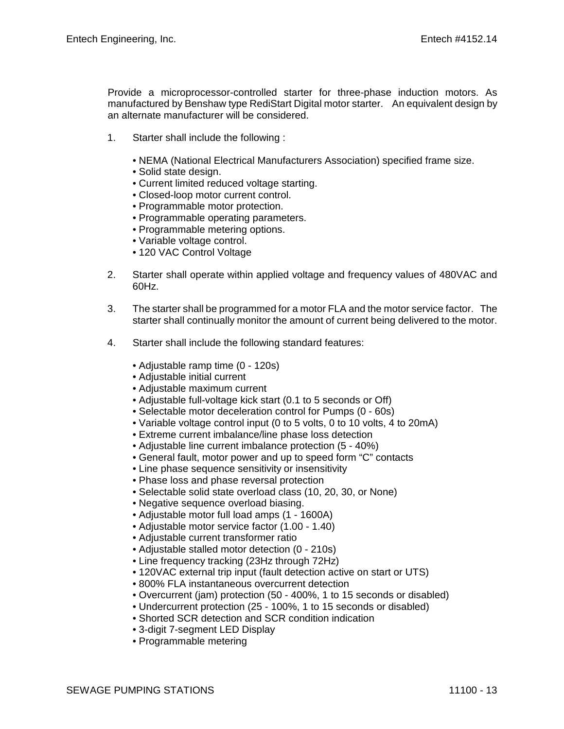Provide a microprocessor-controlled starter for three-phase induction motors. As manufactured by Benshaw type RediStart Digital motor starter. An equivalent design by an alternate manufacturer will be considered.

1. Starter shall include the following :

   • NEMA (National Electrical Manufacturers Association) specified frame size.
   • Solid state design.
   • Current limited reduced voltage starting.
   • Closed-loop motor current control.
   • Programmable motor protection.
   • Programmable operating parameters.
   • Programmable metering options.
   • Variable voltage control.
   • 120 VAC Control Voltage

2. Starter shall operate within applied voltage and frequency values of 480VAC and 60Hz.

3. The starter shall be programmed for a motor FLA and the motor service factor. The starter shall continually monitor the amount of current being delivered to the motor.

4. Starter shall include the following standard features:

   • Adjustable ramp time (0 - 120s)
   • Adjustable initial current
   • Adjustable maximum current
   • Adjustable full-voltage kick start (0.1 to 5 seconds or Off)
   • Selectable motor deceleration control for Pumps (0 - 60s)
   • Variable voltage control input (0 to 5 volts, 0 to 10 volts, 4 to 20mA)
   • Extreme current imbalance/line phase loss detection
   • Adjustable line current imbalance protection (5 - 40%)
   • General fault, motor power and up to speed form “C” contacts
   • Line phase sequence sensitivity or insensitivity
   • Phase loss and phase reversal protection
   • Selectable solid state overload class (10, 20, 30, or None)
   • Negative sequence overload biasing.
   • Adjustable motor full load amps (1 - 1600A)
   • Adjustable motor service factor (1.00 - 1.40)
   • Adjustable current transformer ratio
   • Adjustable stalled motor detection (0 - 210s)
   • Line frequency tracking (23Hz through 72Hz)
   • 120VAC external trip input (fault detection active on start or UTS)
   • 800% FLA instantaneous overcurrent detection
   • Overcurrent (jam) protection (50 - 400%, 1 to 15 seconds or disabled)
   • Undercurrent protection (25 - 100%, 1 to 15 seconds or disabled)
   • Shorted SCR detection and SCR condition indication
   • 3-digit 7-segment LED Display
   • Programmable metering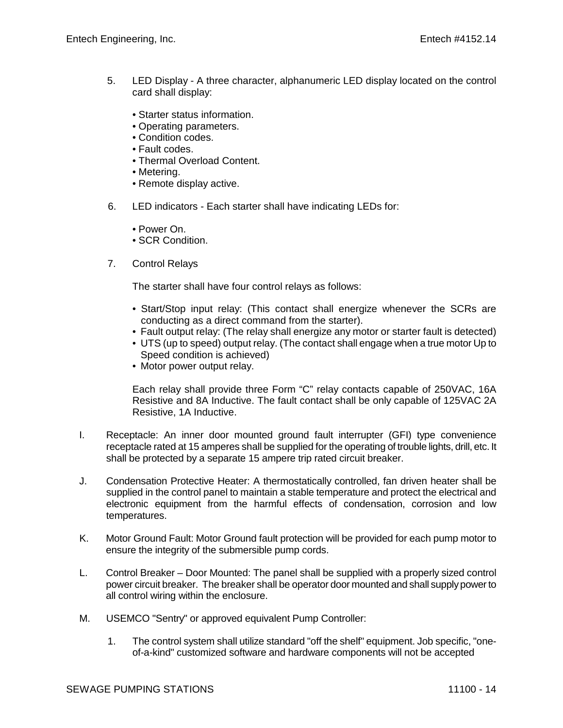5. LED Display - A three character, alphanumeric LED display located on the control card shall display:

   • Starter status information.
   • Operating parameters.
   • Condition codes.
   • Fault codes.
   • Thermal Overload Content.
   • Metering.
   • Remote display active.

6. LED indicators - Each starter shall have indicating LEDs for:

   • Power On.
   • SCR Condition.

7. Control Relays

   The starter shall have four control relays as follows:

   • Start/Stop input relay: (This contact shall energize whenever the SCRs are conducting as a direct command from the starter).
   • Fault output relay: (The relay shall energize any motor or starter fault is detected)
   • UTS (up to speed) output relay. (The contact shall engage when a true motor Up to Speed condition is achieved)
   • Motor power output relay.

   Each relay shall provide three Form "C" relay contacts capable of 250VAC, 16A Resistive and 8A Inductive. The fault contact shall be only capable of 125VAC 2A Resistive, 1A Inductive.

I. Receptacle: An inner door mounted ground fault interrupter (GFI) type convenience receptacle rated at 15 amperes shall be supplied for the operating of trouble lights, drill, etc. It shall be protected by a separate 15 ampere trip rated circuit breaker.

J. Condensation Protective Heater: A thermostatically controlled, fan driven heater shall be supplied in the control panel to maintain a stable temperature and protect the electrical and electronic equipment from the harmful effects of condensation, corrosion and low temperatures.

K. Motor Ground Fault: Motor Ground fault protection will be provided for each pump motor to ensure the integrity of the submersible pump cords.

L. Control Breaker – Door Mounted: The panel shall be supplied with a properly sized control power circuit breaker. The breaker shall be operator door mounted and shall supply power to all control wiring within the enclosure.

M. USEMCO "Sentry" or approved equivalent Pump Controller:

   1. The control system shall utilize standard "off the shelf" equipment. Job specific, "one-of-a-kind" customized software and hardware components will not be accepted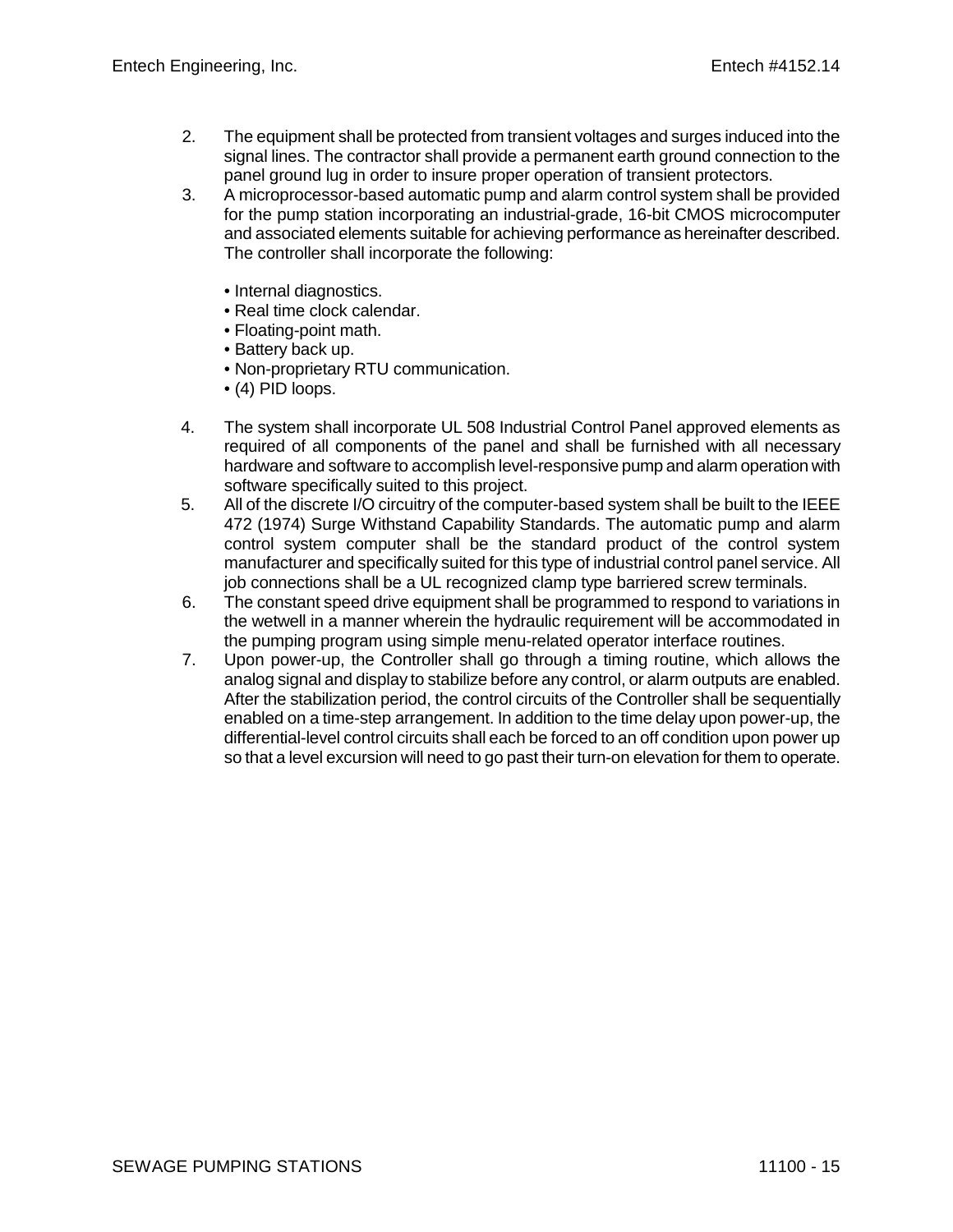2. The equipment shall be protected from transient voltages and surges induced into the signal lines. The contractor shall provide a permanent earth ground connection to the panel ground lug in order to insure proper operation of transient protectors.
3. A microprocessor-based automatic pump and alarm control system shall be provided for the pump station incorporating an industrial-grade, 16-bit CMOS microcomputer and associated elements suitable for achieving performance as hereinafter described. The controller shall incorporate the following:

   • Internal diagnostics.
   • Real time clock calendar.
   • Floating-point math.
   • Battery back up.
   • Non-proprietary RTU communication.
   • (4) PID loops.

4. The system shall incorporate UL 508 Industrial Control Panel approved elements as required of all components of the panel and shall be furnished with all necessary hardware and software to accomplish level-responsive pump and alarm operation with software specifically suited to this project.
5. All of the discrete I/O circuitry of the computer-based system shall be built to the IEEE 472 (1974) Surge Withstand Capability Standards. The automatic pump and alarm control system computer shall be the standard product of the control system manufacturer and specifically suited for this type of industrial control panel service. All job connections shall be a UL recognized clamp type barriered screw terminals.
6. The constant speed drive equipment shall be programmed to respond to variations in the wetwell in a manner wherein the hydraulic requirement will be accommodated in the pumping program using simple menu-related operator interface routines.
7. Upon power-up, the Controller shall go through a timing routine, which allows the analog signal and display to stabilize before any control, or alarm outputs are enabled. After the stabilization period, the control circuits of the Controller shall be sequentially enabled on a time-step arrangement. In addition to the time delay upon power-up, the differential-level control circuits shall each be forced to an off condition upon power up so that a level excursion will need to go past their turn-on elevation for them to operate.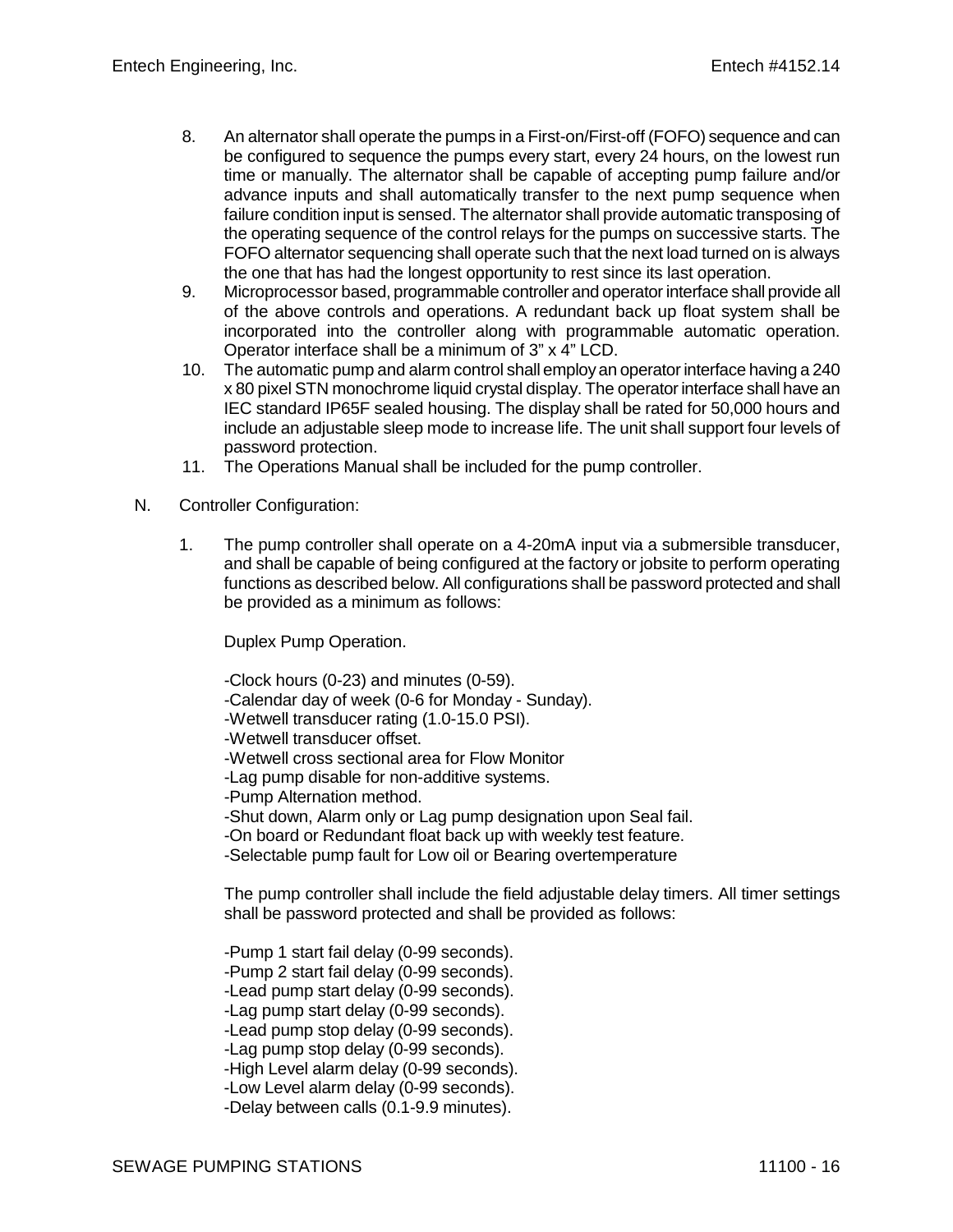8. An alternator shall operate the pumps in a First-on/First-off (FOFO) sequence and can be configured to sequence the pumps every start, every 24 hours, on the lowest run time or manually. The alternator shall be capable of accepting pump failure and/or advance inputs and shall automatically transfer to the next pump sequence when failure condition input is sensed. The alternator shall provide automatic transposing of the operating sequence of the control relays for the pumps on successive starts. The FOFO alternator sequencing shall operate such that the next load turned on is always the one that has had the longest opportunity to rest since its last operation.
9. Microprocessor based, programmable controller and operator interface shall provide all of the above controls and operations. A redundant back up float system shall be incorporated into the controller along with programmable automatic operation. Operator interface shall be a minimum of 3" x 4" LCD.
10. The automatic pump and alarm control shall employ an operator interface having a 240 x 80 pixel STN monochrome liquid crystal display. The operator interface shall have an IEC standard IP65F sealed housing. The display shall be rated for 50,000 hours and include an adjustable sleep mode to increase life. The unit shall support four levels of password protection.
11. The Operations Manual shall be included for the pump controller.

N. Controller Configuration:

1. The pump controller shall operate on a 4-20mA input via a submersible transducer, and shall be capable of being configured at the factory or jobsite to perform operating functions as described below. All configurations shall be password protected and shall be provided as a minimum as follows:

   Duplex Pump Operation.

   -Clock hours (0-23) and minutes (0-59).
   -Calendar day of week (0-6 for Monday - Sunday).
   -Wetwell transducer rating (1.0-15.0 PSI).
   -Wetwell transducer offset.
   -Wetwell cross sectional area for Flow Monitor
   -Lag pump disable for non-additive systems.
   -Pump Alternation method.
   -Shut down, Alarm only or Lag pump designation upon Seal fail.
   -On board or Redundant float back up with weekly test feature.
   -Selectable pump fault for Low oil or Bearing overtemperature

   The pump controller shall include the field adjustable delay timers. All timer settings shall be password protected and shall be provided as follows:

   -Pump 1 start fail delay (0-99 seconds).
   -Pump 2 start fail delay (0-99 seconds).
   -Lead pump start delay (0-99 seconds).
   -Lag pump start delay (0-99 seconds).
   -Lead pump stop delay (0-99 seconds).
   -Lag pump stop delay (0-99 seconds).
   -High Level alarm delay (0-99 seconds).
   -Low Level alarm delay (0-99 seconds).
   -Delay between calls (0.1-9.9 minutes).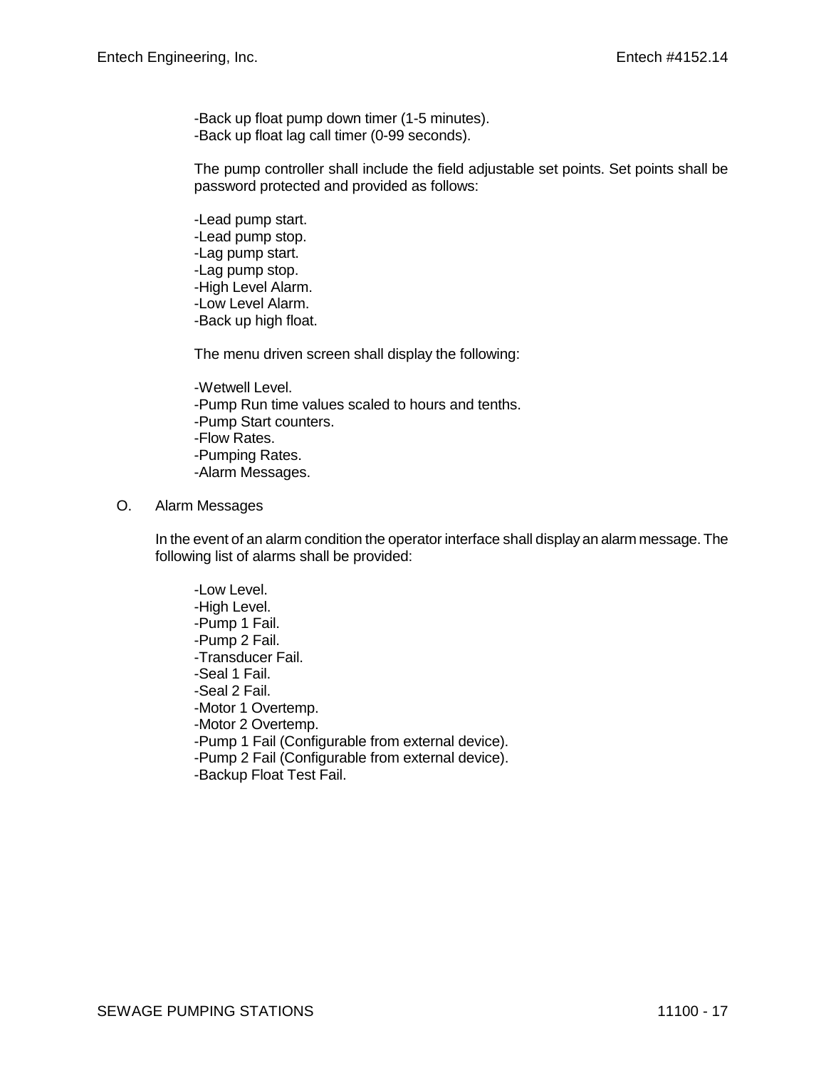-Back up float pump down timer (1-5 minutes).
-Back up float lag call timer (0-99 seconds).

The pump controller shall include the field adjustable set points. Set points shall be password protected and provided as follows:

-Lead pump start.
-Lead pump stop.
-Lag pump start.
-Lag pump stop.
-High Level Alarm.
-Low Level Alarm.
-Back up high float.

The menu driven screen shall display the following:

-Wetwell Level.
-Pump Run time values scaled to hours and tenths.
-Pump Start counters.
-Flow Rates.
-Pumping Rates.
-Alarm Messages.

O. Alarm Messages

In the event of an alarm condition the operator interface shall display an alarm message. The following list of alarms shall be provided:

-Low Level.
-High Level.
-Pump 1 Fail.
-Pump 2 Fail.
-Transducer Fail.
-Seal 1 Fail.
-Seal 2 Fail.
-Motor 1 Overtemp.
-Motor 2 Overtemp.
-Pump 1 Fail (Configurable from external device).
-Pump 2 Fail (Configurable from external device).
-Backup Float Test Fail.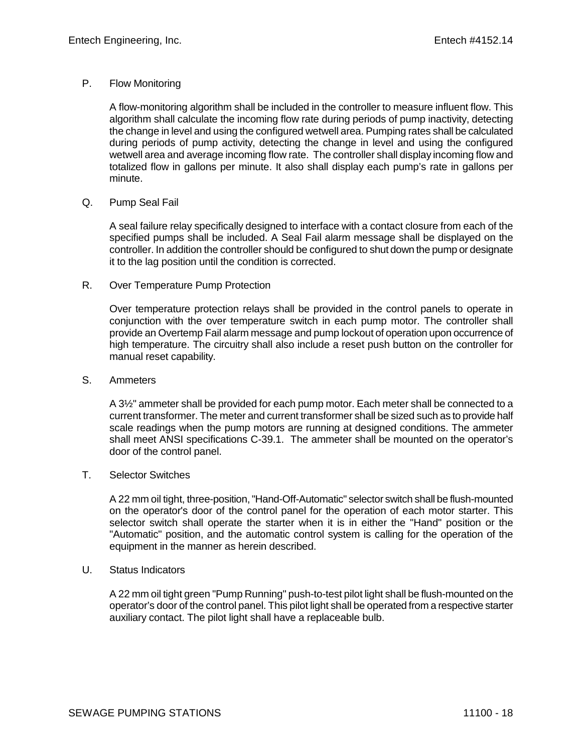P. Flow Monitoring

A flow-monitoring algorithm shall be included in the controller to measure influent flow. This algorithm shall calculate the incoming flow rate during periods of pump inactivity, detecting the change in level and using the configured wetwell area. Pumping rates shall be calculated during periods of pump activity, detecting the change in level and using the configured wetwell area and average incoming flow rate. The controller shall display incoming flow and totalized flow in gallons per minute. It also shall display each pump's rate in gallons per minute.

Q. Pump Seal Fail

A seal failure relay specifically designed to interface with a contact closure from each of the specified pumps shall be included. A Seal Fail alarm message shall be displayed on the controller. In addition the controller should be configured to shut down the pump or designate it to the lag position until the condition is corrected.

R. Over Temperature Pump Protection

Over temperature protection relays shall be provided in the control panels to operate in conjunction with the over temperature switch in each pump motor. The controller shall provide an Overtemp Fail alarm message and pump lockout of operation upon occurrence of high temperature. The circuitry shall also include a reset push button on the controller for manual reset capability.

S. Ammeters

A 3½" ammeter shall be provided for each pump motor. Each meter shall be connected to a current transformer. The meter and current transformer shall be sized such as to provide half scale readings when the pump motors are running at designed conditions. The ammeter shall meet ANSI specifications C-39.1. The ammeter shall be mounted on the operator's door of the control panel.

T. Selector Switches

A 22 mm oil tight, three-position, "Hand-Off-Automatic" selector switch shall be flush-mounted on the operator's door of the control panel for the operation of each motor starter. This selector switch shall operate the starter when it is in either the "Hand" position or the "Automatic" position, and the automatic control system is calling for the operation of the equipment in the manner as herein described.

U. Status Indicators

A 22 mm oil tight green "Pump Running" push-to-test pilot light shall be flush-mounted on the operator's door of the control panel. This pilot light shall be operated from a respective starter auxiliary contact. The pilot light shall have a replaceable bulb.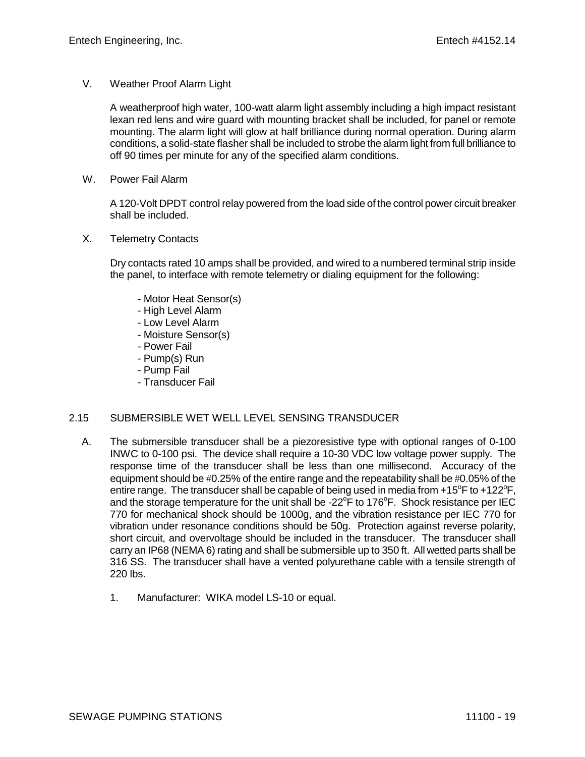V. Weather Proof Alarm Light

A weatherproof high water, 100-watt alarm light assembly including a high impact resistant lexan red lens and wire guard with mounting bracket shall be included, for panel or remote mounting. The alarm light will glow at half brilliance during normal operation. During alarm conditions, a solid-state flasher shall be included to strobe the alarm light from full brilliance to off 90 times per minute for any of the specified alarm conditions.

W. Power Fail Alarm

A 120-Volt DPDT control relay powered from the load side of the control power circuit breaker shall be included.

X. Telemetry Contacts

Dry contacts rated 10 amps shall be provided, and wired to a numbered terminal strip inside the panel, to interface with remote telemetry or dialing equipment for the following:

- Motor Heat Sensor(s)
- High Level Alarm
- Low Level Alarm
- Moisture Sensor(s)
- Power Fail
- Pump(s) Run
- Pump Fail
- Transducer Fail

## 2.15 SUBMERSIBLE WET WELL LEVEL SENSING TRANSDUCER

A. The submersible transducer shall be a piezoresistive type with optional ranges of 0-100 INWC to 0-100 psi. The device shall require a 10-30 VDC low voltage power supply. The response time of the transducer shall be less than one millisecond. Accuracy of the equipment should be #0.25% of the entire range and the repeatability shall be #0.05% of the entire range. The transducer shall be capable of being used in media from +15$^o$F to +122$^o$F, and the storage temperature for the unit shall be -22$^o$F to 176$^o$F. Shock resistance per IEC 770 for mechanical shock should be 1000g, and the vibration resistance per IEC 770 for vibration under resonance conditions should be 50g. Protection against reverse polarity, short circuit, and overvoltage should be included in the transducer. The transducer shall carry an IP68 (NEMA 6) rating and shall be submersible up to 350 ft. All wetted parts shall be 316 SS. The transducer shall have a vented polyurethane cable with a tensile strength of 220 lbs.

1. Manufacturer: WIKA model LS-10 or equal.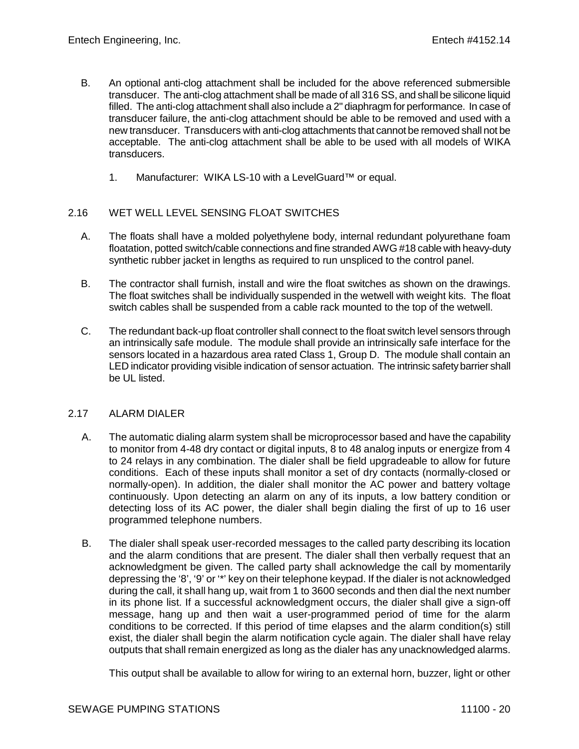B. An optional anti-clog attachment shall be included for the above referenced submersible transducer. The anti-clog attachment shall be made of all 316 SS, and shall be silicone liquid filled. The anti-clog attachment shall also include a 2" diaphragm for performance. In case of transducer failure, the anti-clog attachment should be able to be removed and used with a new transducer. Transducers with anti-clog attachments that cannot be removed shall not be acceptable. The anti-clog attachment shall be able to be used with all models of WIKA transducers.

   1. Manufacturer: WIKA LS-10 with a LevelGuard™ or equal.

## 2.16 WET WELL LEVEL SENSING FLOAT SWITCHES

A. The floats shall have a molded polyethylene body, internal redundant polyurethane foam floatation, potted switch/cable connections and fine stranded AWG #18 cable with heavy-duty synthetic rubber jacket in lengths as required to run unspliced to the control panel.

B. The contractor shall furnish, install and wire the float switches as shown on the drawings. The float switches shall be individually suspended in the wetwell with weight kits. The float switch cables shall be suspended from a cable rack mounted to the top of the wetwell.

C. The redundant back-up float controller shall connect to the float switch level sensors through an intrinsically safe module. The module shall provide an intrinsically safe interface for the sensors located in a hazardous area rated Class 1, Group D. The module shall contain an LED indicator providing visible indication of sensor actuation. The intrinsic safety barrier shall be UL listed.

## 2.17 ALARM DIALER

A. The automatic dialing alarm system shall be microprocessor based and have the capability to monitor from 4-48 dry contact or digital inputs, 8 to 48 analog inputs or energize from 4 to 24 relays in any combination. The dialer shall be field upgradeable to allow for future conditions. Each of these inputs shall monitor a set of dry contacts (normally-closed or normally-open). In addition, the dialer shall monitor the AC power and battery voltage continuously. Upon detecting an alarm on any of its inputs, a low battery condition or detecting loss of its AC power, the dialer shall begin dialing the first of up to 16 user programmed telephone numbers.

B. The dialer shall speak user-recorded messages to the called party describing its location and the alarm conditions that are present. The dialer shall then verbally request that an acknowledgment be given. The called party shall acknowledge the call by momentarily depressing the '8', '9' or '*' key on their telephone keypad. If the dialer is not acknowledged during the call, it shall hang up, wait from 1 to 3600 seconds and then dial the next number in its phone list. If a successful acknowledgment occurs, the dialer shall give a sign-off message, hang up and then wait a user-programmed period of time for the alarm conditions to be corrected. If this period of time elapses and the alarm condition(s) still exist, the dialer shall begin the alarm notification cycle again. The dialer shall have relay outputs that shall remain energized as long as the dialer has any unacknowledged alarms.

   This output shall be available to allow for wiring to an external horn, buzzer, light or other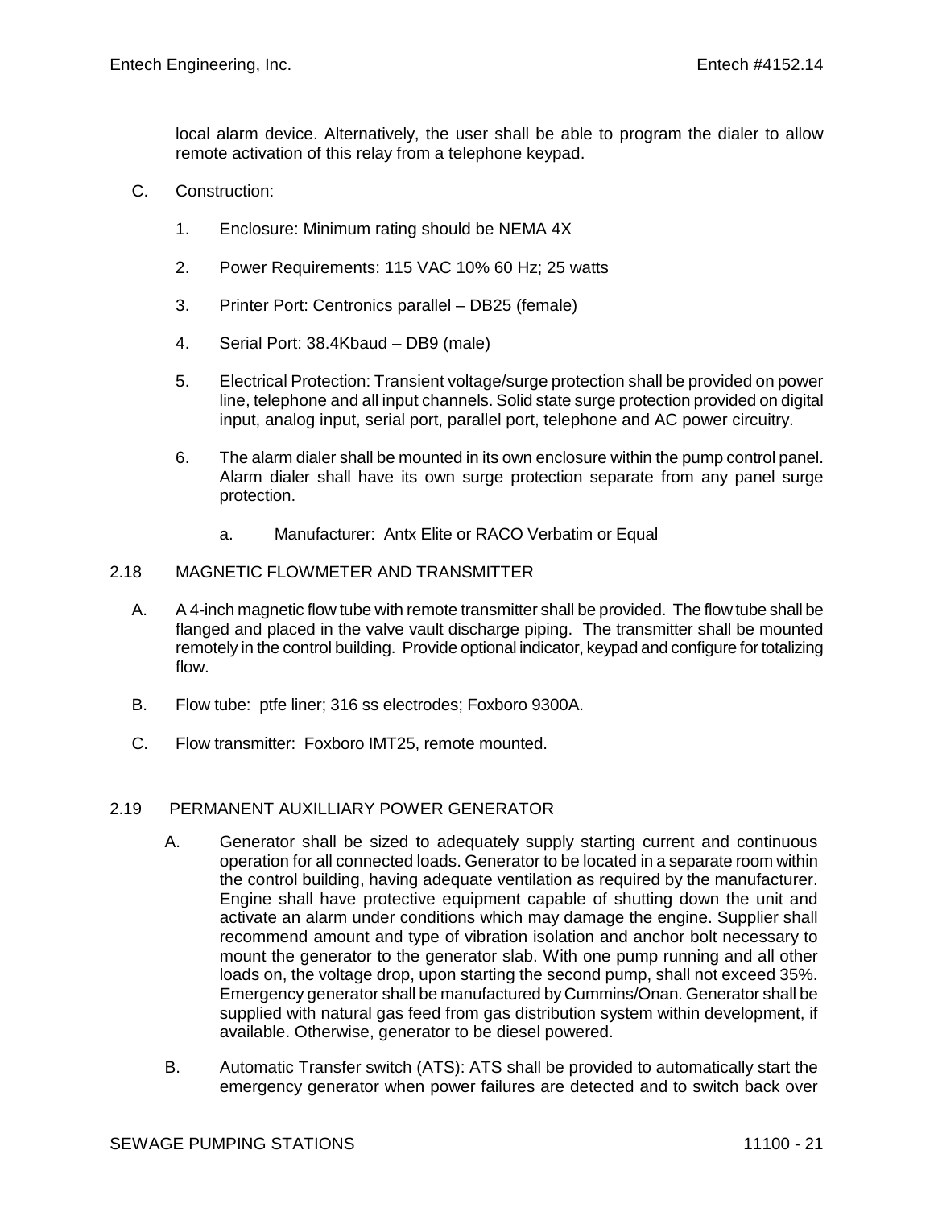local alarm device. Alternatively, the user shall be able to program the dialer to allow remote activation of this relay from a telephone keypad.

C. Construction:

1. Enclosure: Minimum rating should be NEMA 4X

2. Power Requirements: 115 VAC 10% 60 Hz; 25 watts

3. Printer Port: Centronics parallel – DB25 (female)

4. Serial Port: 38.4Kbaud – DB9 (male)

5. Electrical Protection: Transient voltage/surge protection shall be provided on power line, telephone and all input channels. Solid state surge protection provided on digital input, analog input, serial port, parallel port, telephone and AC power circuitry.

6. The alarm dialer shall be mounted in its own enclosure within the pump control panel. Alarm dialer shall have its own surge protection separate from any panel surge protection.

   a. Manufacturer: Antx Elite or RACO Verbatim or Equal

## 2.18 MAGNETIC FLOWMETER AND TRANSMITTER

A. A 4-inch magnetic flow tube with remote transmitter shall be provided. The flow tube shall be flanged and placed in the valve vault discharge piping. The transmitter shall be mounted remotely in the control building. Provide optional indicator, keypad and configure for totalizing flow.

B. Flow tube: ptfe liner; 316 ss electrodes; Foxboro 9300A.

C. Flow transmitter: Foxboro IMT25, remote mounted.

## 2.19 PERMANENT AUXILLIARY POWER GENERATOR

A. Generator shall be sized to adequately supply starting current and continuous operation for all connected loads. Generator to be located in a separate room within the control building, having adequate ventilation as required by the manufacturer. Engine shall have protective equipment capable of shutting down the unit and activate an alarm under conditions which may damage the engine. Supplier shall recommend amount and type of vibration isolation and anchor bolt necessary to mount the generator to the generator slab. With one pump running and all other loads on, the voltage drop, upon starting the second pump, shall not exceed 35%. Emergency generator shall be manufactured by Cummins/Onan. Generator shall be supplied with natural gas feed from gas distribution system within development, if available. Otherwise, generator to be diesel powered.

B. Automatic Transfer switch (ATS): ATS shall be provided to automatically start the emergency generator when power failures are detected and to switch back over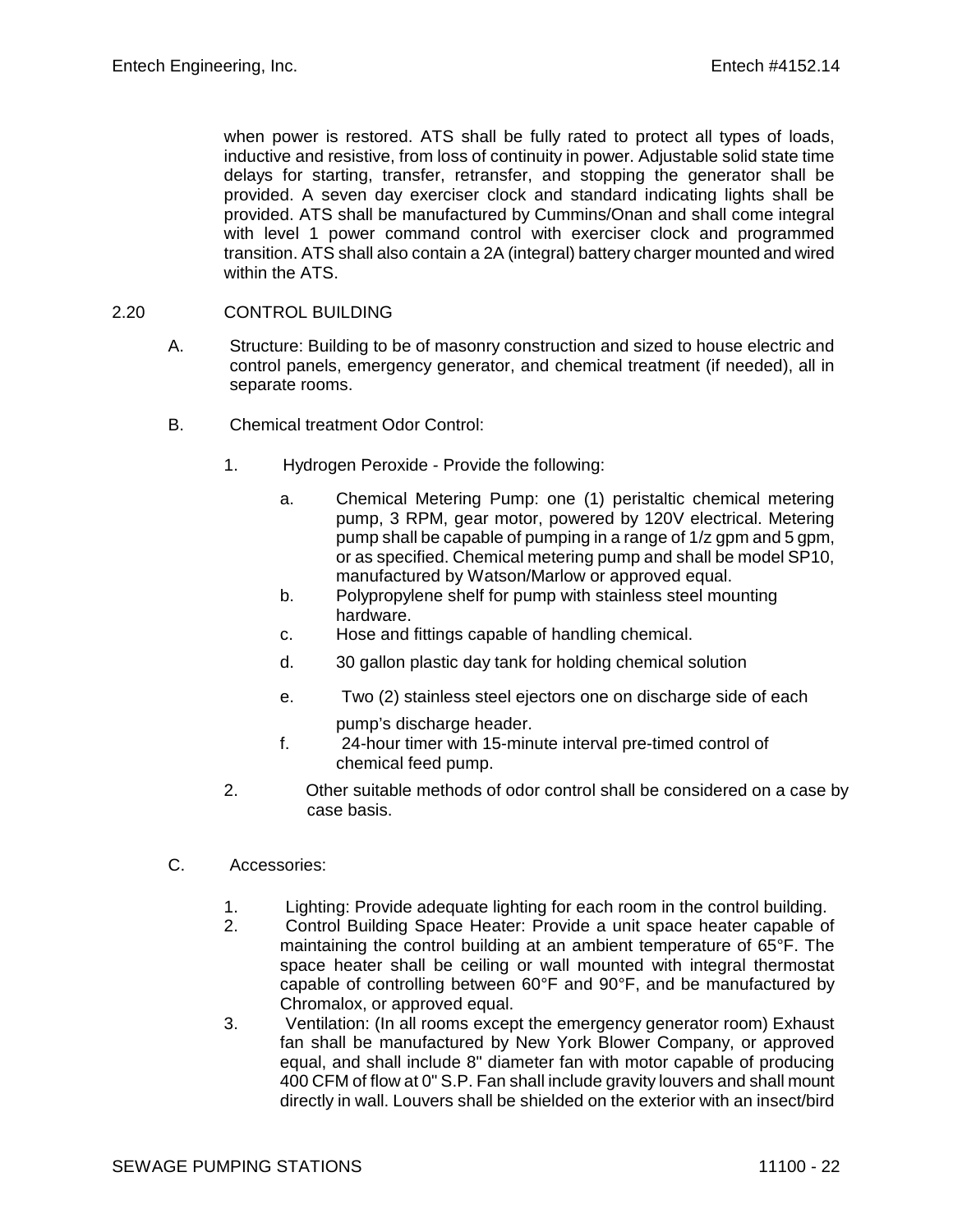when power is restored. ATS shall be fully rated to protect all types of loads, inductive and resistive, from loss of continuity in power. Adjustable solid state time delays for starting, transfer, retransfer, and stopping the generator shall be provided. A seven day exerciser clock and standard indicating lights shall be provided. ATS shall be manufactured by Cummins/Onan and shall come integral with level 1 power command control with exerciser clock and programmed transition. ATS shall also contain a 2A (integral) battery charger mounted and wired within the ATS.

## 2.20 CONTROL BUILDING

A. Structure: Building to be of masonry construction and sized to house electric and control panels, emergency generator, and chemical treatment (if needed), all in separate rooms.

B. Chemical treatment Odor Control:

1. Hydrogen Peroxide - Provide the following:

   a. Chemical Metering Pump: one (1) peristaltic chemical metering pump, 3 RPM, gear motor, powered by 120V electrical. Metering pump shall be capable of pumping in a range of 1/z gpm and 5 gpm, or as specified. Chemical metering pump and shall be model SP10, manufactured by Watson/Marlow or approved equal.

   b. Polypropylene shelf for pump with stainless steel mounting hardware.

   c. Hose and fittings capable of handling chemical.

   d. 30 gallon plastic day tank for holding chemical solution

   e. Two (2) stainless steel ejectors one on discharge side of each pump's discharge header.

   f. 24-hour timer with 15-minute interval pre-timed control of chemical feed pump.

2. Other suitable methods of odor control shall be considered on a case by case basis.

C. Accessories:

1. Lighting: Provide adequate lighting for each room in the control building.

2. Control Building Space Heater: Provide a unit space heater capable of maintaining the control building at an ambient temperature of 65°F. The space heater shall be ceiling or wall mounted with integral thermostat capable of controlling between 60°F and 90°F, and be manufactured by Chromalox, or approved equal.

3. Ventilation: (In all rooms except the emergency generator room) Exhaust fan shall be manufactured by New York Blower Company, or approved equal, and shall include 8" diameter fan with motor capable of producing 400 CFM of flow at 0" S.P. Fan shall include gravity louvers and shall mount directly in wall. Louvers shall be shielded on the exterior with an insect/bird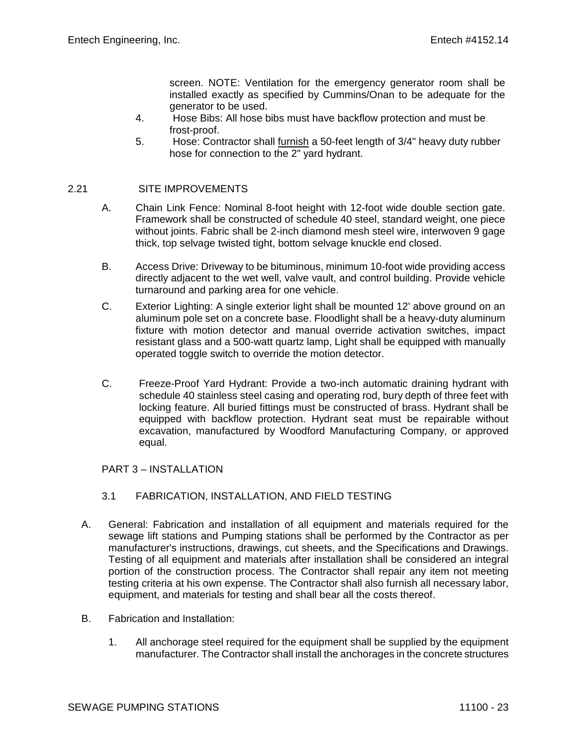screen. NOTE: Ventilation for the emergency generator room shall be installed exactly as specified by Cummins/Onan to be adequate for the generator to be used.

4. Hose Bibs: All hose bibs must have backflow protection and must be frost-proof.
5. Hose: Contractor shall furnish a 50-feet length of 3/4" heavy duty rubber hose for connection to the 2" yard hydrant.

## 2.21 SITE IMPROVEMENTS

A. Chain Link Fence: Nominal 8-foot height with 12-foot wide double section gate. Framework shall be constructed of schedule 40 steel, standard weight, one piece without joints. Fabric shall be 2-inch diamond mesh steel wire, interwoven 9 gage thick, top selvage twisted tight, bottom selvage knuckle end closed.

B. Access Drive: Driveway to be bituminous, minimum 10-foot wide providing access directly adjacent to the wet well, valve vault, and control building. Provide vehicle turnaround and parking area for one vehicle.

C. Exterior Lighting: A single exterior light shall be mounted 12' above ground on an aluminum pole set on a concrete base. Floodlight shall be a heavy-duty aluminum fixture with motion detector and manual override activation switches, impact resistant glass and a 500-watt quartz lamp, Light shall be equipped with manually operated toggle switch to override the motion detector.

C. Freeze-Proof Yard Hydrant: Provide a two-inch automatic draining hydrant with schedule 40 stainless steel casing and operating rod, bury depth of three feet with locking feature. All buried fittings must be constructed of brass. Hydrant shall be equipped with backflow protection. Hydrant seat must be repairable without excavation, manufactured by Woodford Manufacturing Company, or approved equal.

# PART 3 – INSTALLATION

## 3.1 FABRICATION, INSTALLATION, AND FIELD TESTING

A. General: Fabrication and installation of all equipment and materials required for the sewage lift stations and Pumping stations shall be performed by the Contractor as per manufacturer's instructions, drawings, cut sheets, and the Specifications and Drawings. Testing of all equipment and materials after installation shall be considered an integral portion of the construction process. The Contractor shall repair any item not meeting testing criteria at his own expense. The Contractor shall also furnish all necessary labor, equipment, and materials for testing and shall bear all the costs thereof.

B. Fabrication and Installation:

1. All anchorage steel required for the equipment shall be supplied by the equipment manufacturer. The Contractor shall install the anchorages in the concrete structures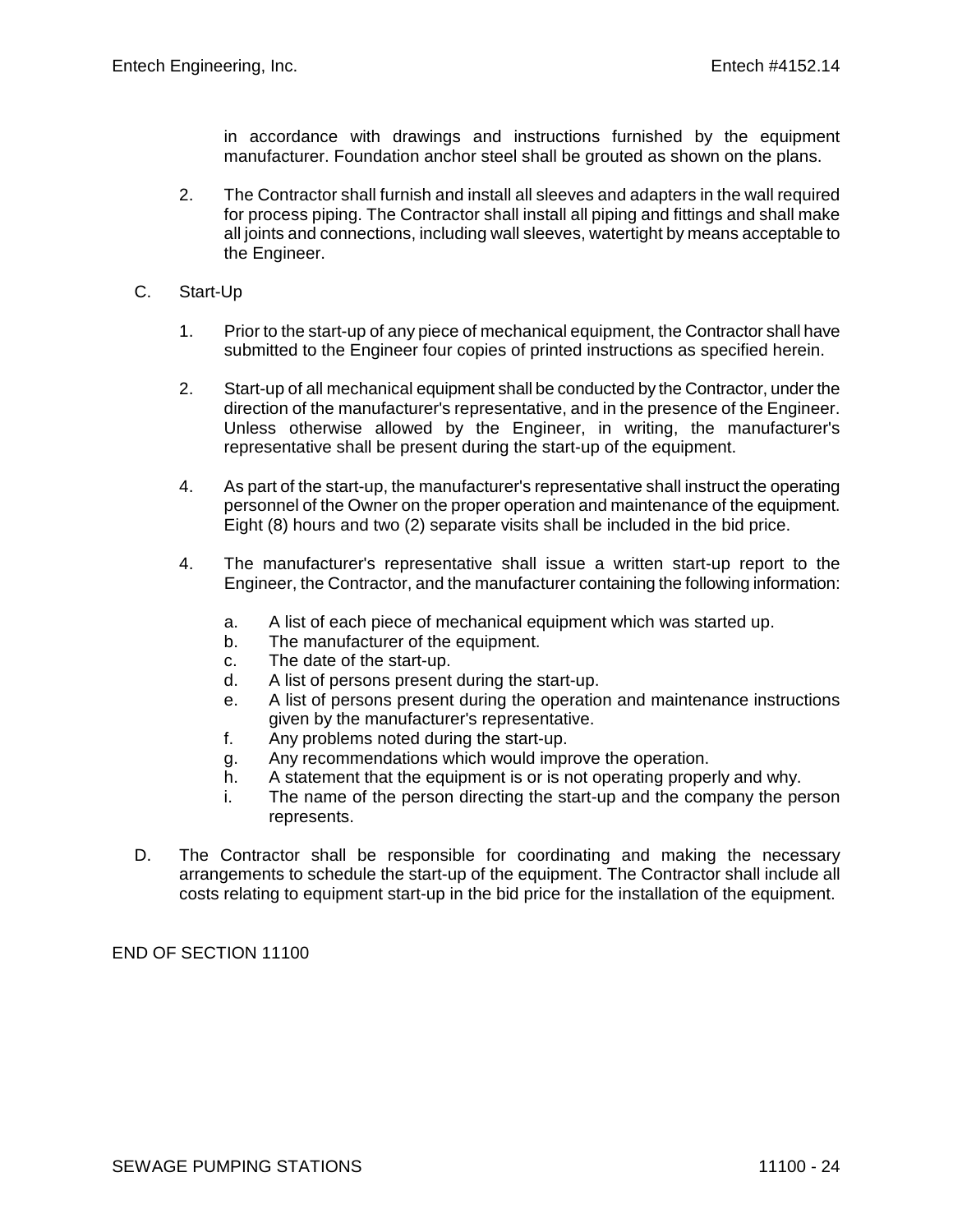in accordance with drawings and instructions furnished by the equipment manufacturer. Foundation anchor steel shall be grouted as shown on the plans.

2. The Contractor shall furnish and install all sleeves and adapters in the wall required for process piping. The Contractor shall install all piping and fittings and shall make all joints and connections, including wall sleeves, watertight by means acceptable to the Engineer.

C. Start-Up

1. Prior to the start-up of any piece of mechanical equipment, the Contractor shall have submitted to the Engineer four copies of printed instructions as specified herein.

2. Start-up of all mechanical equipment shall be conducted by the Contractor, under the direction of the manufacturer's representative, and in the presence of the Engineer. Unless otherwise allowed by the Engineer, in writing, the manufacturer's representative shall be present during the start-up of the equipment.

4. As part of the start-up, the manufacturer's representative shall instruct the operating personnel of the Owner on the proper operation and maintenance of the equipment. Eight (8) hours and two (2) separate visits shall be included in the bid price.

4. The manufacturer's representative shall issue a written start-up report to the Engineer, the Contractor, and the manufacturer containing the following information:

   a. A list of each piece of mechanical equipment which was started up.
   b. The manufacturer of the equipment.
   c. The date of the start-up.
   d. A list of persons present during the start-up.
   e. A list of persons present during the operation and maintenance instructions given by the manufacturer's representative.
   f. Any problems noted during the start-up.
   g. Any recommendations which would improve the operation.
   h. A statement that the equipment is or is not operating properly and why.
   i. The name of the person directing the start-up and the company the person represents.

D. The Contractor shall be responsible for coordinating and making the necessary arrangements to schedule the start-up of the equipment. The Contractor shall include all costs relating to equipment start-up in the bid price for the installation of the equipment.

END OF SECTION 11100